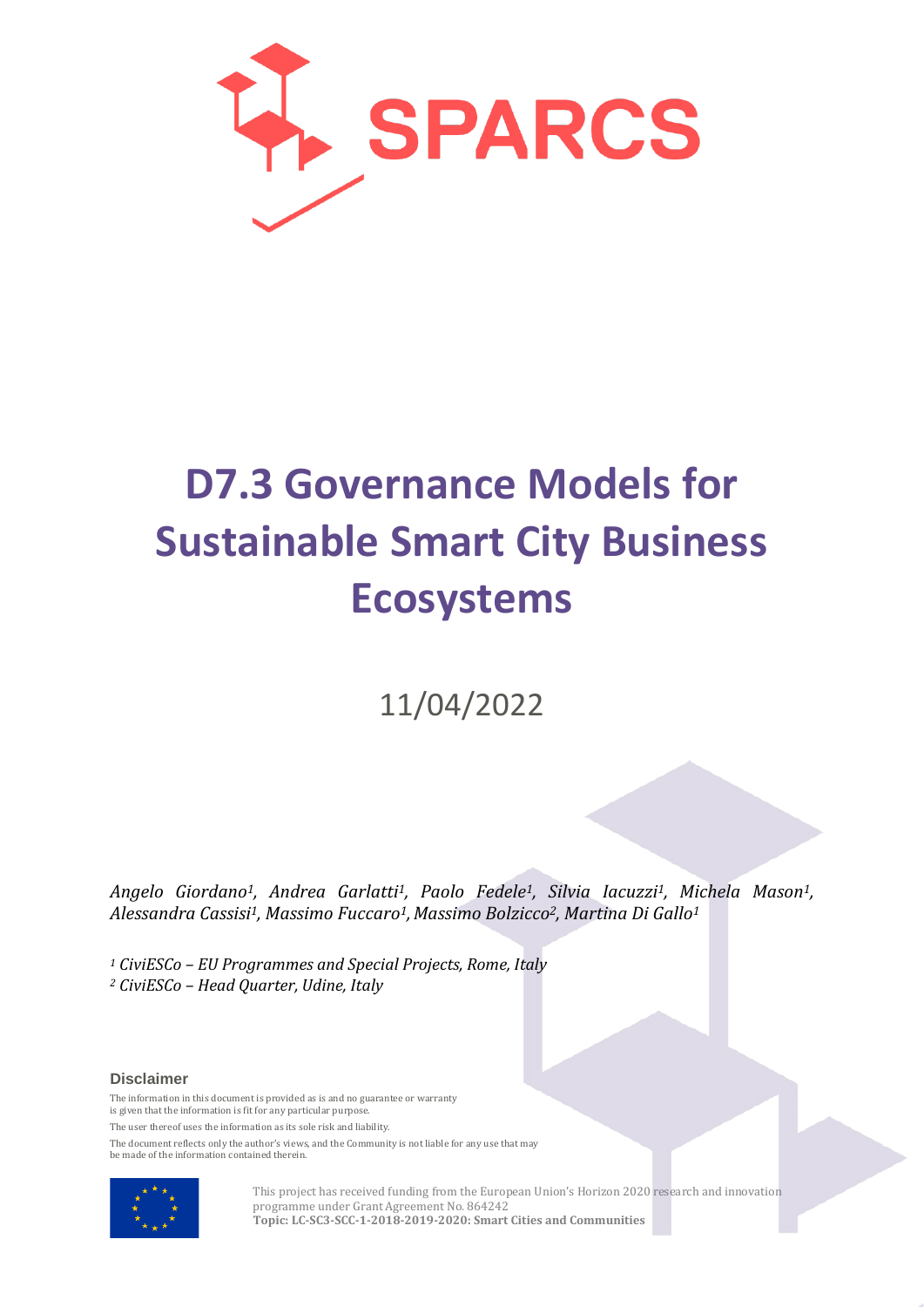SPARCS

# D7.3 Governance Models for Sustainable Smart City Business Ecosystems

11/04/2022

*Angelo Giordano[1], Andrea Garlatti[1], Paolo Fedele[1], Silvia Iacuzzi[1], Michela Mason[1], Alessandra Cassisi[1], Massimo Fuccaro[1], Massimo Bolzicco[2], Martina Di Gallo[1]*

*[1] CiviESCo – EU Programmes and Special Projects, Rome, Italy*
*[2] CiviESCo – Head Quarter, Udine, Italy*

**Disclaimer**

The information in this document is provided as is and no guarantee or warranty is given that the information is fit for any particular purpose.

The user thereof uses the information as its sole risk and liability.

The document reflects only the author's views, and the Community is not liable for any use that may be made of the information contained therein.

This project has received funding from the European Union's Horizon 2020 research and innovation programme under Grant Agreement No. 864242
**Topic: LC-SC3-SCC-1-2018-2019-2020: Smart Cities and Communities**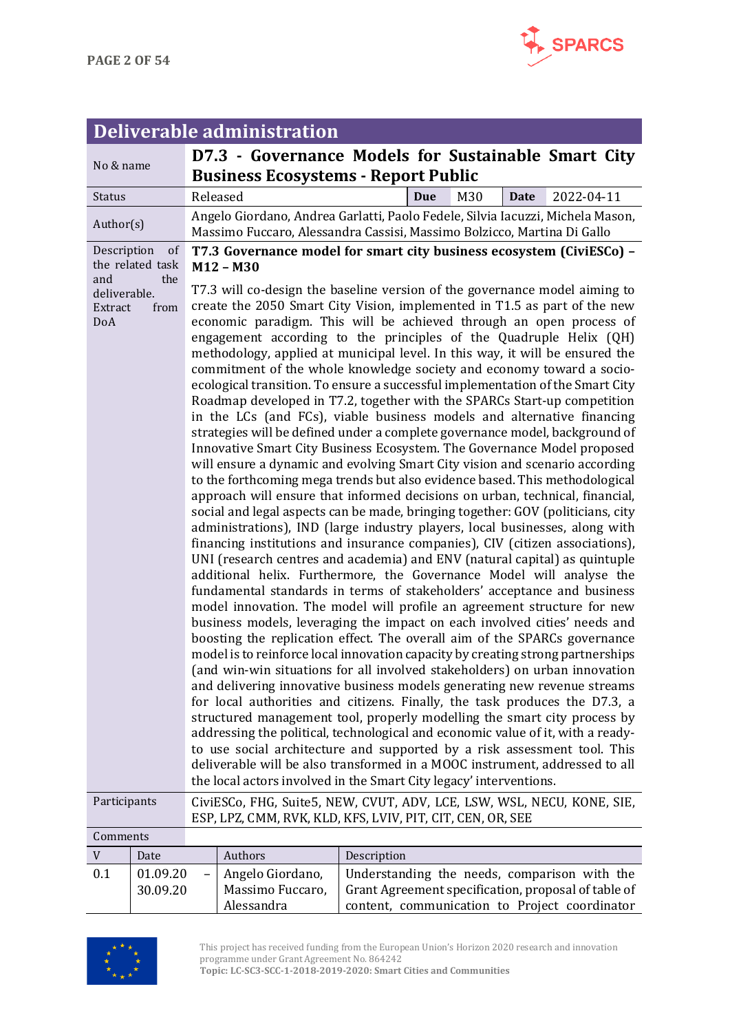## Deliverable administration

| | | | | | |
|---|---|---|---|---|---|
| No & name | **D7.3 - Governance Models for Sustainable Smart City Business Ecosystems - Report Public** | | | | |
| Status | Released | **Due** | M30 | **Date** | 2022-04-11 |
| Author(s) | Angelo Giordano, Andrea Garlatti, Paolo Fedele, Silvia Iacuzzi, Michela Mason, Massimo Fuccaro, Alessandra Cassisi, Massimo Bolzicco, Martina Di Gallo | | | | |
| Description of the related task and the deliverable. Extract from DoA | **T7.3 Governance model for smart city business ecosystem (CiviESCo) – M12 – M30**<br><br>T7.3 will co-design the baseline version of the governance model aiming to create the 2050 Smart City Vision, implemented in T1.5 as part of the new economic paradigm. This will be achieved through an open process of engagement according to the principles of the Quadruple Helix (QH) methodology, applied at municipal level. In this way, it will be ensured the commitment of the whole knowledge society and economy toward a socio-ecological transition. To ensure a successful implementation of the Smart City Roadmap developed in T7.2, together with the SPARCs Start-up competition in the LCs (and FCs), viable business models and alternative financing strategies will be defined under a complete governance model, background of Innovative Smart City Business Ecosystem. The Governance Model proposed will ensure a dynamic and evolving Smart City vision and scenario according to the forthcoming mega trends but also evidence based. This methodological approach will ensure that informed decisions on urban, technical, financial, social and legal aspects can be made, bringing together: GOV (politicians, city administrations), IND (large industry players, local businesses, along with financing institutions and insurance companies), CIV (citizen associations), UNI (research centres and academia) and ENV (natural capital) as quintuple additional helix. Furthermore, the Governance Model will analyse the fundamental standards in terms of stakeholders' acceptance and business model innovation. The model will profile an agreement structure for new business models, leveraging the impact on each involved cities' needs and boosting the replication effect. The overall aim of the SPARCs governance model is to reinforce local innovation capacity by creating strong partnerships (and win-win situations for all involved stakeholders) on urban innovation and delivering innovative business models generating new revenue streams for local authorities and citizens. Finally, the task produces the D7.3, a structured management tool, properly modelling the smart city process by addressing the political, technological and economic value of it, with a ready-to use social architecture and supported by a risk assessment tool. This deliverable will be also transformed in a MOOC instrument, addressed to all the local actors involved in the Smart City legacy' interventions. | | | | |
| Participants | CiviESCo, FHG, Suite5, NEW, CVUT, ADV, LCE, LSW, WSL, NECU, KONE, SIE, ESP, LPZ, CMM, RVK, KLD, KFS, LVIV, PIT, CIT, CEN, OR, SEE | | | | |
| Comments | | | | | |

| V | Date | Authors | Description |
|---|---|---|---|
| 0.1 | 01.09.20 – 30.09.20 | Angelo Giordano, Massimo Fuccaro, Alessandra | Understanding the needs, comparison with the Grant Agreement specification, proposal of table of content, communication to Project coordinator |

This project has received funding from the European Union's Horizon 2020 research and innovation programme under Grant Agreement No. 864242
**Topic: LC-SC3-SCC-1-2018-2019-2020: Smart Cities and Communities**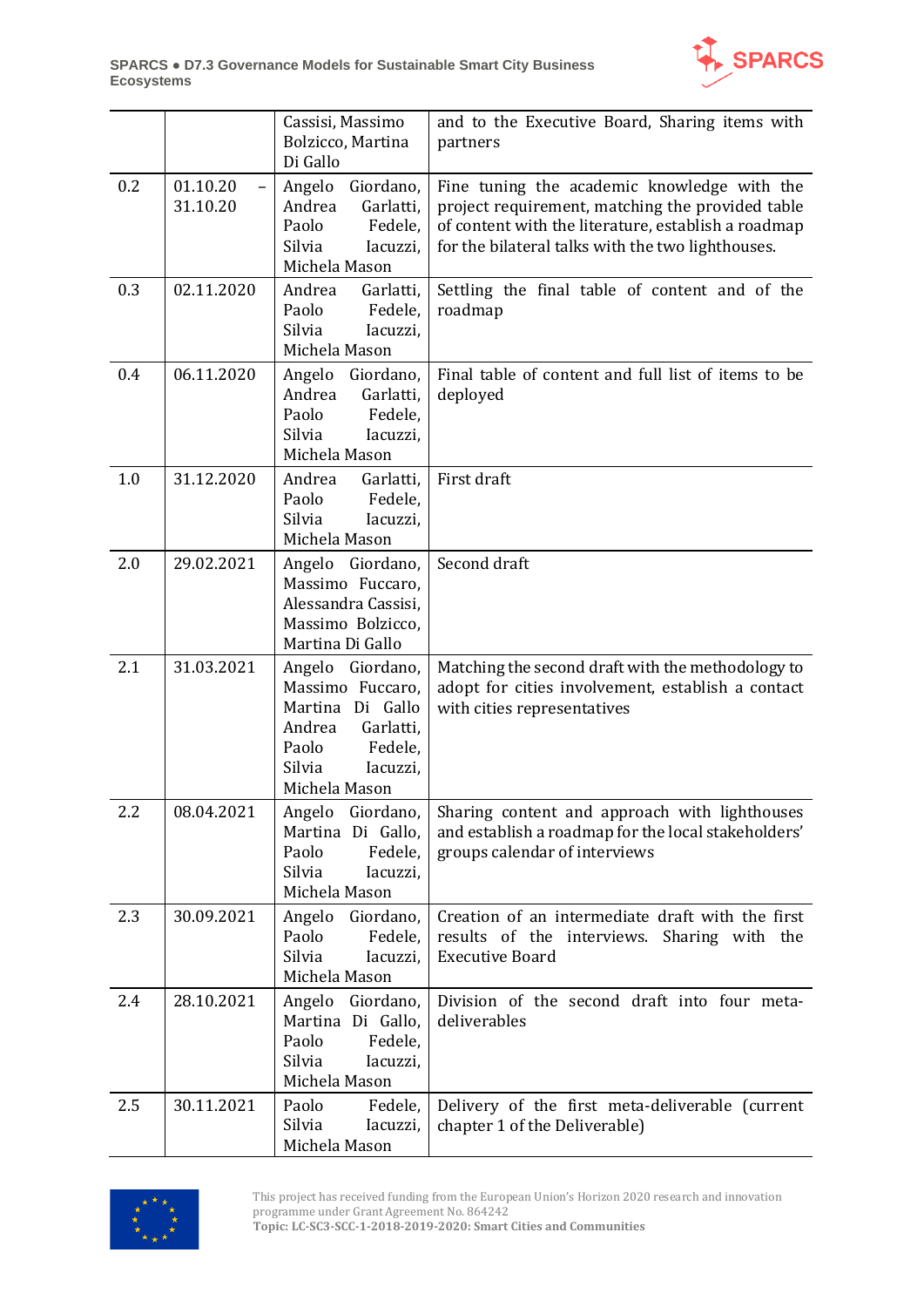| | | Cassisi, Massimo Bolzicco, Martina Di Gallo | and to the Executive Board, Sharing items with partners |
|---|---|---|---|
| 0.2 | 01.10.20 – 31.10.20 | Angelo Giordano, Andrea Garlatti, Paolo Fedele, Silvia Iacuzzi, Michela Mason | Fine tuning the academic knowledge with the project requirement, matching the provided table of content with the literature, establish a roadmap for the bilateral talks with the two lighthouses. |
| 0.3 | 02.11.2020 | Andrea Garlatti, Paolo Fedele, Silvia Iacuzzi, Michela Mason | Settling the final table of content and of the roadmap |
| 0.4 | 06.11.2020 | Angelo Giordano, Andrea Garlatti, Paolo Fedele, Silvia Iacuzzi, Michela Mason | Final table of content and full list of items to be deployed |
| 1.0 | 31.12.2020 | Andrea Garlatti, Paolo Fedele, Silvia Iacuzzi, Michela Mason | First draft |
| 2.0 | 29.02.2021 | Angelo Giordano, Massimo Fuccaro, Alessandra Cassisi, Massimo Bolzicco, Martina Di Gallo | Second draft |
| 2.1 | 31.03.2021 | Angelo Giordano, Massimo Fuccaro, Martina Di Gallo Andrea Garlatti, Paolo Fedele, Silvia Iacuzzi, Michela Mason | Matching the second draft with the methodology to adopt for cities involvement, establish a contact with cities representatives |
| 2.2 | 08.04.2021 | Angelo Giordano, Martina Di Gallo, Paolo Fedele, Silvia Iacuzzi, Michela Mason | Sharing content and approach with lighthouses and establish a roadmap for the local stakeholders' groups calendar of interviews |
| 2.3 | 30.09.2021 | Angelo Giordano, Paolo Fedele, Silvia Iacuzzi, Michela Mason | Creation of an intermediate draft with the first results of the interviews. Sharing with the Executive Board |
| 2.4 | 28.10.2021 | Angelo Giordano, Martina Di Gallo, Paolo Fedele, Silvia Iacuzzi, Michela Mason | Division of the second draft into four meta-deliverables |
| 2.5 | 30.11.2021 | Paolo Fedele, Silvia Iacuzzi, Michela Mason | Delivery of the first meta-deliverable (current chapter 1 of the Deliverable) |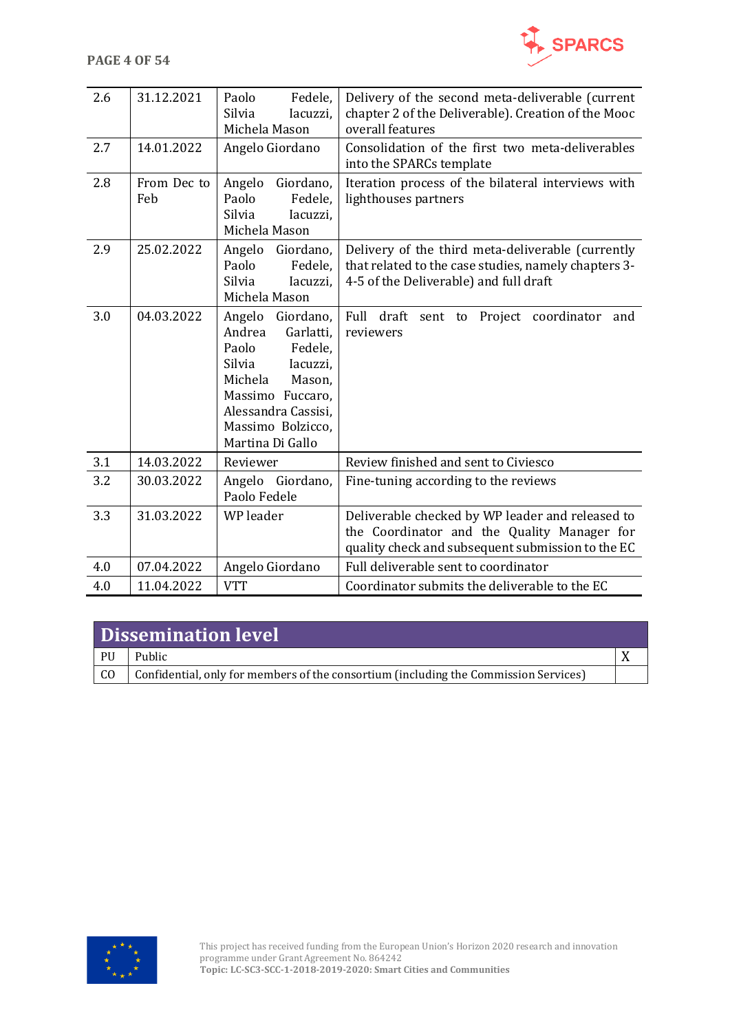| 2.6 | 31.12.2021 | Paolo Fedele, Silvia Iacuzzi, Michela Mason | Delivery of the second meta-deliverable (current chapter 2 of the Deliverable). Creation of the Mooc overall features |
|---|---|---|---|
| 2.7 | 14.01.2022 | Angelo Giordano | Consolidation of the first two meta-deliverables into the SPARCs template |
| 2.8 | From Dec to Feb | Angelo Giordano, Paolo Fedele, Silvia Iacuzzi, Michela Mason | Iteration process of the bilateral interviews with lighthouses partners |
| 2.9 | 25.02.2022 | Angelo Giordano, Paolo Fedele, Silvia Iacuzzi, Michela Mason | Delivery of the third meta-deliverable (currently that related to the case studies, namely chapters 3-4-5 of the Deliverable) and full draft |
| 3.0 | 04.03.2022 | Angelo Giordano, Andrea Garlatti, Paolo Fedele, Silvia Iacuzzi, Michela Mason, Massimo Fuccaro, Alessandra Cassisi, Massimo Bolzicco, Martina Di Gallo | Full draft sent to Project coordinator and reviewers |
| 3.1 | 14.03.2022 | Reviewer | Review finished and sent to Civiesco |
| 3.2 | 30.03.2022 | Angelo Giordano, Paolo Fedele | Fine-tuning according to the reviews |
| 3.3 | 31.03.2022 | WP leader | Deliverable checked by WP leader and released to the Coordinator and the Quality Manager for quality check and subsequent submission to the EC |
| 4.0 | 07.04.2022 | Angelo Giordano | Full deliverable sent to coordinator |
| 4.0 | 11.04.2022 | VTT | Coordinator submits the deliverable to the EC |

| Dissemination level | | |
|---|---|---|
| PU | Public | X |
| CO | Confidential, only for members of the consortium (including the Commission Services) | |

This project has received funding from the European Union's Horizon 2020 research and innovation programme under Grant Agreement No. 864242
**Topic: LC-SC3-SCC-1-2018-2019-2020: Smart Cities and Communities**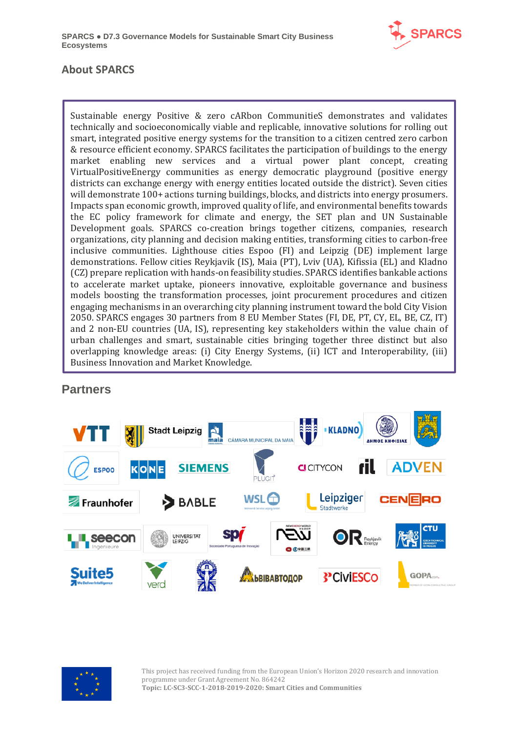## About SPARCS

Sustainable energy Positive & zero cARbon CommunitieS demonstrates and validates technically and socioeconomically viable and replicable, innovative solutions for rolling out smart, integrated positive energy systems for the transition to a citizen centred zero carbon & resource efficient economy. SPARCS facilitates the participation of buildings to the energy market enabling new services and a virtual power plant concept, creating VirtualPositiveEnergy communities as energy democratic playground (positive energy districts can exchange energy with energy entities located outside the district). Seven cities will demonstrate 100+ actions turning buildings, blocks, and districts into energy prosumers. Impacts span economic growth, improved quality of life, and environmental benefits towards the EC policy framework for climate and energy, the SET plan and UN Sustainable Development goals. SPARCS co-creation brings together citizens, companies, research organizations, city planning and decision making entities, transforming cities to carbon-free inclusive communities. Lighthouse cities Espoo (FI) and Leipzig (DE) implement large demonstrations. Fellow cities Reykjavik (IS), Maia (PT), Lviv (UA), Kifissia (EL) and Kladno (CZ) prepare replication with hands-on feasibility studies. SPARCS identifies bankable actions to accelerate market uptake, pioneers innovative, exploitable governance and business models boosting the transformation processes, joint procurement procedures and citizen engaging mechanisms in an overarching city planning instrument toward the bold City Vision 2050. SPARCS engages 30 partners from 8 EU Member States (FI, DE, PT, CY, EL, BE, CZ, IT) and 2 non-EU countries (UA, IS), representing key stakeholders within the value chain of urban challenges and smart, sustainable cities bringing together three distinct but also overlapping knowledge areas: (i) City Energy Systems, (ii) ICT and Interoperability, (iii) Business Innovation and Market Knowledge.

## Partners

VTT, Stadt Leipzig, Câmara Municipal da Maia, Kladno, Δήμος Κηφισιάς, Espoo, KONE, Siemens, Plugit, Citycon, Ril, Adven, Fraunhofer, Bable, WSL, Leipziger Stadtwerke, CENERO, seecon Ingenieure, Universität Leipzig, SPI Sociedade Portuguesa de Inovação, New Energy World, OR Reykjavik Energy, CTU Czech Technical University in Prague, Suite5, verd, ЛьвівАвтодор, CiviESCo, GOPA.com

This project has received funding from the European Union's Horizon 2020 research and innovation programme under Grant Agreement No. 864242
**Topic: LC-SC3-SCC-1-2018-2019-2020: Smart Cities and Communities**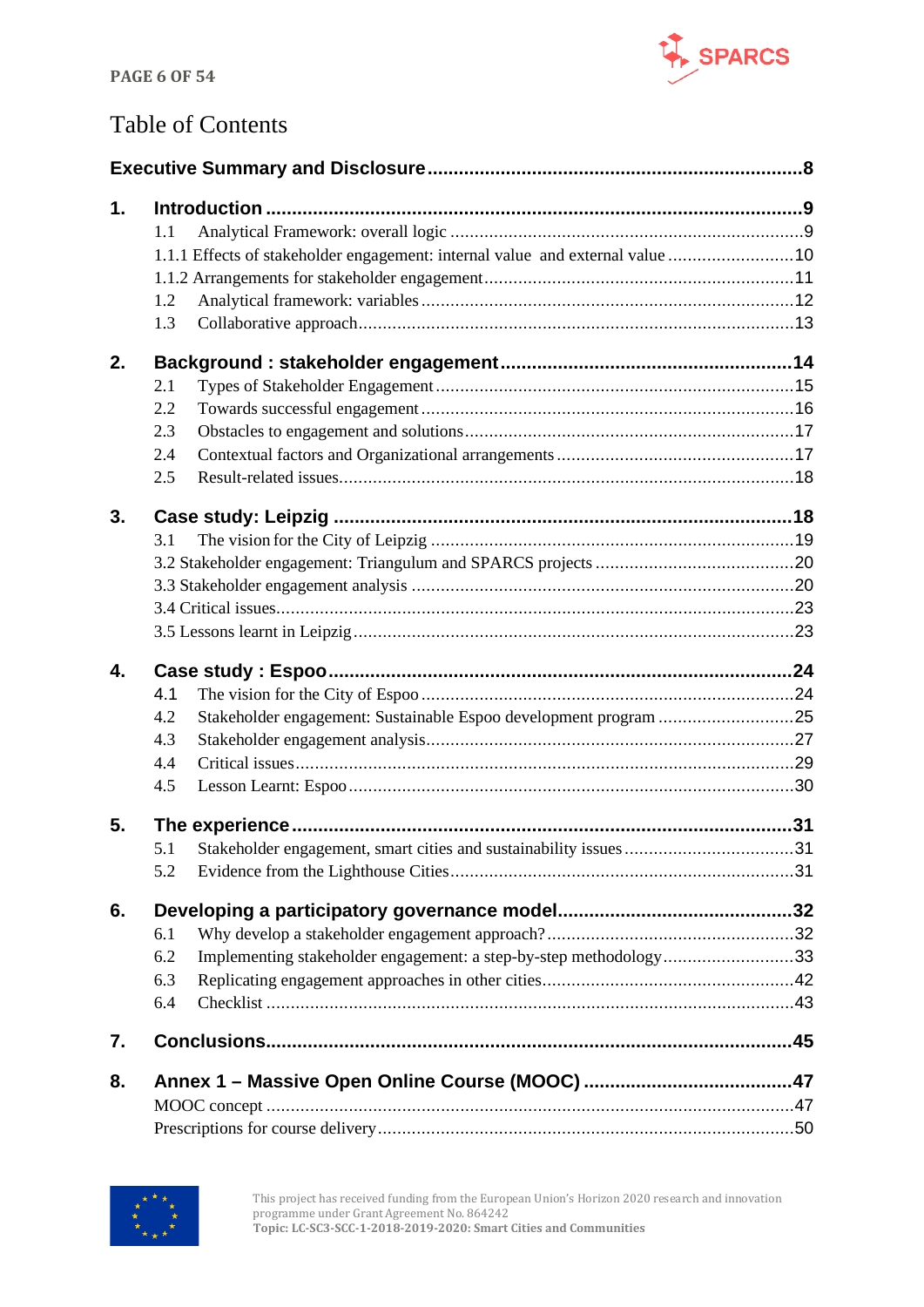# Table of Contents

**Executive Summary and Disclosure** ........ 8

**1. Introduction** ........ 9

- 1.1 Analytical Framework: overall logic ........ 9
- 1.1.1 Effects of stakeholder engagement: internal value and external value ........ 10
- 1.1.2 Arrangements for stakeholder engagement ........ 11
- 1.2 Analytical framework: variables ........ 12
- 1.3 Collaborative approach ........ 13

**2. Background : stakeholder engagement** ........ 14

- 2.1 Types of Stakeholder Engagement ........ 15
- 2.2 Towards successful engagement ........ 16
- 2.3 Obstacles to engagement and solutions ........ 17
- 2.4 Contextual factors and Organizational arrangements ........ 17
- 2.5 Result-related issues ........ 18

**3. Case study: Leipzig** ........ 18

- 3.1 The vision for the City of Leipzig ........ 19
- 3.2 Stakeholder engagement: Triangulum and SPARCS projects ........ 20
- 3.3 Stakeholder engagement analysis ........ 20
- 3.4 Critical issues ........ 23
- 3.5 Lessons learnt in Leipzig ........ 23

**4. Case study : Espoo** ........ 24

- 4.1 The vision for the City of Espoo ........ 24
- 4.2 Stakeholder engagement: Sustainable Espoo development program ........ 25
- 4.3 Stakeholder engagement analysis ........ 27
- 4.4 Critical issues ........ 29
- 4.5 Lesson Learnt: Espoo ........ 30

**5. The experience** ........ 31

- 5.1 Stakeholder engagement, smart cities and sustainability issues ........ 31
- 5.2 Evidence from the Lighthouse Cities ........ 31

**6. Developing a participatory governance model** ........ 32

- 6.1 Why develop a stakeholder engagement approach? ........ 32
- 6.2 Implementing stakeholder engagement: a step-by-step methodology ........ 33
- 6.3 Replicating engagement approaches in other cities ........ 42
- 6.4 Checklist ........ 43

**7. Conclusions** ........ 45

**8. Annex 1 – Massive Open Online Course (MOOC)** ........ 47

- MOOC concept ........ 47
- Prescriptions for course delivery ........ 50

This project has received funding from the European Union's Horizon 2020 research and innovation programme under Grant Agreement No. 864242
**Topic: LC-SC3-SCC-1-2018-2019-2020: Smart Cities and Communities**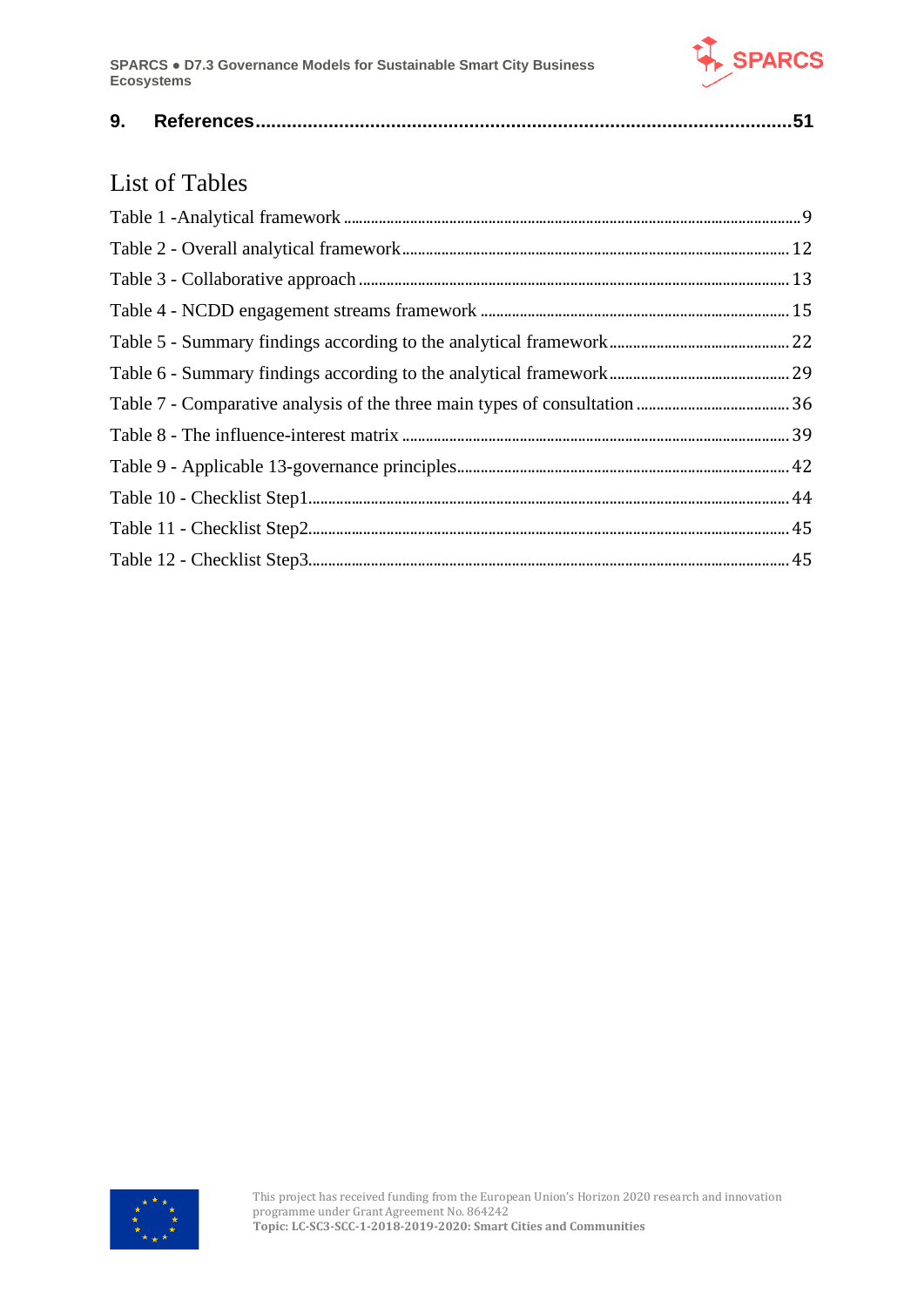**9. References** ........................................................................................................ **51**

# List of Tables

Table 1 -Analytical framework ........................................................................................................ 9
Table 2 - Overall analytical framework ........................................................................................ 12
Table 3 - Collaborative approach ................................................................................................ 13
Table 4 - NCDD engagement streams framework ...................................................................... 15
Table 5 - Summary findings according to the analytical framework ............................................ 22
Table 6 - Summary findings according to the analytical framework ............................................ 29
Table 7 - Comparative analysis of the three main types of consultation ...................................... 36
Table 8 - The influence-interest matrix ........................................................................................ 39
Table 9 - Applicable 13-governance principles ............................................................................ 42
Table 10 - Checklist Step1 ............................................................................................................ 44
Table 11 - Checklist Step2 ............................................................................................................ 45
Table 12 - Checklist Step3 ............................................................................................................ 45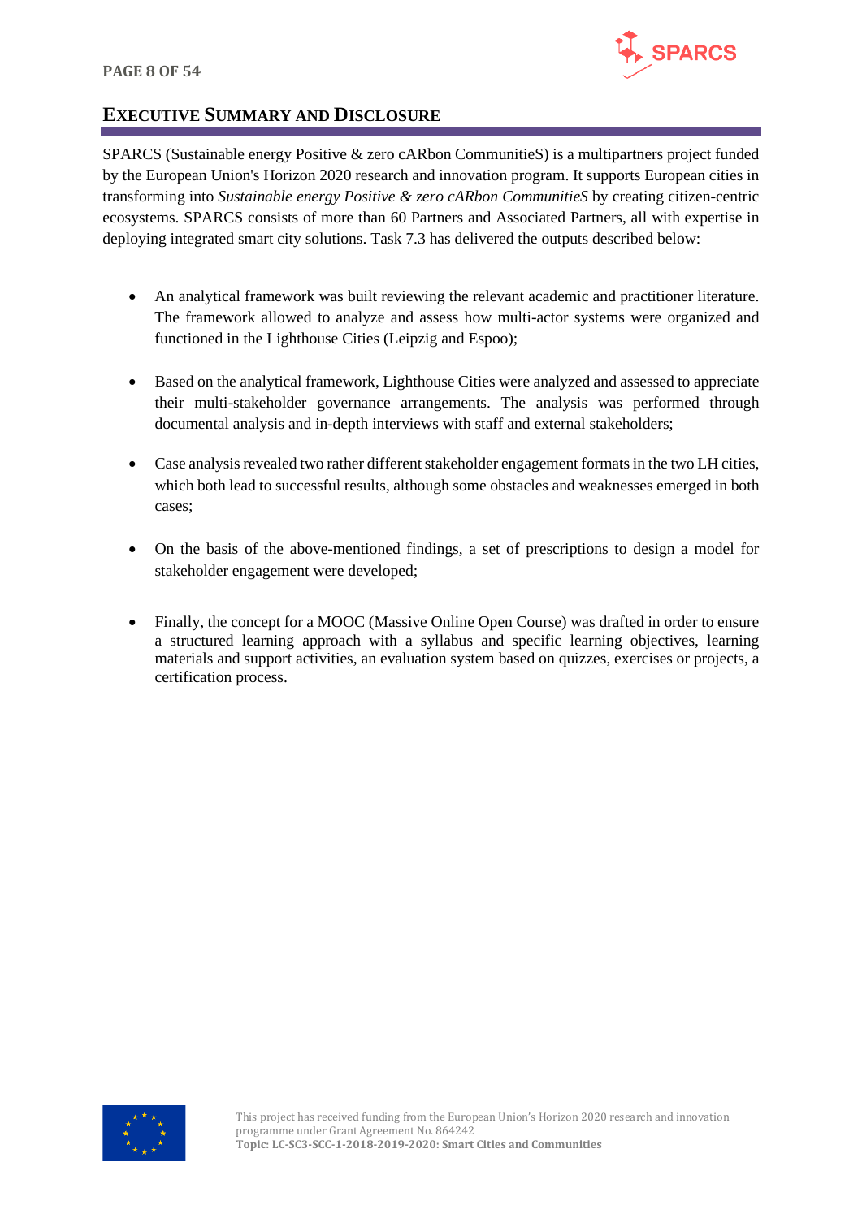# Executive Summary and Disclosure

SPARCS (Sustainable energy Positive & zero cARbon CommunitieS) is a multipartners project funded by the European Union's Horizon 2020 research and innovation program. It supports European cities in transforming into *Sustainable energy Positive & zero cARbon CommunitieS* by creating citizen-centric ecosystems. SPARCS consists of more than 60 Partners and Associated Partners, all with expertise in deploying integrated smart city solutions. Task 7.3 has delivered the outputs described below:

- An analytical framework was built reviewing the relevant academic and practitioner literature. The framework allowed to analyze and assess how multi-actor systems were organized and functioned in the Lighthouse Cities (Leipzig and Espoo);

- Based on the analytical framework, Lighthouse Cities were analyzed and assessed to appreciate their multi-stakeholder governance arrangements. The analysis was performed through documental analysis and in-depth interviews with staff and external stakeholders;

- Case analysis revealed two rather different stakeholder engagement formats in the two LH cities, which both lead to successful results, although some obstacles and weaknesses emerged in both cases;

- On the basis of the above-mentioned findings, a set of prescriptions to design a model for stakeholder engagement were developed;

- Finally, the concept for a MOOC (Massive Online Open Course) was drafted in order to ensure a structured learning approach with a syllabus and specific learning objectives, learning materials and support activities, an evaluation system based on quizzes, exercises or projects, a certification process.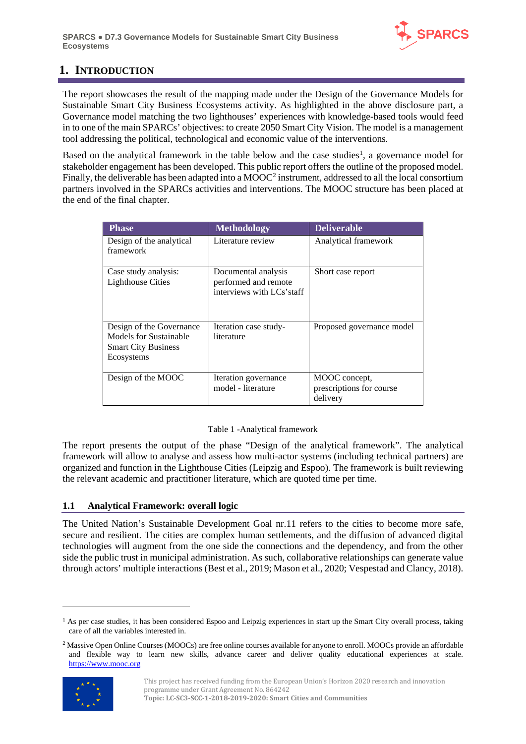# 1. INTRODUCTION

The report showcases the result of the mapping made under the Design of the Governance Models for Sustainable Smart City Business Ecosystems activity. As highlighted in the above disclosure part, a Governance model matching the two lighthouses' experiences with knowledge-based tools would feed in to one of the main SPARCs' objectives: to create 2050 Smart City Vision. The model is a management tool addressing the political, technological and economic value of the interventions.

Based on the analytical framework in the table below and the case studies[1], a governance model for stakeholder engagement has been developed. This public report offers the outline of the proposed model. Finally, the deliverable has been adapted into a MOOC[2] instrument, addressed to all the local consortium partners involved in the SPARCs activities and interventions. The MOOC structure has been placed at the end of the final chapter.

| Phase | Methodology | Deliverable |
|---|---|---|
| Design of the analytical framework | Literature review | Analytical framework |
| Case study analysis: Lighthouse Cities | Documental analysis performed and remote interviews with LCs'staff | Short case report |
| Design of the Governance Models for Sustainable Smart City Business Ecosystems | Iteration case study-literature | Proposed governance model |
| Design of the MOOC | Iteration governance model - literature | MOOC concept, prescriptions for course delivery |

Table 1 -Analytical framework

The report presents the output of the phase "Design of the analytical framework". The analytical framework will allow to analyse and assess how multi-actor systems (including technical partners) are organized and function in the Lighthouse Cities (Leipzig and Espoo). The framework is built reviewing the relevant academic and practitioner literature, which are quoted time per time.

## 1.1 Analytical Framework: overall logic

The United Nation's Sustainable Development Goal nr.11 refers to the cities to become more safe, secure and resilient. The cities are complex human settlements, and the diffusion of advanced digital technologies will augment from the one side the connections and the dependency, and from the other side the public trust in municipal administration. As such, collaborative relationships can generate value through actors' multiple interactions (Best et al., 2019; Mason et al., 2020; Vespestad and Clancy, 2018).

[1] As per case studies, it has been considered Espoo and Leipzig experiences in start up the Smart City overall process, taking care of all the variables interested in.

[2] Massive Open Online Courses (MOOCs) are free online courses available for anyone to enroll. MOOCs provide an affordable and flexible way to learn new skills, advance career and deliver quality educational experiences at scale. https://www.mooc.org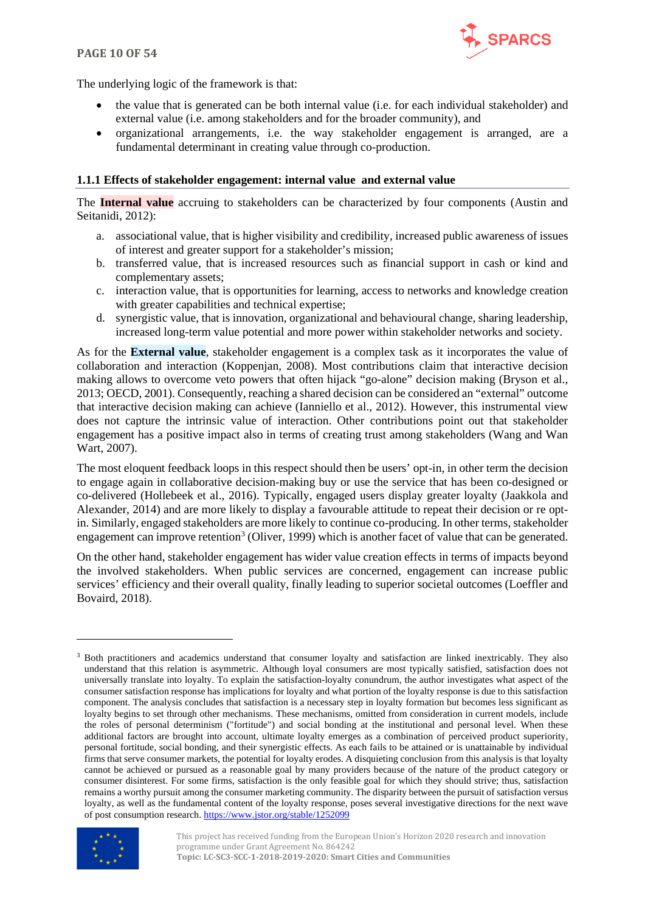The underlying logic of the framework is that:

- the value that is generated can be both internal value (i.e. for each individual stakeholder) and external value (i.e. among stakeholders and for the broader community), and
- organizational arrangements, i.e. the way stakeholder engagement is arranged, are a fundamental determinant in creating value through co-production.

### 1.1.1 Effects of stakeholder engagement: internal value and external value

The **Internal value** accruing to stakeholders can be characterized by four components (Austin and Seitanidi, 2012):

a. associational value, that is higher visibility and credibility, increased public awareness of issues of interest and greater support for a stakeholder's mission;
b. transferred value, that is increased resources such as financial support in cash or kind and complementary assets;
c. interaction value, that is opportunities for learning, access to networks and knowledge creation with greater capabilities and technical expertise;
d. synergistic value, that is innovation, organizational and behavioural change, sharing leadership, increased long-term value potential and more power within stakeholder networks and society.

As for the **External value**, stakeholder engagement is a complex task as it incorporates the value of collaboration and interaction (Koppenjan, 2008). Most contributions claim that interactive decision making allows to overcome veto powers that often hijack "go-alone" decision making (Bryson et al., 2013; OECD, 2001). Consequently, reaching a shared decision can be considered an "external" outcome that interactive decision making can achieve (Ianniello et al., 2012). However, this instrumental view does not capture the intrinsic value of interaction. Other contributions point out that stakeholder engagement has a positive impact also in terms of creating trust among stakeholders (Wang and Wan Wart, 2007).

The most eloquent feedback loops in this respect should then be users' opt-in, in other term the decision to engage again in collaborative decision-making buy or use the service that has been co-designed or co-delivered (Hollebeek et al., 2016). Typically, engaged users display greater loyalty (Jaakkola and Alexander, 2014) and are more likely to display a favourable attitude to repeat their decision or re opt-in. Similarly, engaged stakeholders are more likely to continue co-producing. In other terms, stakeholder engagement can improve retention[3] (Oliver, 1999) which is another facet of value that can be generated.

On the other hand, stakeholder engagement has wider value creation effects in terms of impacts beyond the involved stakeholders. When public services are concerned, engagement can increase public services' efficiency and their overall quality, finally leading to superior societal outcomes (Loeffler and Bovaird, 2018).

---

[3] Both practitioners and academics understand that consumer loyalty and satisfaction are linked inextricably. They also understand that this relation is asymmetric. Although loyal consumers are most typically satisfied, satisfaction does not universally translate into loyalty. To explain the satisfaction-loyalty conundrum, the author investigates what aspect of the consumer satisfaction response has implications for loyalty and what portion of the loyalty response is due to this satisfaction component. The analysis concludes that satisfaction is a necessary step in loyalty formation but becomes less significant as loyalty begins to set through other mechanisms. These mechanisms, omitted from consideration in current models, include the roles of personal determinism ("fortitude") and social bonding at the institutional and personal level. When these additional factors are brought into account, ultimate loyalty emerges as a combination of perceived product superiority, personal fortitude, social bonding, and their synergistic effects. As each fails to be attained or is unattainable by individual firms that serve consumer markets, the potential for loyalty erodes. A disquieting conclusion from this analysis is that loyalty cannot be achieved or pursued as a reasonable goal by many providers because of the nature of the product category or consumer disinterest. For some firms, satisfaction is the only feasible goal for which they should strive; thus, satisfaction remains a worthy pursuit among the consumer marketing community. The disparity between the pursuit of satisfaction versus loyalty, as well as the fundamental content of the loyalty response, poses several investigative directions for the next wave of post consumption research. https://www.jstor.org/stable/1252099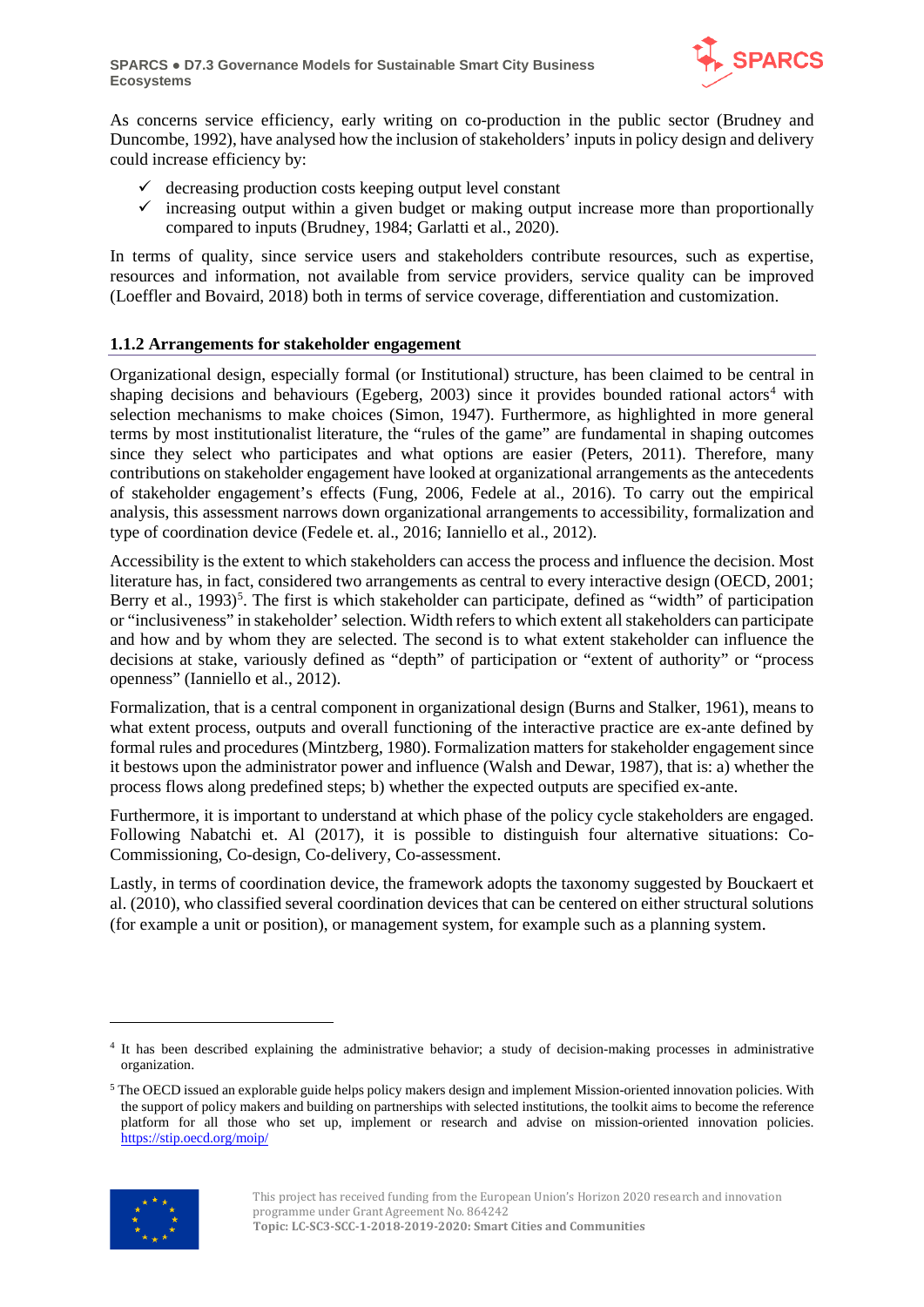As concerns service efficiency, early writing on co-production in the public sector (Brudney and Duncombe, 1992), have analysed how the inclusion of stakeholders' inputs in policy design and delivery could increase efficiency by:

- ✓ decreasing production costs keeping output level constant
- ✓ increasing output within a given budget or making output increase more than proportionally compared to inputs (Brudney, 1984; Garlatti et al., 2020).

In terms of quality, since service users and stakeholders contribute resources, such as expertise, resources and information, not available from service providers, service quality can be improved (Loeffler and Bovaird, 2018) both in terms of service coverage, differentiation and customization.

### 1.1.2 Arrangements for stakeholder engagement

Organizational design, especially formal (or Institutional) structure, has been claimed to be central in shaping decisions and behaviours (Egeberg, 2003) since it provides bounded rational actors[4] with selection mechanisms to make choices (Simon, 1947). Furthermore, as highlighted in more general terms by most institutionalist literature, the "rules of the game" are fundamental in shaping outcomes since they select who participates and what options are easier (Peters, 2011). Therefore, many contributions on stakeholder engagement have looked at organizational arrangements as the antecedents of stakeholder engagement's effects (Fung, 2006, Fedele at al., 2016). To carry out the empirical analysis, this assessment narrows down organizational arrangements to accessibility, formalization and type of coordination device (Fedele et. al., 2016; Ianniello et al., 2012).

Accessibility is the extent to which stakeholders can access the process and influence the decision. Most literature has, in fact, considered two arrangements as central to every interactive design (OECD, 2001; Berry et al., 1993)[5]. The first is which stakeholder can participate, defined as "width" of participation or "inclusiveness" in stakeholder' selection. Width refers to which extent all stakeholders can participate and how and by whom they are selected. The second is to what extent stakeholder can influence the decisions at stake, variously defined as "depth" of participation or "extent of authority" or "process openness" (Ianniello et al., 2012).

Formalization, that is a central component in organizational design (Burns and Stalker, 1961), means to what extent process, outputs and overall functioning of the interactive practice are ex-ante defined by formal rules and procedures (Mintzberg, 1980). Formalization matters for stakeholder engagement since it bestows upon the administrator power and influence (Walsh and Dewar, 1987), that is: a) whether the process flows along predefined steps; b) whether the expected outputs are specified ex-ante.

Furthermore, it is important to understand at which phase of the policy cycle stakeholders are engaged. Following Nabatchi et. Al (2017), it is possible to distinguish four alternative situations: Co-Commissioning, Co-design, Co-delivery, Co-assessment.

Lastly, in terms of coordination device, the framework adopts the taxonomy suggested by Bouckaert et al. (2010), who classified several coordination devices that can be centered on either structural solutions (for example a unit or position), or management system, for example such as a planning system.

---

[4] It has been described explaining the administrative behavior; a study of decision-making processes in administrative organization.

[5] The OECD issued an explorable guide helps policy makers design and implement Mission-oriented innovation policies. With the support of policy makers and building on partnerships with selected institutions, the toolkit aims to become the reference platform for all those who set up, implement or research and advise on mission-oriented innovation policies. https://stip.oecd.org/moip/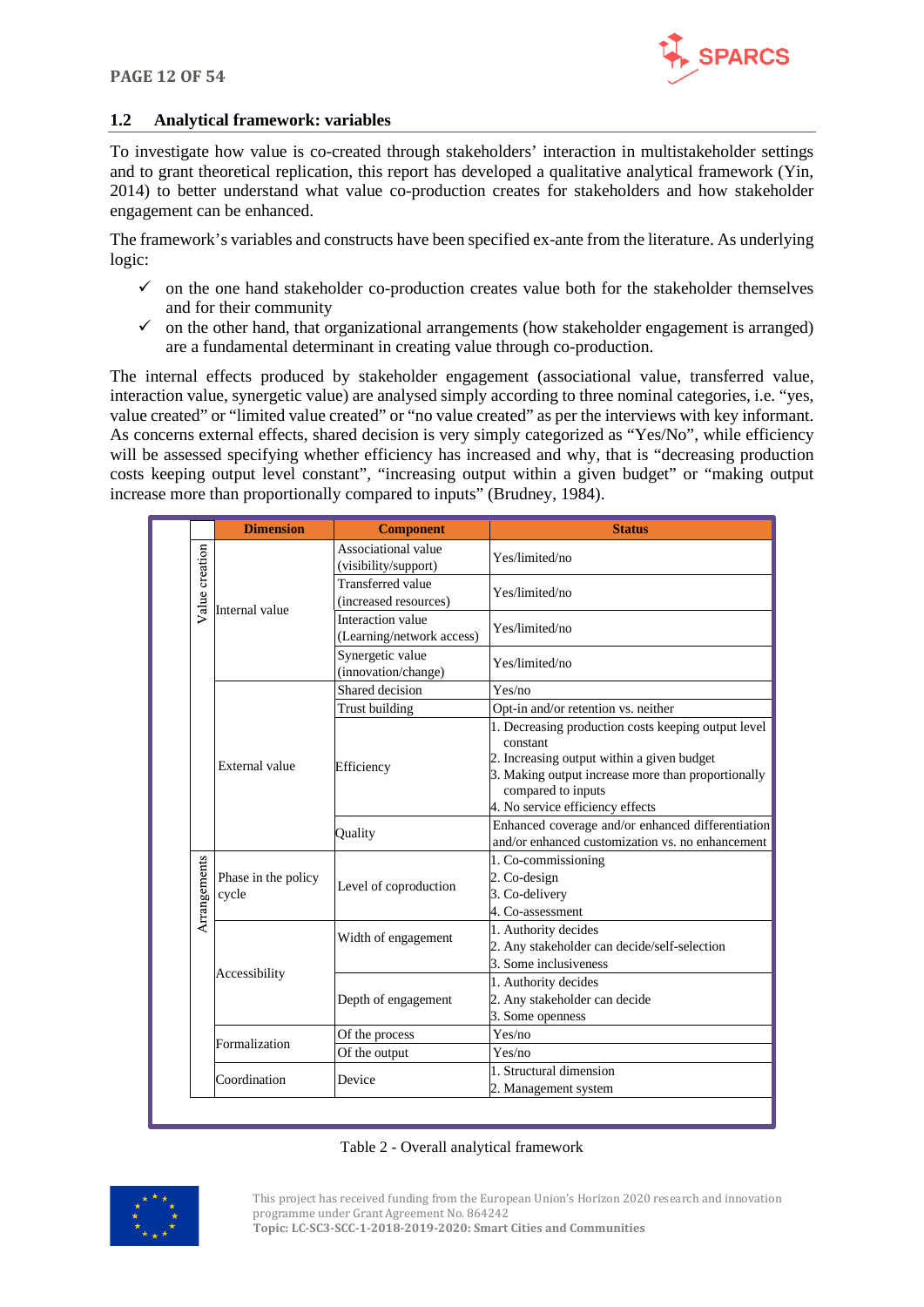## 1.2 Analytical framework: variables

To investigate how value is co-created through stakeholders' interaction in multistakeholder settings and to grant theoretical replication, this report has developed a qualitative analytical framework (Yin, 2014) to better understand what value co-production creates for stakeholders and how stakeholder engagement can be enhanced.

The framework's variables and constructs have been specified ex-ante from the literature. As underlying logic:

- ✓ on the one hand stakeholder co-production creates value both for the stakeholder themselves and for their community
- ✓ on the other hand, that organizational arrangements (how stakeholder engagement is arranged) are a fundamental determinant in creating value through co-production.

The internal effects produced by stakeholder engagement (associational value, transferred value, interaction value, synergetic value) are analysed simply according to three nominal categories, i.e. "yes, value created" or "limited value created" or "no value created" as per the interviews with key informant. As concerns external effects, shared decision is very simply categorized as "Yes/No", while efficiency will be assessed specifying whether efficiency has increased and why, that is "decreasing production costs keeping output level constant", "increasing output within a given budget" or "making output increase more than proportionally compared to inputs" (Brudney, 1984).

| | Dimension | Component | Status |
|---|---|---|---|
| Value creation | Internal value | Associational value (visibility/support) | Yes/limited/no |
| | | Transferred value (increased resources) | Yes/limited/no |
| | | Interaction value (Learning/network access) | Yes/limited/no |
| | | Synergetic value (innovation/change) | Yes/limited/no |
| | External value | Shared decision | Yes/no |
| | | Trust building | Opt-in and/or retention vs. neither |
| | | Efficiency | 1. Decreasing production costs keeping output level constant<br>2. Increasing output within a given budget<br>3. Making output increase more than proportionally compared to inputs<br>4. No service efficiency effects |
| | | Quality | Enhanced coverage and/or enhanced differentiation and/or enhanced customization vs. no enhancement |
| Arrangements | Phase in the policy cycle | Level of coproduction | 1. Co-commissioning<br>2. Co-design<br>3. Co-delivery<br>4. Co-assessment |
| | Accessibility | Width of engagement | 1. Authority decides<br>2. Any stakeholder can decide/self-selection<br>3. Some inclusiveness |
| | | Depth of engagement | 1. Authority decides<br>2. Any stakeholder can decide<br>3. Some openness |
| | Formalization | Of the process | Yes/no |
| | | Of the output | Yes/no |
| | Coordination | Device | 1. Structural dimension<br>2. Management system |

Table 2 - Overall analytical framework

This project has received funding from the European Union's Horizon 2020 research and innovation programme under Grant Agreement No. 864242
**Topic: LC-SC3-SCC-1-2018-2019-2020: Smart Cities and Communities**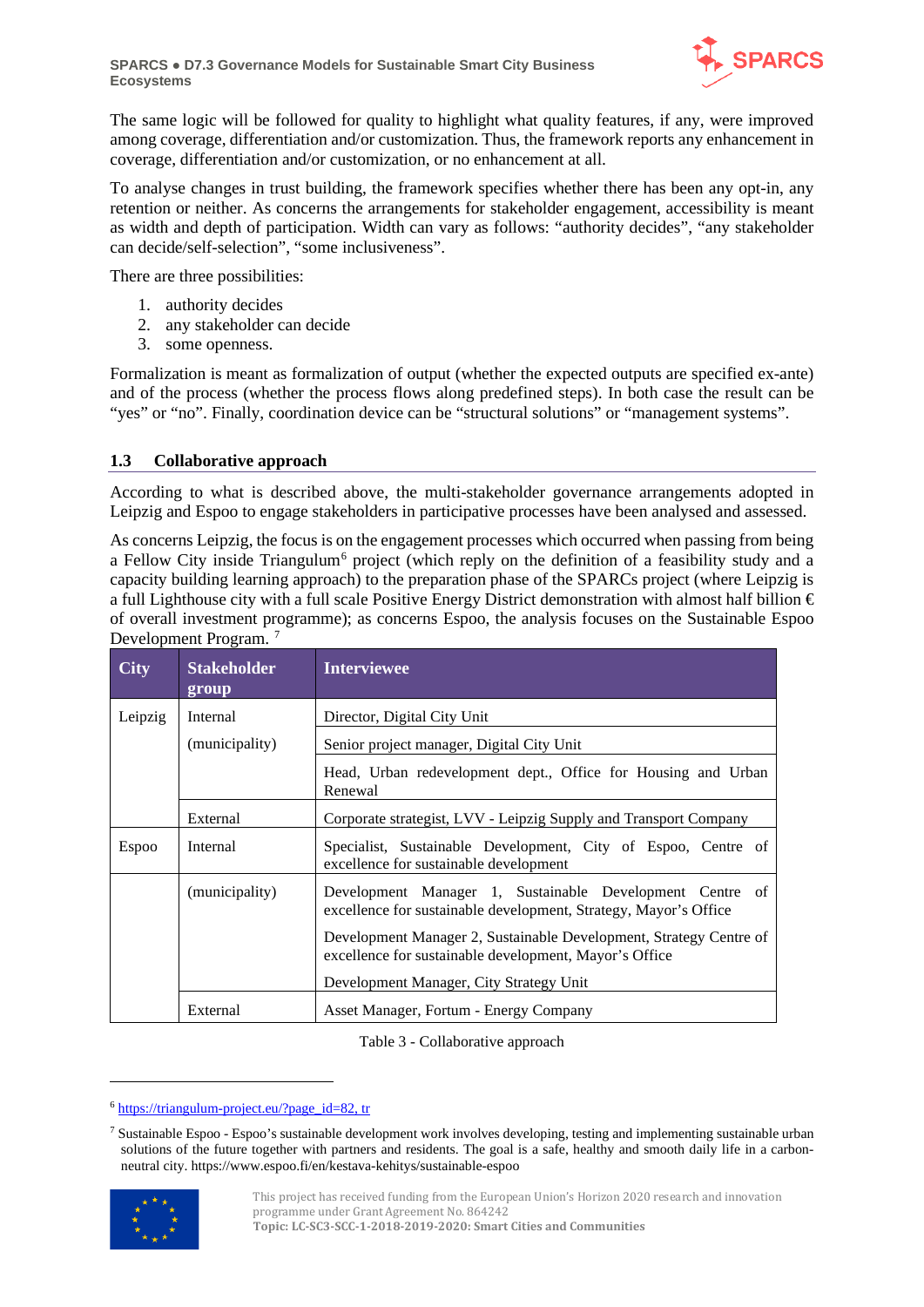The same logic will be followed for quality to highlight what quality features, if any, were improved among coverage, differentiation and/or customization. Thus, the framework reports any enhancement in coverage, differentiation and/or customization, or no enhancement at all.

To analyse changes in trust building, the framework specifies whether there has been any opt-in, any retention or neither. As concerns the arrangements for stakeholder engagement, accessibility is meant as width and depth of participation. Width can vary as follows: "authority decides", "any stakeholder can decide/self-selection", "some inclusiveness".

There are three possibilities:

1. authority decides
2. any stakeholder can decide
3. some openness.

Formalization is meant as formalization of output (whether the expected outputs are specified ex-ante) and of the process (whether the process flows along predefined steps). In both case the result can be "yes" or "no". Finally, coordination device can be "structural solutions" or "management systems".

## 1.3 Collaborative approach

According to what is described above, the multi-stakeholder governance arrangements adopted in Leipzig and Espoo to engage stakeholders in participative processes have been analysed and assessed.

As concerns Leipzig, the focus is on the engagement processes which occurred when passing from being a Fellow City inside Triangulum[6] project (which reply on the definition of a feasibility study and a capacity building learning approach) to the preparation phase of the SPARCs project (where Leipzig is a full Lighthouse city with a full scale Positive Energy District demonstration with almost half billion € of overall investment programme); as concerns Espoo, the analysis focuses on the Sustainable Espoo Development Program. [7]

| City | Stakeholder group | Interviewee |
|---|---|---|
| Leipzig | Internal | Director, Digital City Unit |
| | (municipality) | Senior project manager, Digital City Unit |
| | | Head, Urban redevelopment dept., Office for Housing and Urban Renewal |
| | External | Corporate strategist, LVV - Leipzig Supply and Transport Company |
| Espoo | Internal | Specialist, Sustainable Development, City of Espoo, Centre of excellence for sustainable development |
| | (municipality) | Development Manager 1, Sustainable Development Centre of excellence for sustainable development, Strategy, Mayor's Office |
| | | Development Manager 2, Sustainable Development, Strategy Centre of excellence for sustainable development, Mayor's Office |
| | | Development Manager, City Strategy Unit |
| | External | Asset Manager, Fortum - Energy Company |

Table 3 - Collaborative approach

[6] https://triangulum-project.eu/?page_id=82, tr

[7] Sustainable Espoo - Espoo's sustainable development work involves developing, testing and implementing sustainable urban solutions of the future together with partners and residents. The goal is a safe, healthy and smooth daily life in a carbon-neutral city. https://www.espoo.fi/en/kestava-kehitys/sustainable-espoo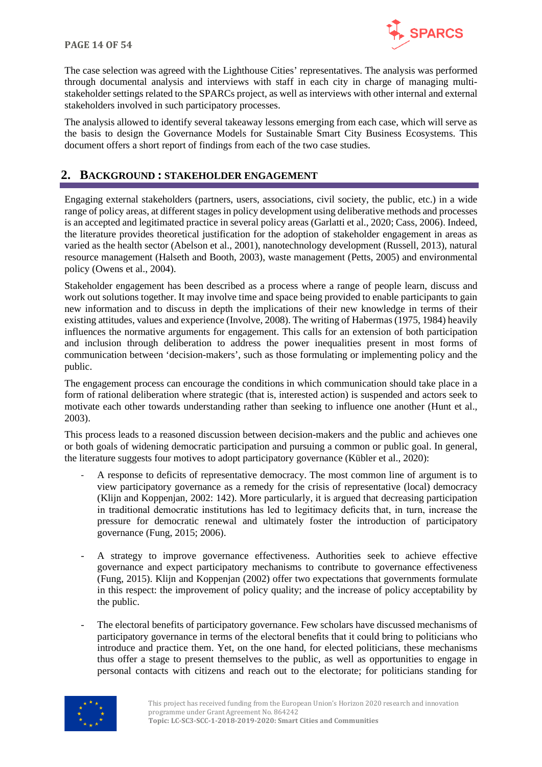The case selection was agreed with the Lighthouse Cities' representatives. The analysis was performed through documental analysis and interviews with staff in each city in charge of managing multi-stakeholder settings related to the SPARCs project, as well as interviews with other internal and external stakeholders involved in such participatory processes.

The analysis allowed to identify several takeaway lessons emerging from each case, which will serve as the basis to design the Governance Models for Sustainable Smart City Business Ecosystems. This document offers a short report of findings from each of the two case studies.

## 2. Background : Stakeholder Engagement

Engaging external stakeholders (partners, users, associations, civil society, the public, etc.) in a wide range of policy areas, at different stages in policy development using deliberative methods and processes is an accepted and legitimated practice in several policy areas (Garlatti et al., 2020; Cass, 2006). Indeed, the literature provides theoretical justification for the adoption of stakeholder engagement in areas as varied as the health sector (Abelson et al., 2001), nanotechnology development (Russell, 2013), natural resource management (Halseth and Booth, 2003), waste management (Petts, 2005) and environmental policy (Owens et al., 2004).

Stakeholder engagement has been described as a process where a range of people learn, discuss and work out solutions together. It may involve time and space being provided to enable participants to gain new information and to discuss in depth the implications of their new knowledge in terms of their existing attitudes, values and experience (Involve, 2008). The writing of Habermas (1975, 1984) heavily influences the normative arguments for engagement. This calls for an extension of both participation and inclusion through deliberation to address the power inequalities present in most forms of communication between 'decision-makers', such as those formulating or implementing policy and the public.

The engagement process can encourage the conditions in which communication should take place in a form of rational deliberation where strategic (that is, interested action) is suspended and actors seek to motivate each other towards understanding rather than seeking to influence one another (Hunt et al., 2003).

This process leads to a reasoned discussion between decision-makers and the public and achieves one or both goals of widening democratic participation and pursuing a common or public goal. In general, the literature suggests four motives to adopt participatory governance (Kübler et al., 2020):

- A response to deficits of representative democracy. The most common line of argument is to view participatory governance as a remedy for the crisis of representative (local) democracy (Klijn and Koppenjan, 2002: 142). More particularly, it is argued that decreasing participation in traditional democratic institutions has led to legitimacy deficits that, in turn, increase the pressure for democratic renewal and ultimately foster the introduction of participatory governance (Fung, 2015; 2006).

- A strategy to improve governance effectiveness. Authorities seek to achieve effective governance and expect participatory mechanisms to contribute to governance effectiveness (Fung, 2015). Klijn and Koppenjan (2002) offer two expectations that governments formulate in this respect: the improvement of policy quality; and the increase of policy acceptability by the public.

- The electoral benefits of participatory governance. Few scholars have discussed mechanisms of participatory governance in terms of the electoral benefits that it could bring to politicians who introduce and practice them. Yet, on the one hand, for elected politicians, these mechanisms thus offer a stage to present themselves to the public, as well as opportunities to engage in personal contacts with citizens and reach out to the electorate; for politicians standing for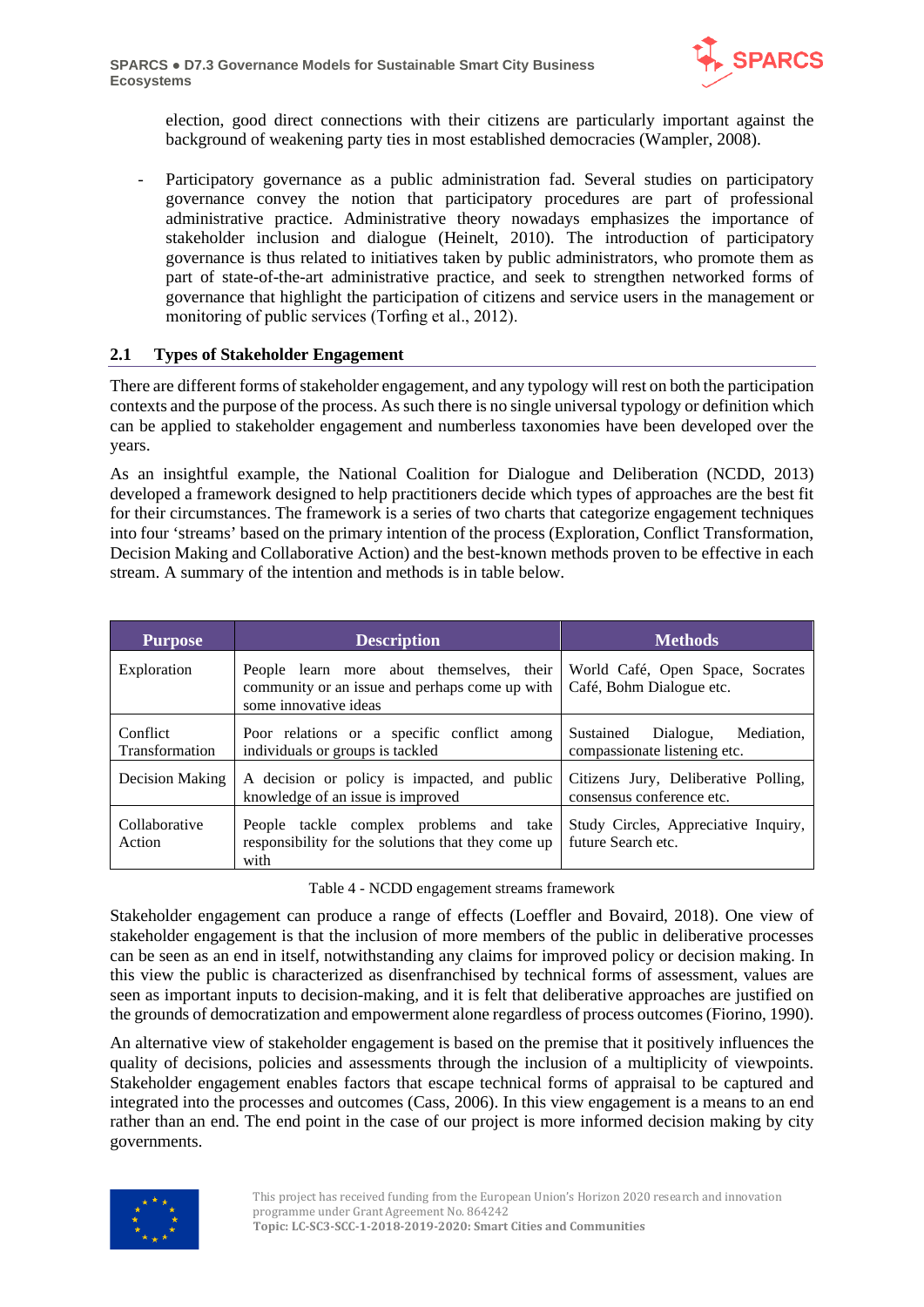election, good direct connections with their citizens are particularly important against the background of weakening party ties in most established democracies (Wampler, 2008).

- Participatory governance as a public administration fad. Several studies on participatory governance convey the notion that participatory procedures are part of professional administrative practice. Administrative theory nowadays emphasizes the importance of stakeholder inclusion and dialogue (Heinelt, 2010). The introduction of participatory governance is thus related to initiatives taken by public administrators, who promote them as part of state-of-the-art administrative practice, and seek to strengthen networked forms of governance that highlight the participation of citizens and service users in the management or monitoring of public services (Torfing et al., 2012).

## 2.1 Types of Stakeholder Engagement

There are different forms of stakeholder engagement, and any typology will rest on both the participation contexts and the purpose of the process. As such there is no single universal typology or definition which can be applied to stakeholder engagement and numberless taxonomies have been developed over the years.

As an insightful example, the National Coalition for Dialogue and Deliberation (NCDD, 2013) developed a framework designed to help practitioners decide which types of approaches are the best fit for their circumstances. The framework is a series of two charts that categorize engagement techniques into four 'streams' based on the primary intention of the process (Exploration, Conflict Transformation, Decision Making and Collaborative Action) and the best-known methods proven to be effective in each stream. A summary of the intention and methods is in table below.

| Purpose | Description | Methods |
|---|---|---|
| Exploration | People learn more about themselves, their community or an issue and perhaps come up with some innovative ideas | World Café, Open Space, Socrates Café, Bohm Dialogue etc. |
| Conflict Transformation | Poor relations or a specific conflict among individuals or groups is tackled | Sustained Dialogue, Mediation, compassionate listening etc. |
| Decision Making | A decision or policy is impacted, and public knowledge of an issue is improved | Citizens Jury, Deliberative Polling, consensus conference etc. |
| Collaborative Action | People tackle complex problems and take responsibility for the solutions that they come up with | Study Circles, Appreciative Inquiry, future Search etc. |

Table 4 - NCDD engagement streams framework

Stakeholder engagement can produce a range of effects (Loeffler and Bovaird, 2018). One view of stakeholder engagement is that the inclusion of more members of the public in deliberative processes can be seen as an end in itself, notwithstanding any claims for improved policy or decision making. In this view the public is characterized as disenfranchised by technical forms of assessment, values are seen as important inputs to decision-making, and it is felt that deliberative approaches are justified on the grounds of democratization and empowerment alone regardless of process outcomes (Fiorino, 1990).

An alternative view of stakeholder engagement is based on the premise that it positively influences the quality of decisions, policies and assessments through the inclusion of a multiplicity of viewpoints. Stakeholder engagement enables factors that escape technical forms of appraisal to be captured and integrated into the processes and outcomes (Cass, 2006). In this view engagement is a means to an end rather than an end. The end point in the case of our project is more informed decision making by city governments.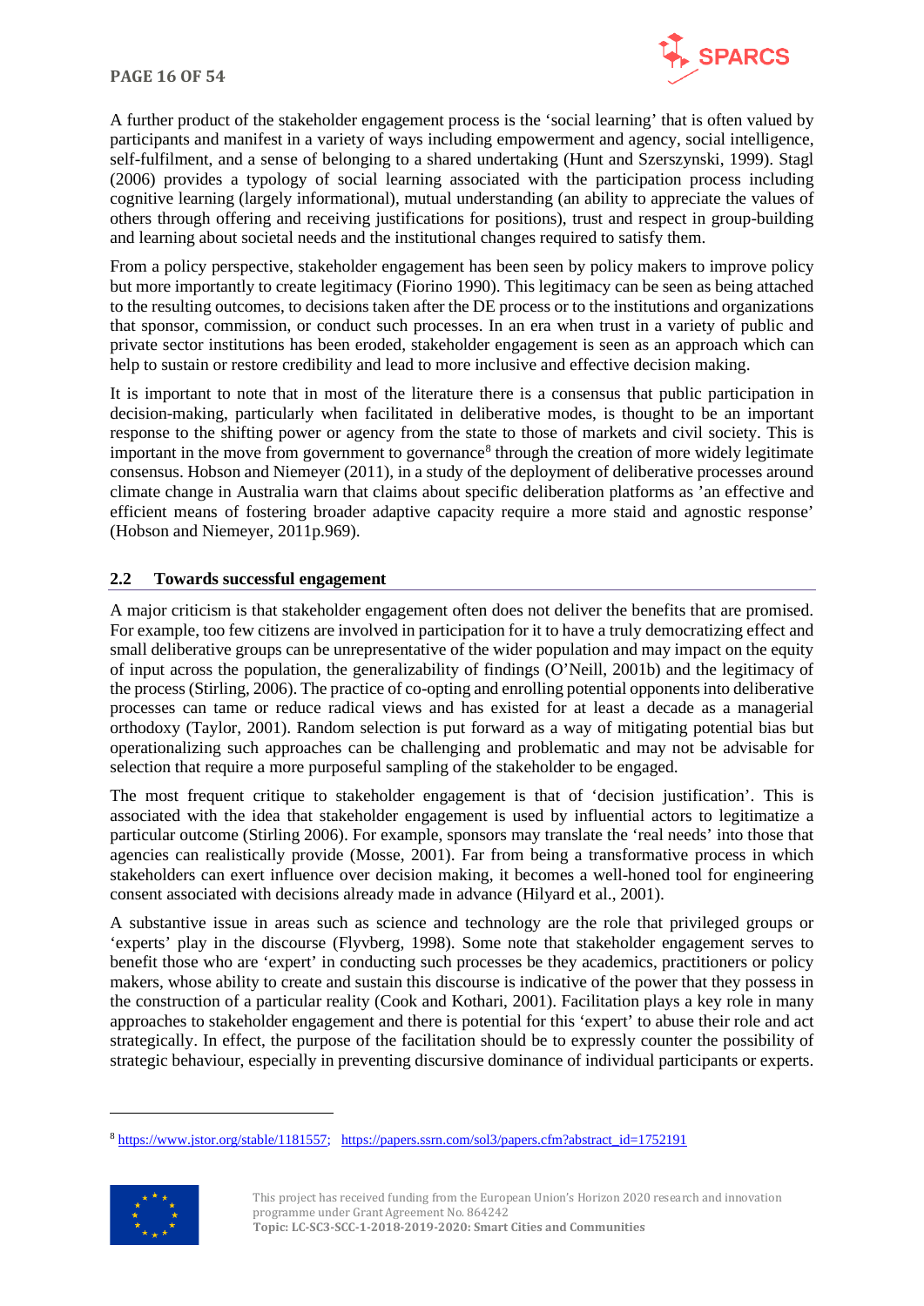A further product of the stakeholder engagement process is the 'social learning' that is often valued by participants and manifest in a variety of ways including empowerment and agency, social intelligence, self-fulfilment, and a sense of belonging to a shared undertaking (Hunt and Szerszynski, 1999). Stagl (2006) provides a typology of social learning associated with the participation process including cognitive learning (largely informational), mutual understanding (an ability to appreciate the values of others through offering and receiving justifications for positions), trust and respect in group-building and learning about societal needs and the institutional changes required to satisfy them.

From a policy perspective, stakeholder engagement has been seen by policy makers to improve policy but more importantly to create legitimacy (Fiorino 1990). This legitimacy can be seen as being attached to the resulting outcomes, to decisions taken after the DE process or to the institutions and organizations that sponsor, commission, or conduct such processes. In an era when trust in a variety of public and private sector institutions has been eroded, stakeholder engagement is seen as an approach which can help to sustain or restore credibility and lead to more inclusive and effective decision making.

It is important to note that in most of the literature there is a consensus that public participation in decision-making, particularly when facilitated in deliberative modes, is thought to be an important response to the shifting power or agency from the state to those of markets and civil society. This is important in the move from government to governance[8] through the creation of more widely legitimate consensus. Hobson and Niemeyer (2011), in a study of the deployment of deliberative processes around climate change in Australia warn that claims about specific deliberation platforms as 'an effective and efficient means of fostering broader adaptive capacity require a more staid and agnostic response' (Hobson and Niemeyer, 2011p.969).

## 2.2 Towards successful engagement

A major criticism is that stakeholder engagement often does not deliver the benefits that are promised. For example, too few citizens are involved in participation for it to have a truly democratizing effect and small deliberative groups can be unrepresentative of the wider population and may impact on the equity of input across the population, the generalizability of findings (O'Neill, 2001b) and the legitimacy of the process (Stirling, 2006). The practice of co-opting and enrolling potential opponents into deliberative processes can tame or reduce radical views and has existed for at least a decade as a managerial orthodoxy (Taylor, 2001). Random selection is put forward as a way of mitigating potential bias but operationalizing such approaches can be challenging and problematic and may not be advisable for selection that require a more purposeful sampling of the stakeholder to be engaged.

The most frequent critique to stakeholder engagement is that of 'decision justification'. This is associated with the idea that stakeholder engagement is used by influential actors to legitimize a particular outcome (Stirling 2006). For example, sponsors may translate the 'real needs' into those that agencies can realistically provide (Mosse, 2001). Far from being a transformative process in which stakeholders can exert influence over decision making, it becomes a well-honed tool for engineering consent associated with decisions already made in advance (Hilyard et al., 2001).

A substantive issue in areas such as science and technology are the role that privileged groups or 'experts' play in the discourse (Flyvberg, 1998). Some note that stakeholder engagement serves to benefit those who are 'expert' in conducting such processes be they academics, practitioners or policy makers, whose ability to create and sustain this discourse is indicative of the power that they possess in the construction of a particular reality (Cook and Kothari, 2001). Facilitation plays a key role in many approaches to stakeholder engagement and there is potential for this 'expert' to abuse their role and act strategically. In effect, the purpose of the facilitation should be to expressly counter the possibility of strategic behaviour, especially in preventing discursive dominance of individual participants or experts.

---

[8] https://www.jstor.org/stable/1181557; https://papers.ssrn.com/sol3/papers.cfm?abstract_id=1752191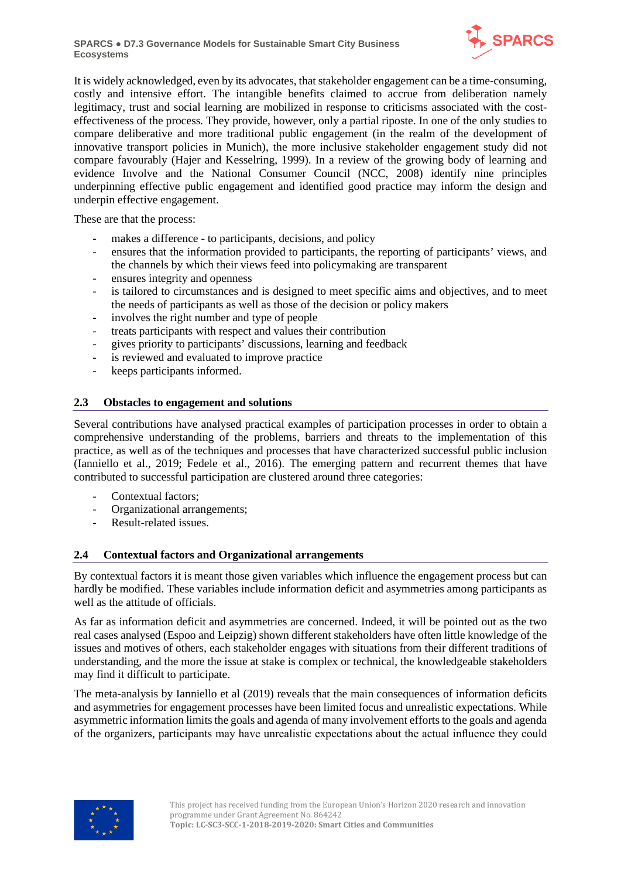It is widely acknowledged, even by its advocates, that stakeholder engagement can be a time-consuming, costly and intensive effort. The intangible benefits claimed to accrue from deliberation namely legitimacy, trust and social learning are mobilized in response to criticisms associated with the cost-effectiveness of the process. They provide, however, only a partial riposte. In one of the only studies to compare deliberative and more traditional public engagement (in the realm of the development of innovative transport policies in Munich), the more inclusive stakeholder engagement study did not compare favourably (Hajer and Kesselring, 1999). In a review of the growing body of learning and evidence Involve and the National Consumer Council (NCC, 2008) identify nine principles underpinning effective public engagement and identified good practice may inform the design and underpin effective engagement.

These are that the process:

- makes a difference - to participants, decisions, and policy
- ensures that the information provided to participants, the reporting of participants' views, and the channels by which their views feed into policymaking are transparent
- ensures integrity and openness
- is tailored to circumstances and is designed to meet specific aims and objectives, and to meet the needs of participants as well as those of the decision or policy makers
- involves the right number and type of people
- treats participants with respect and values their contribution
- gives priority to participants' discussions, learning and feedback
- is reviewed and evaluated to improve practice
- keeps participants informed.

## 2.3 Obstacles to engagement and solutions

Several contributions have analysed practical examples of participation processes in order to obtain a comprehensive understanding of the problems, barriers and threats to the implementation of this practice, as well as of the techniques and processes that have characterized successful public inclusion (Ianniello et al., 2019; Fedele et al., 2016). The emerging pattern and recurrent themes that have contributed to successful participation are clustered around three categories:

- Contextual factors;
- Organizational arrangements;
- Result-related issues.

## 2.4 Contextual factors and Organizational arrangements

By contextual factors it is meant those given variables which influence the engagement process but can hardly be modified. These variables include information deficit and asymmetries among participants as well as the attitude of officials.

As far as information deficit and asymmetries are concerned. Indeed, it will be pointed out as the two real cases analysed (Espoo and Leipzig) shown different stakeholders have often little knowledge of the issues and motives of others, each stakeholder engages with situations from their different traditions of understanding, and the more the issue at stake is complex or technical, the knowledgeable stakeholders may find it difficult to participate.

The meta-analysis by Ianniello et al (2019) reveals that the main consequences of information deficits and asymmetries for engagement processes have been limited focus and unrealistic expectations. While asymmetric information limits the goals and agenda of many involvement efforts to the goals and agenda of the organizers, participants may have unrealistic expectations about the actual influence they could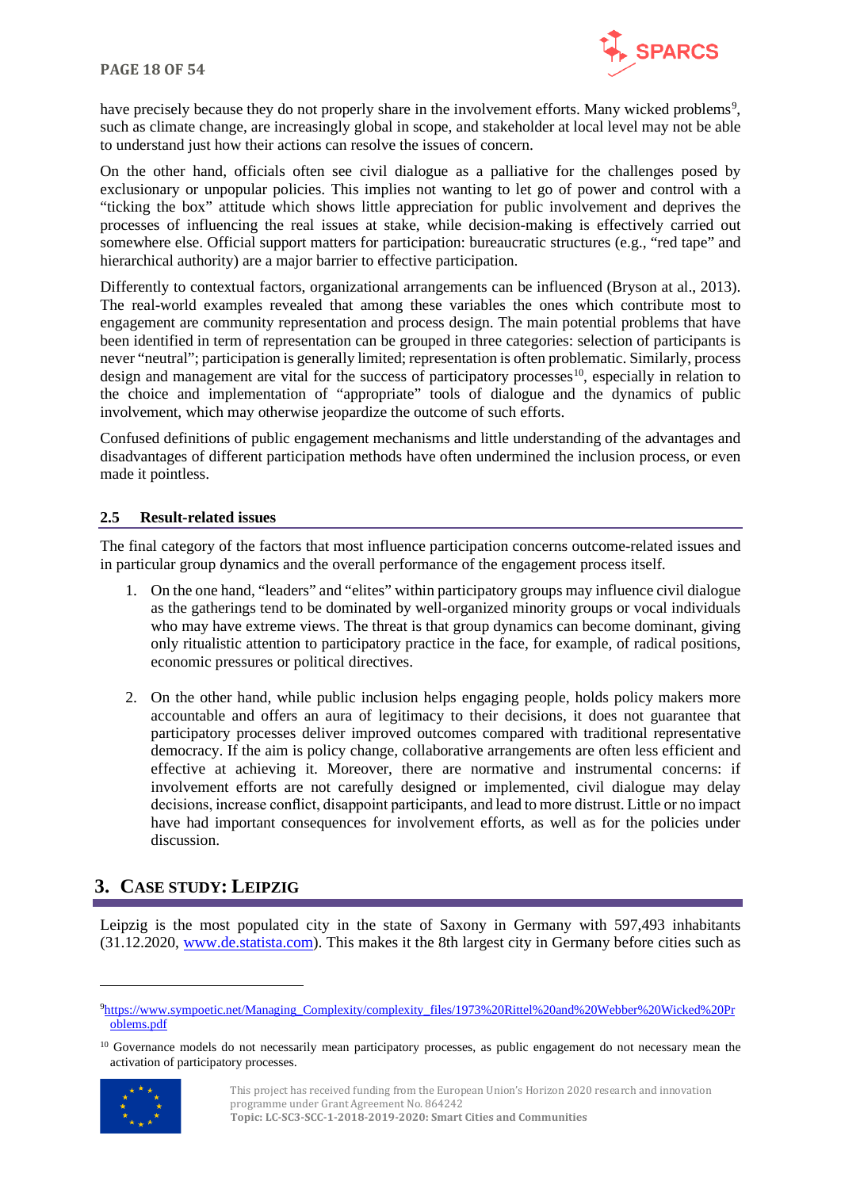have precisely because they do not properly share in the involvement efforts. Many wicked problems[9], such as climate change, are increasingly global in scope, and stakeholder at local level may not be able to understand just how their actions can resolve the issues of concern.

On the other hand, officials often see civil dialogue as a palliative for the challenges posed by exclusionary or unpopular policies. This implies not wanting to let go of power and control with a "ticking the box" attitude which shows little appreciation for public involvement and deprives the processes of influencing the real issues at stake, while decision-making is effectively carried out somewhere else. Official support matters for participation: bureaucratic structures (e.g., "red tape" and hierarchical authority) are a major barrier to effective participation.

Differently to contextual factors, organizational arrangements can be influenced (Bryson at al., 2013). The real-world examples revealed that among these variables the ones which contribute most to engagement are community representation and process design. The main potential problems that have been identified in term of representation can be grouped in three categories: selection of participants is never "neutral"; participation is generally limited; representation is often problematic. Similarly, process design and management are vital for the success of participatory processes[10], especially in relation to the choice and implementation of "appropriate" tools of dialogue and the dynamics of public involvement, which may otherwise jeopardize the outcome of such efforts.

Confused definitions of public engagement mechanisms and little understanding of the advantages and disadvantages of different participation methods have often undermined the inclusion process, or even made it pointless.

### 2.5 Result-related issues

The final category of the factors that most influence participation concerns outcome-related issues and in particular group dynamics and the overall performance of the engagement process itself.

1. On the one hand, "leaders" and "elites" within participatory groups may influence civil dialogue as the gatherings tend to be dominated by well-organized minority groups or vocal individuals who may have extreme views. The threat is that group dynamics can become dominant, giving only ritualistic attention to participatory practice in the face, for example, of radical positions, economic pressures or political directives.

2. On the other hand, while public inclusion helps engaging people, holds policy makers more accountable and offers an aura of legitimacy to their decisions, it does not guarantee that participatory processes deliver improved outcomes compared with traditional representative democracy. If the aim is policy change, collaborative arrangements are often less efficient and effective at achieving it. Moreover, there are normative and instrumental concerns: if involvement efforts are not carefully designed or implemented, civil dialogue may delay decisions, increase conflict, disappoint participants, and lead to more distrust. Little or no impact have had important consequences for involvement efforts, as well as for the policies under discussion.

## 3. Case study: Leipzig

Leipzig is the most populated city in the state of Saxony in Germany with 597,493 inhabitants (31.12.2020, www.de.statista.com). This makes it the 8th largest city in Germany before cities such as

---

[9] https://www.sympoetic.net/Managing_Complexity/complexity_files/1973%20Rittel%20and%20Webber%20Wicked%20Problems.pdf

[10] Governance models do not necessarily mean participatory processes, as public engagement do not necessary mean the activation of participatory processes.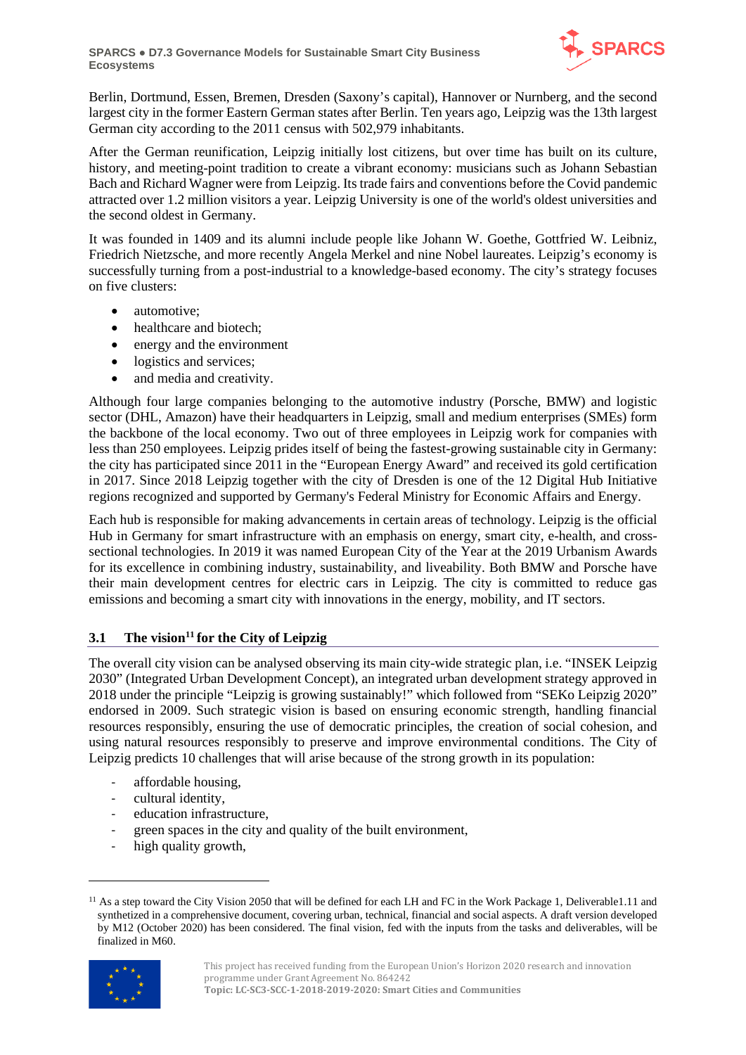Berlin, Dortmund, Essen, Bremen, Dresden (Saxony's capital), Hannover or Nurnberg, and the second largest city in the former Eastern German states after Berlin. Ten years ago, Leipzig was the 13th largest German city according to the 2011 census with 502,979 inhabitants.

After the German reunification, Leipzig initially lost citizens, but over time has built on its culture, history, and meeting-point tradition to create a vibrant economy: musicians such as Johann Sebastian Bach and Richard Wagner were from Leipzig. Its trade fairs and conventions before the Covid pandemic attracted over 1.2 million visitors a year. Leipzig University is one of the world's oldest universities and the second oldest in Germany.

It was founded in 1409 and its alumni include people like Johann W. Goethe, Gottfried W. Leibniz, Friedrich Nietzsche, and more recently Angela Merkel and nine Nobel laureates. Leipzig's economy is successfully turning from a post-industrial to a knowledge-based economy. The city's strategy focuses on five clusters:

- automotive;
- healthcare and biotech;
- energy and the environment
- logistics and services;
- and media and creativity.

Although four large companies belonging to the automotive industry (Porsche, BMW) and logistic sector (DHL, Amazon) have their headquarters in Leipzig, small and medium enterprises (SMEs) form the backbone of the local economy. Two out of three employees in Leipzig work for companies with less than 250 employees. Leipzig prides itself of being the fastest-growing sustainable city in Germany: the city has participated since 2011 in the "European Energy Award" and received its gold certification in 2017. Since 2018 Leipzig together with the city of Dresden is one of the 12 Digital Hub Initiative regions recognized and supported by Germany's Federal Ministry for Economic Affairs and Energy.

Each hub is responsible for making advancements in certain areas of technology. Leipzig is the official Hub in Germany for smart infrastructure with an emphasis on energy, smart city, e-health, and cross-sectional technologies. In 2019 it was named European City of the Year at the 2019 Urbanism Awards for its excellence in combining industry, sustainability, and liveability. Both BMW and Porsche have their main development centres for electric cars in Leipzig. The city is committed to reduce gas emissions and becoming a smart city with innovations in the energy, mobility, and IT sectors.

## 3.1 The vision[11] for the City of Leipzig

The overall city vision can be analysed observing its main city-wide strategic plan, i.e. "INSEK Leipzig 2030" (Integrated Urban Development Concept), an integrated urban development strategy approved in 2018 under the principle "Leipzig is growing sustainably!" which followed from "SEKo Leipzig 2020" endorsed in 2009. Such strategic vision is based on ensuring economic strength, handling financial resources responsibly, ensuring the use of democratic principles, the creation of social cohesion, and using natural resources responsibly to preserve and improve environmental conditions. The City of Leipzig predicts 10 challenges that will arise because of the strong growth in its population:

- affordable housing,
- cultural identity,
- education infrastructure,
- green spaces in the city and quality of the built environment,
- high quality growth,

[11] As a step toward the City Vision 2050 that will be defined for each LH and FC in the Work Package 1, Deliverable1.11 and synthetized in a comprehensive document, covering urban, technical, financial and social aspects. A draft version developed by M12 (October 2020) has been considered. The final vision, fed with the inputs from the tasks and deliverables, will be finalized in M60.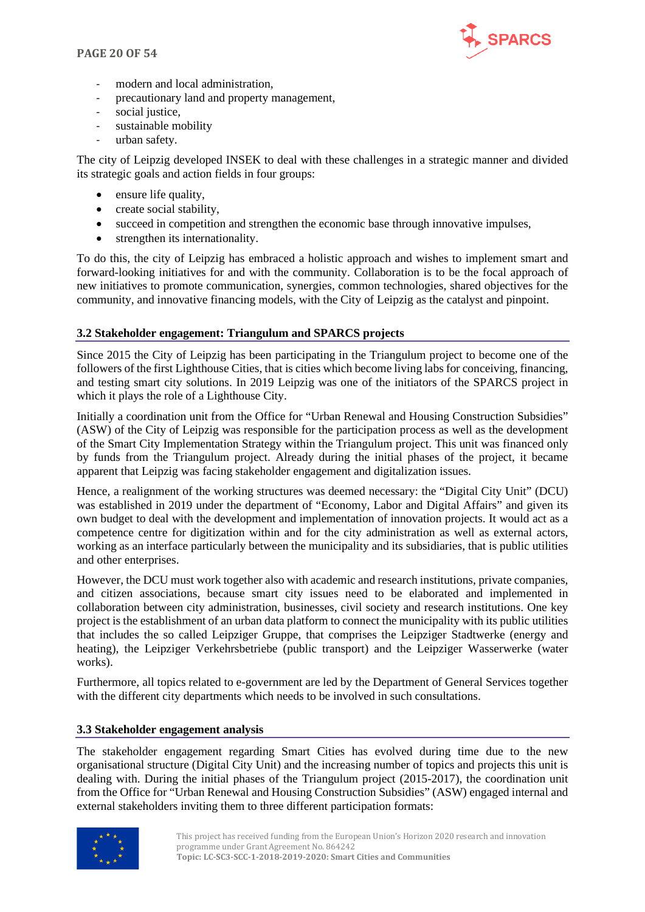- modern and local administration,
- precautionary land and property management,
- social justice,
- sustainable mobility
- urban safety.

The city of Leipzig developed INSEK to deal with these challenges in a strategic manner and divided its strategic goals and action fields in four groups:

- ensure life quality,
- create social stability,
- succeed in competition and strengthen the economic base through innovative impulses,
- strengthen its internationality.

To do this, the city of Leipzig has embraced a holistic approach and wishes to implement smart and forward-looking initiatives for and with the community. Collaboration is to be the focal approach of new initiatives to promote communication, synergies, common technologies, shared objectives for the community, and innovative financing models, with the City of Leipzig as the catalyst and pinpoint.

### 3.2 Stakeholder engagement: Triangulum and SPARCS projects

Since 2015 the City of Leipzig has been participating in the Triangulum project to become one of the followers of the first Lighthouse Cities, that is cities which become living labs for conceiving, financing, and testing smart city solutions. In 2019 Leipzig was one of the initiators of the SPARCS project in which it plays the role of a Lighthouse City.

Initially a coordination unit from the Office for "Urban Renewal and Housing Construction Subsidies" (ASW) of the City of Leipzig was responsible for the participation process as well as the development of the Smart City Implementation Strategy within the Triangulum project. This unit was financed only by funds from the Triangulum project. Already during the initial phases of the project, it became apparent that Leipzig was facing stakeholder engagement and digitalization issues.

Hence, a realignment of the working structures was deemed necessary: the "Digital City Unit" (DCU) was established in 2019 under the department of "Economy, Labor and Digital Affairs" and given its own budget to deal with the development and implementation of innovation projects. It would act as a competence centre for digitization within and for the city administration as well as external actors, working as an interface particularly between the municipality and its subsidiaries, that is public utilities and other enterprises.

However, the DCU must work together also with academic and research institutions, private companies, and citizen associations, because smart city issues need to be elaborated and implemented in collaboration between city administration, businesses, civil society and research institutions. One key project is the establishment of an urban data platform to connect the municipality with its public utilities that includes the so called Leipziger Gruppe, that comprises the Leipziger Stadtwerke (energy and heating), the Leipziger Verkehrsbetriebe (public transport) and the Leipziger Wasserwerke (water works).

Furthermore, all topics related to e-government are led by the Department of General Services together with the different city departments which needs to be involved in such consultations.

### 3.3 Stakeholder engagement analysis

The stakeholder engagement regarding Smart Cities has evolved during time due to the new organisational structure (Digital City Unit) and the increasing number of topics and projects this unit is dealing with. During the initial phases of the Triangulum project (2015-2017), the coordination unit from the Office for "Urban Renewal and Housing Construction Subsidies" (ASW) engaged internal and external stakeholders inviting them to three different participation formats:

This project has received funding from the European Union's Horizon 2020 research and innovation programme under Grant Agreement No. 864242
**Topic: LC-SC3-SCC-1-2018-2019-2020: Smart Cities and Communities**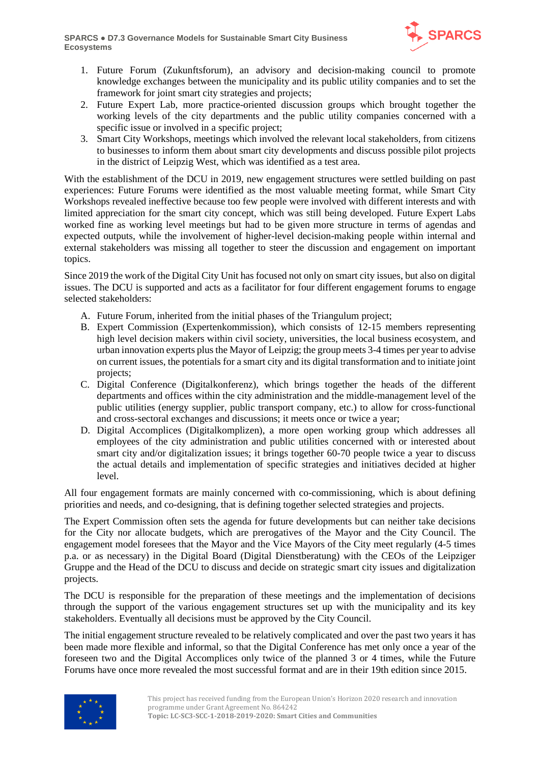1. Future Forum (Zukunftsforum), an advisory and decision-making council to promote knowledge exchanges between the municipality and its public utility companies and to set the framework for joint smart city strategies and projects;
2. Future Expert Lab, more practice-oriented discussion groups which brought together the working levels of the city departments and the public utility companies concerned with a specific issue or involved in a specific project;
3. Smart City Workshops, meetings which involved the relevant local stakeholders, from citizens to businesses to inform them about smart city developments and discuss possible pilot projects in the district of Leipzig West, which was identified as a test area.

With the establishment of the DCU in 2019, new engagement structures were settled building on past experiences: Future Forums were identified as the most valuable meeting format, while Smart City Workshops revealed ineffective because too few people were involved with different interests and with limited appreciation for the smart city concept, which was still being developed. Future Expert Labs worked fine as working level meetings but had to be given more structure in terms of agendas and expected outputs, while the involvement of higher-level decision-making people within internal and external stakeholders was missing all together to steer the discussion and engagement on important topics.

Since 2019 the work of the Digital City Unit has focused not only on smart city issues, but also on digital issues. The DCU is supported and acts as a facilitator for four different engagement forums to engage selected stakeholders:

A. Future Forum, inherited from the initial phases of the Triangulum project;
B. Expert Commission (Expertenkommission), which consists of 12-15 members representing high level decision makers within civil society, universities, the local business ecosystem, and urban innovation experts plus the Mayor of Leipzig; the group meets 3-4 times per year to advise on current issues, the potentials for a smart city and its digital transformation and to initiate joint projects;
C. Digital Conference (Digitalkonferenz), which brings together the heads of the different departments and offices within the city administration and the middle-management level of the public utilities (energy supplier, public transport company, etc.) to allow for cross-functional and cross-sectoral exchanges and discussions; it meets once or twice a year;
D. Digital Accomplices (Digitalkomplizen), a more open working group which addresses all employees of the city administration and public utilities concerned with or interested about smart city and/or digitalization issues; it brings together 60-70 people twice a year to discuss the actual details and implementation of specific strategies and initiatives decided at higher level.

All four engagement formats are mainly concerned with co-commissioning, which is about defining priorities and needs, and co-designing, that is defining together selected strategies and projects.

The Expert Commission often sets the agenda for future developments but can neither take decisions for the City nor allocate budgets, which are prerogatives of the Mayor and the City Council. The engagement model foresees that the Mayor and the Vice Mayors of the City meet regularly (4-5 times p.a. or as necessary) in the Digital Board (Digital Dienstberatung) with the CEOs of the Leipziger Gruppe and the Head of the DCU to discuss and decide on strategic smart city issues and digitalization projects.

The DCU is responsible for the preparation of these meetings and the implementation of decisions through the support of the various engagement structures set up with the municipality and its key stakeholders. Eventually all decisions must be approved by the City Council.

The initial engagement structure revealed to be relatively complicated and over the past two years it has been made more flexible and informal, so that the Digital Conference has met only once a year of the foreseen two and the Digital Accomplices only twice of the planned 3 or 4 times, while the Future Forums have once more revealed the most successful format and are in their 19th edition since 2015.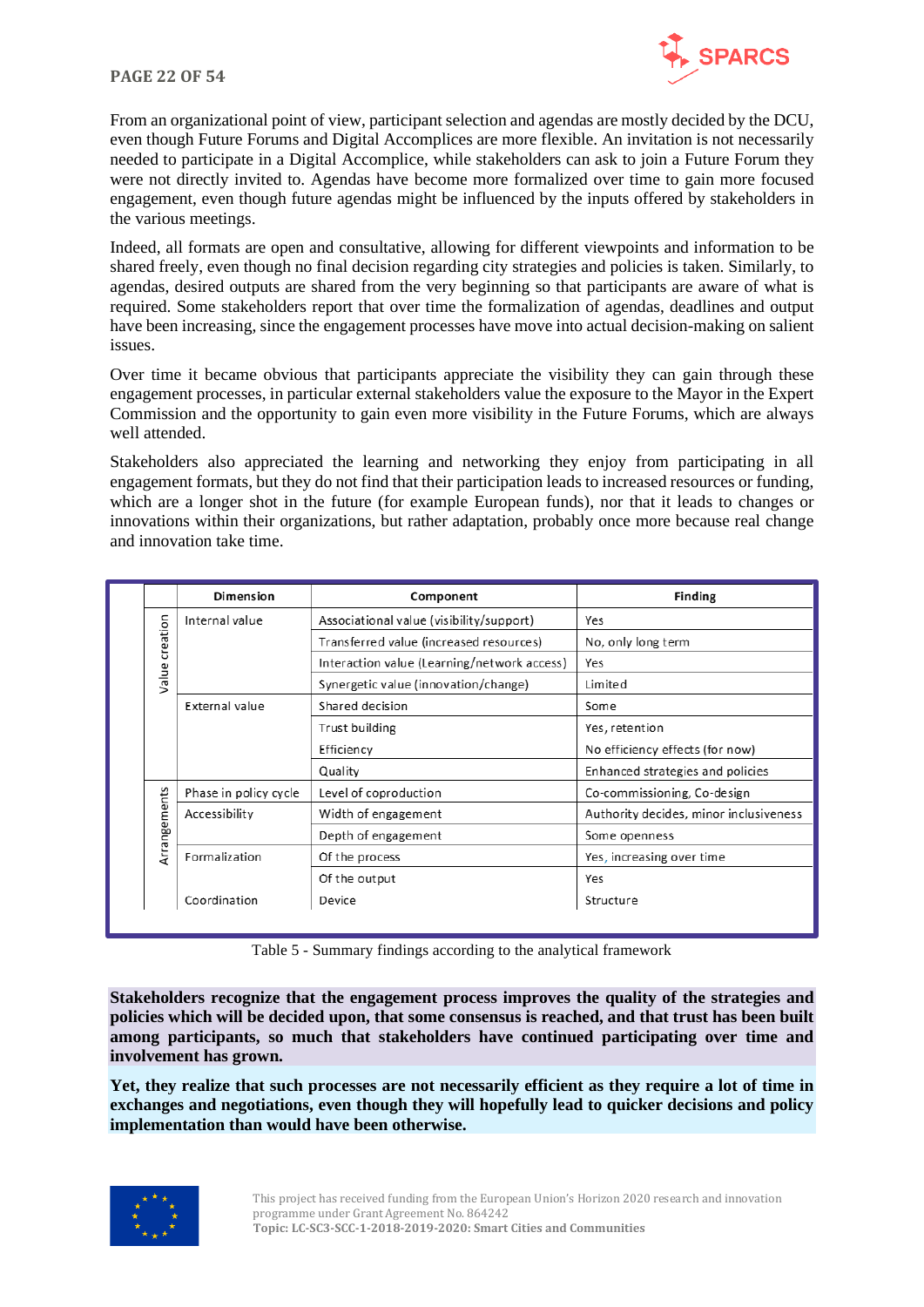From an organizational point of view, participant selection and agendas are mostly decided by the DCU, even though Future Forums and Digital Accomplices are more flexible. An invitation is not necessarily needed to participate in a Digital Accomplice, while stakeholders can ask to join a Future Forum they were not directly invited to. Agendas have become more formalized over time to gain more focused engagement, even though future agendas might be influenced by the inputs offered by stakeholders in the various meetings.

Indeed, all formats are open and consultative, allowing for different viewpoints and information to be shared freely, even though no final decision regarding city strategies and policies is taken. Similarly, to agendas, desired outputs are shared from the very beginning so that participants are aware of what is required. Some stakeholders report that over time the formalization of agendas, deadlines and output have been increasing, since the engagement processes have move into actual decision-making on salient issues.

Over time it became obvious that participants appreciate the visibility they can gain through these engagement processes, in particular external stakeholders value the exposure to the Mayor in the Expert Commission and the opportunity to gain even more visibility in the Future Forums, which are always well attended.

Stakeholders also appreciated the learning and networking they enjoy from participating in all engagement formats, but they do not find that their participation leads to increased resources or funding, which are a longer shot in the future (for example European funds), nor that it leads to changes or innovations within their organizations, but rather adaptation, probably once more because real change and innovation take time.

| | Dimension | Component | Finding |
|---|---|---|---|
| Value creation | Internal value | Associational value (visibility/support) | Yes |
| | | Transferred value (increased resources) | No, only long term |
| | | Interaction value (Learning/network access) | Yes |
| | | Synergetic value (innovation/change) | Limited |
| | External value | Shared decision | Some |
| | | Trust building | Yes, retention |
| | | Efficiency | No efficiency effects (for now) |
| | | Quality | Enhanced strategies and policies |
| Arrangements | Phase in policy cycle | Level of coproduction | Co-commissioning, Co-design |
| | Accessibility | Width of engagement | Authority decides, minor inclusiveness |
| | | Depth of engagement | Some openness |
| | Formalization | Of the process | Yes, increasing over time |
| | | Of the output | Yes |
| | Coordination | Device | Structure |

Table 5 - Summary findings according to the analytical framework

**Stakeholders recognize that the engagement process improves the quality of the strategies and policies which will be decided upon, that some consensus is reached, and that trust has been built among participants, so much that stakeholders have continued participating over time and involvement has grown.**

**Yet, they realize that such processes are not necessarily efficient as they require a lot of time in exchanges and negotiations, even though they will hopefully lead to quicker decisions and policy implementation than would have been otherwise.**

This project has received funding from the European Union's Horizon 2020 research and innovation programme under Grant Agreement No. 864242
**Topic: LC-SC3-SCC-1-2018-2019-2020: Smart Cities and Communities**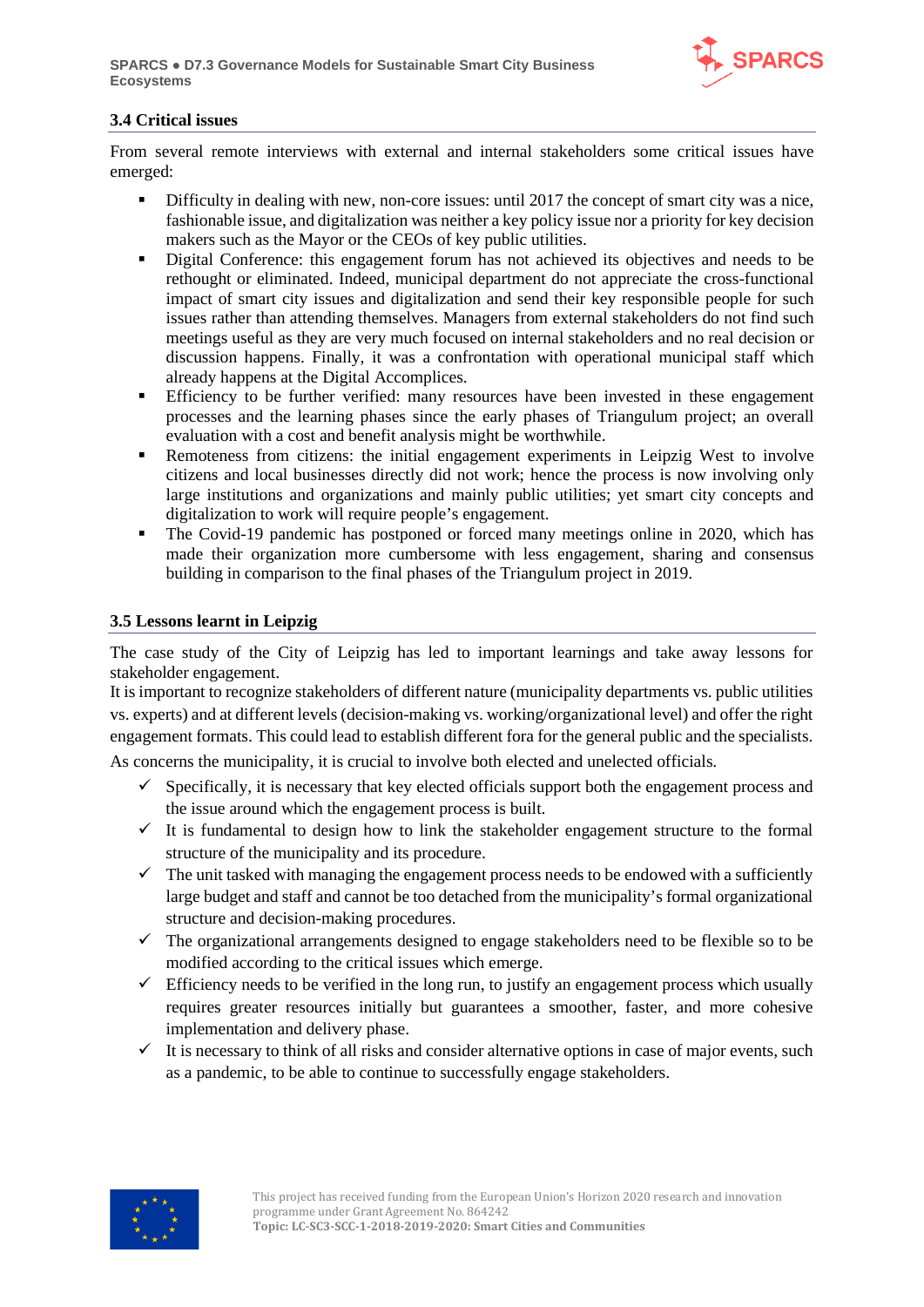### 3.4 Critical issues

From several remote interviews with external and internal stakeholders some critical issues have emerged:

- Difficulty in dealing with new, non-core issues: until 2017 the concept of smart city was a nice, fashionable issue, and digitalization was neither a key policy issue nor a priority for key decision makers such as the Mayor or the CEOs of key public utilities.
- Digital Conference: this engagement forum has not achieved its objectives and needs to be rethought or eliminated. Indeed, municipal department do not appreciate the cross-functional impact of smart city issues and digitalization and send their key responsible people for such issues rather than attending themselves. Managers from external stakeholders do not find such meetings useful as they are very much focused on internal stakeholders and no real decision or discussion happens. Finally, it was a confrontation with operational municipal staff which already happens at the Digital Accomplices.
- Efficiency to be further verified: many resources have been invested in these engagement processes and the learning phases since the early phases of Triangulum project; an overall evaluation with a cost and benefit analysis might be worthwhile.
- Remoteness from citizens: the initial engagement experiments in Leipzig West to involve citizens and local businesses directly did not work; hence the process is now involving only large institutions and organizations and mainly public utilities; yet smart city concepts and digitalization to work will require people's engagement.
- The Covid-19 pandemic has postponed or forced many meetings online in 2020, which has made their organization more cumbersome with less engagement, sharing and consensus building in comparison to the final phases of the Triangulum project in 2019.

### 3.5 Lessons learnt in Leipzig

The case study of the City of Leipzig has led to important learnings and take away lessons for stakeholder engagement.

It is important to recognize stakeholders of different nature (municipality departments vs. public utilities vs. experts) and at different levels (decision-making vs. working/organizational level) and offer the right engagement formats. This could lead to establish different fora for the general public and the specialists.

As concerns the municipality, it is crucial to involve both elected and unelected officials.

- ✓ Specifically, it is necessary that key elected officials support both the engagement process and the issue around which the engagement process is built.
- ✓ It is fundamental to design how to link the stakeholder engagement structure to the formal structure of the municipality and its procedure.
- ✓ The unit tasked with managing the engagement process needs to be endowed with a sufficiently large budget and staff and cannot be too detached from the municipality's formal organizational structure and decision-making procedures.
- ✓ The organizational arrangements designed to engage stakeholders need to be flexible so to be modified according to the critical issues which emerge.
- ✓ Efficiency needs to be verified in the long run, to justify an engagement process which usually requires greater resources initially but guarantees a smoother, faster, and more cohesive implementation and delivery phase.
- ✓ It is necessary to think of all risks and consider alternative options in case of major events, such as a pandemic, to be able to continue to successfully engage stakeholders.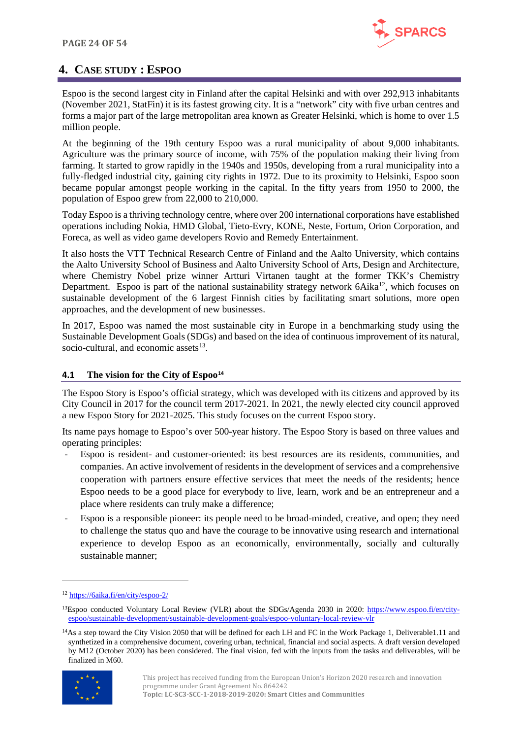# 4. Case study : Espoo

Espoo is the second largest city in Finland after the capital Helsinki and with over 292,913 inhabitants (November 2021, StatFin) it is its fastest growing city. It is a "network" city with five urban centres and forms a major part of the large metropolitan area known as Greater Helsinki, which is home to over 1.5 million people.

At the beginning of the 19th century Espoo was a rural municipality of about 9,000 inhabitants. Agriculture was the primary source of income, with 75% of the population making their living from farming. It started to grow rapidly in the 1940s and 1950s, developing from a rural municipality into a fully-fledged industrial city, gaining city rights in 1972. Due to its proximity to Helsinki, Espoo soon became popular amongst people working in the capital. In the fifty years from 1950 to 2000, the population of Espoo grew from 22,000 to 210,000.

Today Espoo is a thriving technology centre, where over 200 international corporations have established operations including Nokia, HMD Global, Tieto-Evry, KONE, Neste, Fortum, Orion Corporation, and Foreca, as well as video game developers Rovio and Remedy Entertainment.

It also hosts the VTT Technical Research Centre of Finland and the Aalto University, which contains the Aalto University School of Business and Aalto University School of Arts, Design and Architecture, where Chemistry Nobel prize winner Artturi Virtanen taught at the former TKK's Chemistry Department. Espoo is part of the national sustainability strategy network 6Aika[12], which focuses on sustainable development of the 6 largest Finnish cities by facilitating smart solutions, more open approaches, and the development of new businesses.

In 2017, Espoo was named the most sustainable city in Europe in a benchmarking study using the Sustainable Development Goals (SDGs) and based on the idea of continuous improvement of its natural, socio-cultural, and economic assets[13].

## 4.1 The vision for the City of Espoo[14]

The Espoo Story is Espoo's official strategy, which was developed with its citizens and approved by its City Council in 2017 for the council term 2017-2021. In 2021, the newly elected city council approved a new Espoo Story for 2021-2025. This study focuses on the current Espoo story.

Its name pays homage to Espoo's over 500-year history. The Espoo Story is based on three values and operating principles:

- Espoo is resident- and customer-oriented: its best resources are its residents, communities, and companies. An active involvement of residents in the development of services and a comprehensive cooperation with partners ensure effective services that meet the needs of the residents; hence Espoo needs to be a good place for everybody to live, learn, work and be an entrepreneur and a place where residents can truly make a difference;
- Espoo is a responsible pioneer: its people need to be broad-minded, creative, and open; they need to challenge the status quo and have the courage to be innovative using research and international experience to develop Espoo as an economically, environmentally, socially and culturally sustainable manner;

---

[12] https://6aika.fi/en/city/espoo-2/

[13] Espoo conducted Voluntary Local Review (VLR) about the SDGs/Agenda 2030 in 2020: https://www.espoo.fi/en/city-espoo/sustainable-development/sustainable-development-goals/espoo-voluntary-local-review-vlr

[14] As a step toward the City Vision 2050 that will be defined for each LH and FC in the Work Package 1, Deliverable1.11 and synthetized in a comprehensive document, covering urban, technical, financial and social aspects. A draft version developed by M12 (October 2020) has been considered. The final vision, fed with the inputs from the tasks and deliverables, will be finalized in M60.

This project has received funding from the European Union's Horizon 2020 research and innovation programme under Grant Agreement No. 864242
**Topic: LC-SC3-SCC-1-2018-2019-2020: Smart Cities and Communities**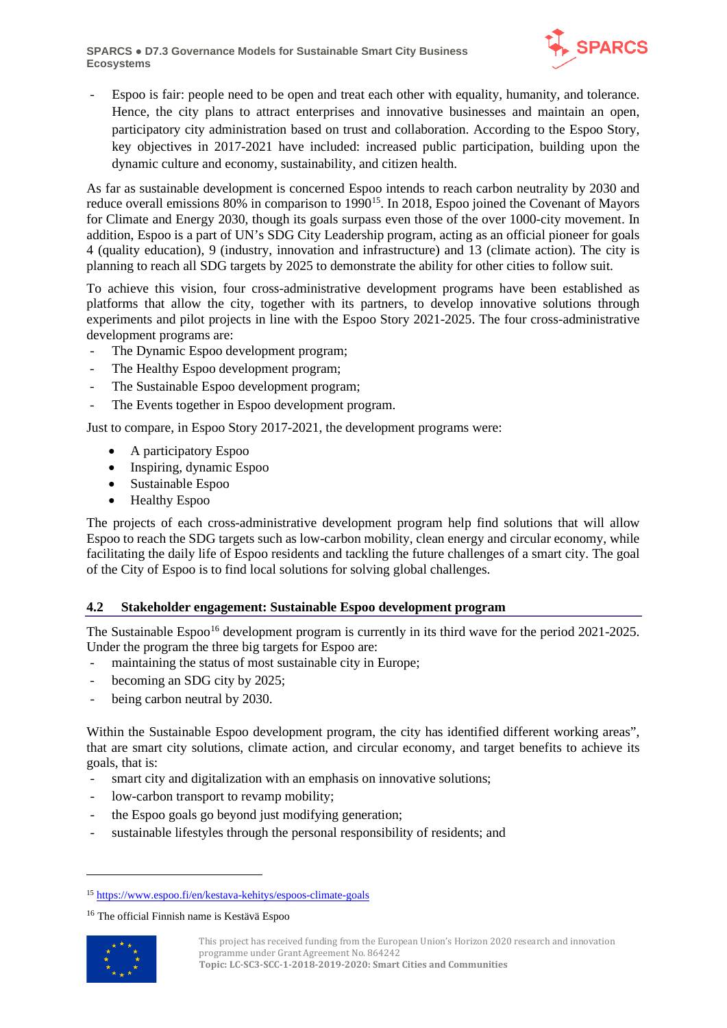- Espoo is fair: people need to be open and treat each other with equality, humanity, and tolerance. Hence, the city plans to attract enterprises and innovative businesses and maintain an open, participatory city administration based on trust and collaboration. According to the Espoo Story, key objectives in 2017-2021 have included: increased public participation, building upon the dynamic culture and economy, sustainability, and citizen health.

As far as sustainable development is concerned Espoo intends to reach carbon neutrality by 2030 and reduce overall emissions 80% in comparison to 1990[15]. In 2018, Espoo joined the Covenant of Mayors for Climate and Energy 2030, though its goals surpass even those of the over 1000-city movement. In addition, Espoo is a part of UN's SDG City Leadership program, acting as an official pioneer for goals 4 (quality education), 9 (industry, innovation and infrastructure) and 13 (climate action). The city is planning to reach all SDG targets by 2025 to demonstrate the ability for other cities to follow suit.

To achieve this vision, four cross-administrative development programs have been established as platforms that allow the city, together with its partners, to develop innovative solutions through experiments and pilot projects in line with the Espoo Story 2021-2025. The four cross-administrative development programs are:

- The Dynamic Espoo development program;
- The Healthy Espoo development program;
- The Sustainable Espoo development program;
- The Events together in Espoo development program.

Just to compare, in Espoo Story 2017-2021, the development programs were:

- A participatory Espoo
- Inspiring, dynamic Espoo
- Sustainable Espoo
- Healthy Espoo

The projects of each cross-administrative development program help find solutions that will allow Espoo to reach the SDG targets such as low-carbon mobility, clean energy and circular economy, while facilitating the daily life of Espoo residents and tackling the future challenges of a smart city. The goal of the City of Espoo is to find local solutions for solving global challenges.

## 4.2 Stakeholder engagement: Sustainable Espoo development program

The Sustainable Espoo[16] development program is currently in its third wave for the period 2021-2025. Under the program the three big targets for Espoo are:

- maintaining the status of most sustainable city in Europe;
- becoming an SDG city by 2025;
- being carbon neutral by 2030.

Within the Sustainable Espoo development program, the city has identified different working areas", that are smart city solutions, climate action, and circular economy, and target benefits to achieve its goals, that is:

- smart city and digitalization with an emphasis on innovative solutions;
- low-carbon transport to revamp mobility;
- the Espoo goals go beyond just modifying generation;
- sustainable lifestyles through the personal responsibility of residents; and

[15] https://www.espoo.fi/en/kestava-kehitys/espoos-climate-goals

[16] The official Finnish name is Kestävä Espoo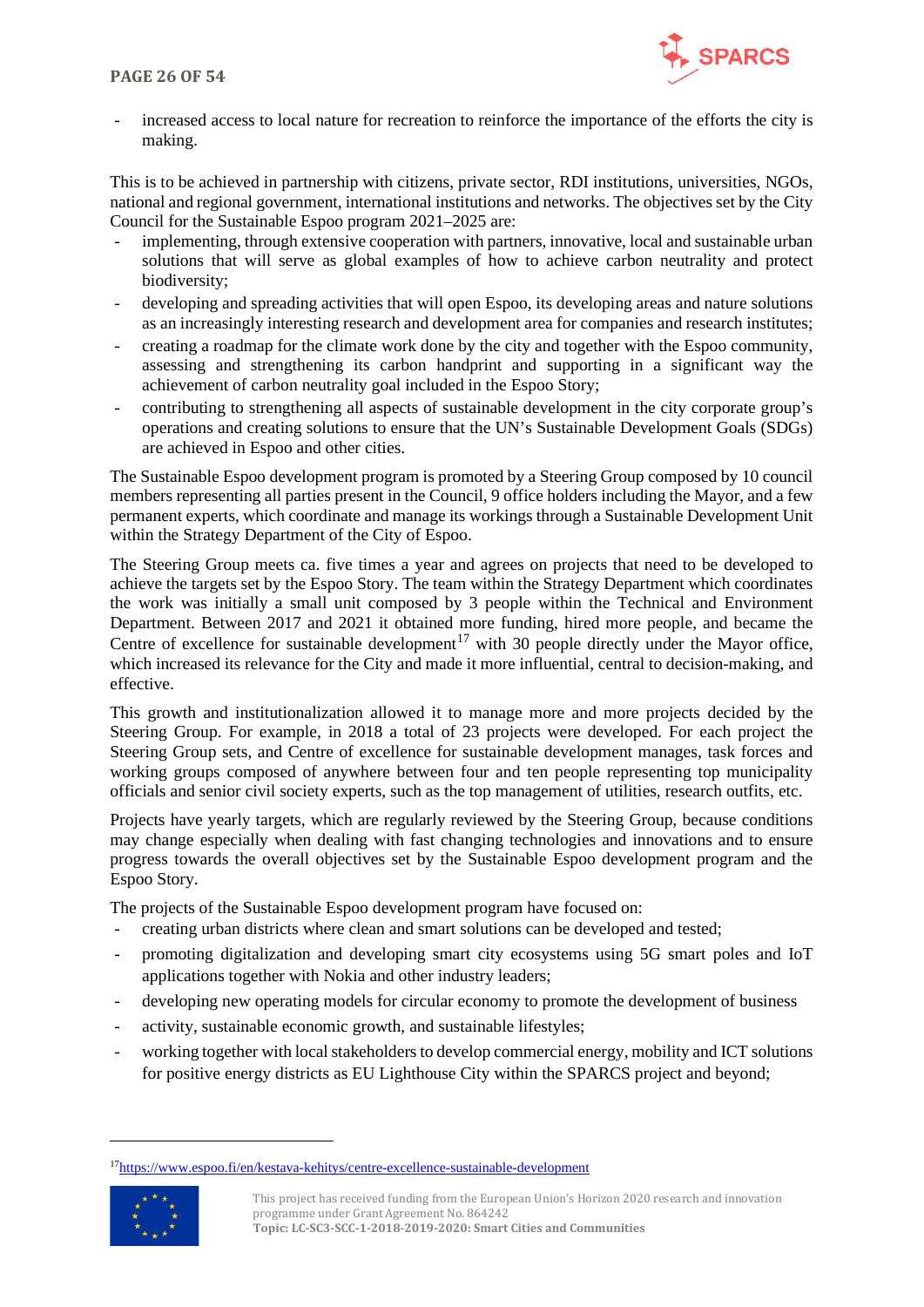- increased access to local nature for recreation to reinforce the importance of the efforts the city is making.

This is to be achieved in partnership with citizens, private sector, RDI institutions, universities, NGOs, national and regional government, international institutions and networks. The objectives set by the City Council for the Sustainable Espoo program 2021–2025 are:

- implementing, through extensive cooperation with partners, innovative, local and sustainable urban solutions that will serve as global examples of how to achieve carbon neutrality and protect biodiversity;
- developing and spreading activities that will open Espoo, its developing areas and nature solutions as an increasingly interesting research and development area for companies and research institutes;
- creating a roadmap for the climate work done by the city and together with the Espoo community, assessing and strengthening its carbon handprint and supporting in a significant way the achievement of carbon neutrality goal included in the Espoo Story;
- contributing to strengthening all aspects of sustainable development in the city corporate group's operations and creating solutions to ensure that the UN's Sustainable Development Goals (SDGs) are achieved in Espoo and other cities.

The Sustainable Espoo development program is promoted by a Steering Group composed by 10 council members representing all parties present in the Council, 9 office holders including the Mayor, and a few permanent experts, which coordinate and manage its workings through a Sustainable Development Unit within the Strategy Department of the City of Espoo.

The Steering Group meets ca. five times a year and agrees on projects that need to be developed to achieve the targets set by the Espoo Story. The team within the Strategy Department which coordinates the work was initially a small unit composed by 3 people within the Technical and Environment Department. Between 2017 and 2021 it obtained more funding, hired more people, and became the Centre of excellence for sustainable development[17] with 30 people directly under the Mayor office, which increased its relevance for the City and made it more influential, central to decision-making, and effective.

This growth and institutionalization allowed it to manage more and more projects decided by the Steering Group. For example, in 2018 a total of 23 projects were developed. For each project the Steering Group sets, and Centre of excellence for sustainable development manages, task forces and working groups composed of anywhere between four and ten people representing top municipality officials and senior civil society experts, such as the top management of utilities, research outfits, etc.

Projects have yearly targets, which are regularly reviewed by the Steering Group, because conditions may change especially when dealing with fast changing technologies and innovations and to ensure progress towards the overall objectives set by the Sustainable Espoo development program and the Espoo Story.

The projects of the Sustainable Espoo development program have focused on:

- creating urban districts where clean and smart solutions can be developed and tested;
- promoting digitalization and developing smart city ecosystems using 5G smart poles and IoT applications together with Nokia and other industry leaders;
- developing new operating models for circular economy to promote the development of business
- activity, sustainable economic growth, and sustainable lifestyles;
- working together with local stakeholders to develop commercial energy, mobility and ICT solutions for positive energy districts as EU Lighthouse City within the SPARCS project and beyond;

[17] https://www.espoo.fi/en/kestava-kehitys/centre-excellence-sustainable-development

This project has received funding from the European Union's Horizon 2020 research and innovation programme under Grant Agreement No. 864242
**Topic: LC-SC3-SCC-1-2018-2019-2020: Smart Cities and Communities**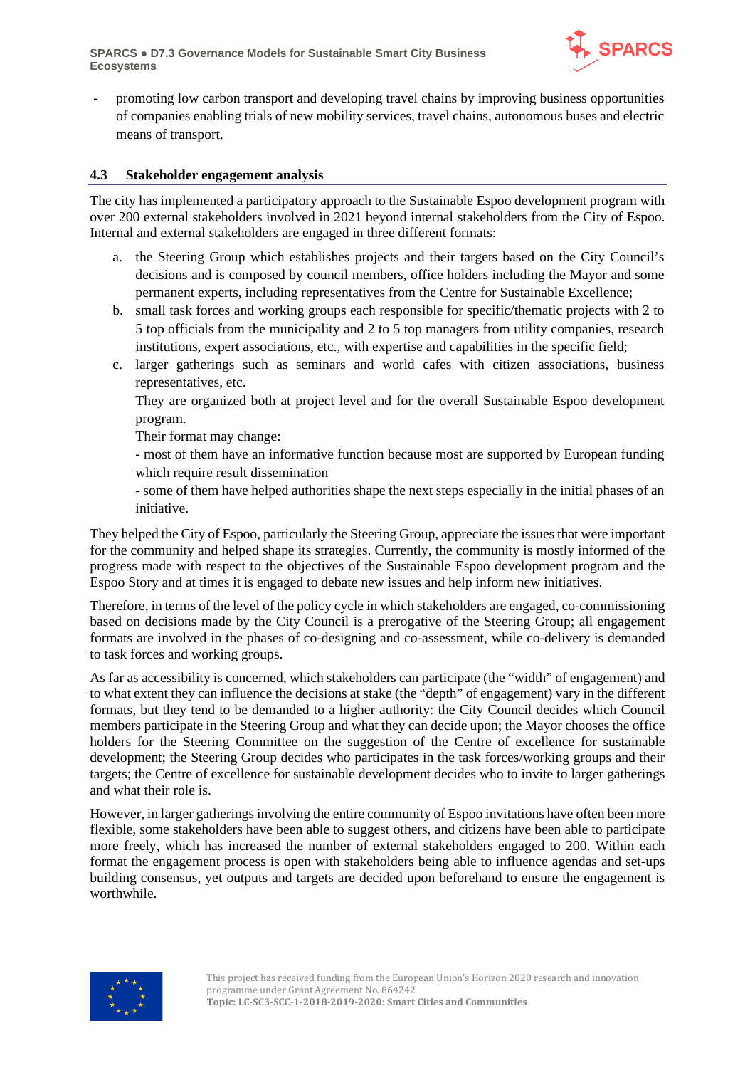- promoting low carbon transport and developing travel chains by improving business opportunities of companies enabling trials of new mobility services, travel chains, autonomous buses and electric means of transport.

## 4.3 Stakeholder engagement analysis

The city has implemented a participatory approach to the Sustainable Espoo development program with over 200 external stakeholders involved in 2021 beyond internal stakeholders from the City of Espoo. Internal and external stakeholders are engaged in three different formats:

a. the Steering Group which establishes projects and their targets based on the City Council's decisions and is composed by council members, office holders including the Mayor and some permanent experts, including representatives from the Centre for Sustainable Excellence;
b. small task forces and working groups each responsible for specific/thematic projects with 2 to 5 top officials from the municipality and 2 to 5 top managers from utility companies, research institutions, expert associations, etc., with expertise and capabilities in the specific field;
c. larger gatherings such as seminars and world cafes with citizen associations, business representatives, etc.
   They are organized both at project level and for the overall Sustainable Espoo development program.
   Their format may change:
   - most of them have an informative function because most are supported by European funding which require result dissemination
   - some of them have helped authorities shape the next steps especially in the initial phases of an initiative.

They helped the City of Espoo, particularly the Steering Group, appreciate the issues that were important for the community and helped shape its strategies. Currently, the community is mostly informed of the progress made with respect to the objectives of the Sustainable Espoo development program and the Espoo Story and at times it is engaged to debate new issues and help inform new initiatives.

Therefore, in terms of the level of the policy cycle in which stakeholders are engaged, co-commissioning based on decisions made by the City Council is a prerogative of the Steering Group; all engagement formats are involved in the phases of co-designing and co-assessment, while co-delivery is demanded to task forces and working groups.

As far as accessibility is concerned, which stakeholders can participate (the "width" of engagement) and to what extent they can influence the decisions at stake (the "depth" of engagement) vary in the different formats, but they tend to be demanded to a higher authority: the City Council decides which Council members participate in the Steering Group and what they can decide upon; the Mayor chooses the office holders for the Steering Committee on the suggestion of the Centre of excellence for sustainable development; the Steering Group decides who participates in the task forces/working groups and their targets; the Centre of excellence for sustainable development decides who to invite to larger gatherings and what their role is.

However, in larger gatherings involving the entire community of Espoo invitations have often been more flexible, some stakeholders have been able to suggest others, and citizens have been able to participate more freely, which has increased the number of external stakeholders engaged to 200. Within each format the engagement process is open with stakeholders being able to influence agendas and set-ups building consensus, yet outputs and targets are decided upon beforehand to ensure the engagement is worthwhile.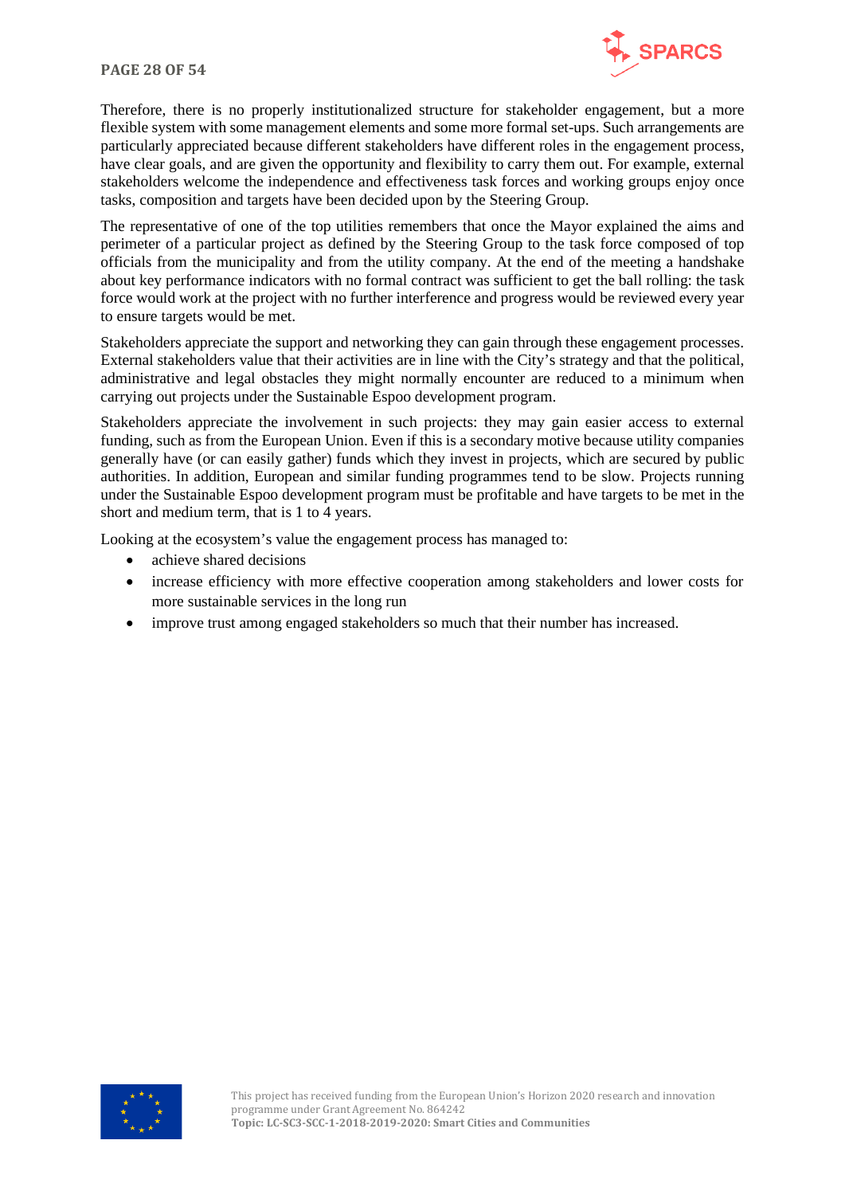Therefore, there is no properly institutionalized structure for stakeholder engagement, but a more flexible system with some management elements and some more formal set-ups. Such arrangements are particularly appreciated because different stakeholders have different roles in the engagement process, have clear goals, and are given the opportunity and flexibility to carry them out. For example, external stakeholders welcome the independence and effectiveness task forces and working groups enjoy once tasks, composition and targets have been decided upon by the Steering Group.

The representative of one of the top utilities remembers that once the Mayor explained the aims and perimeter of a particular project as defined by the Steering Group to the task force composed of top officials from the municipality and from the utility company. At the end of the meeting a handshake about key performance indicators with no formal contract was sufficient to get the ball rolling: the task force would work at the project with no further interference and progress would be reviewed every year to ensure targets would be met.

Stakeholders appreciate the support and networking they can gain through these engagement processes. External stakeholders value that their activities are in line with the City's strategy and that the political, administrative and legal obstacles they might normally encounter are reduced to a minimum when carrying out projects under the Sustainable Espoo development program.

Stakeholders appreciate the involvement in such projects: they may gain easier access to external funding, such as from the European Union. Even if this is a secondary motive because utility companies generally have (or can easily gather) funds which they invest in projects, which are secured by public authorities. In addition, European and similar funding programmes tend to be slow. Projects running under the Sustainable Espoo development program must be profitable and have targets to be met in the short and medium term, that is 1 to 4 years.

Looking at the ecosystem's value the engagement process has managed to:

- achieve shared decisions
- increase efficiency with more effective cooperation among stakeholders and lower costs for more sustainable services in the long run
- improve trust among engaged stakeholders so much that their number has increased.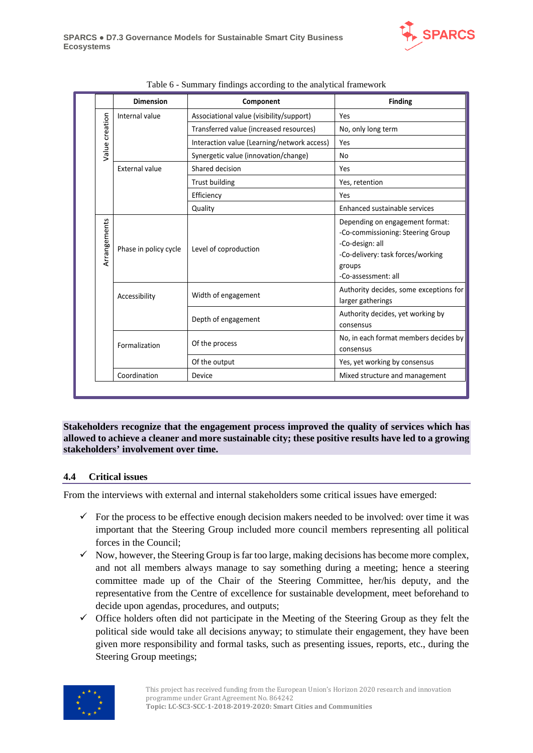Table 6 - Summary findings according to the analytical framework

| | Dimension | Component | Finding |
|---|---|---|---|
| Value creation | Internal value | Associational value (visibility/support) | Yes |
| | | Transferred value (increased resources) | No, only long term |
| | | Interaction value (Learning/network access) | Yes |
| | | Synergetic value (innovation/change) | No |
| | External value | Shared decision | Yes |
| | | Trust building | Yes, retention |
| | | Efficiency | Yes |
| | | Quality | Enhanced sustainable services |
| Arrangements | Phase in policy cycle | Level of coproduction | Depending on engagement format: -Co-commissioning: Steering Group -Co-design: all -Co-delivery: task forces/working groups -Co-assessment: all |
| | Accessibility | Width of engagement | Authority decides, some exceptions for larger gatherings |
| | | Depth of engagement | Authority decides, yet working by consensus |
| | Formalization | Of the process | No, in each format members decides by consensus |
| | | Of the output | Yes, yet working by consensus |
| | Coordination | Device | Mixed structure and management |

**Stakeholders recognize that the engagement process improved the quality of services which has allowed to achieve a cleaner and more sustainable city; these positive results have led to a growing stakeholders' involvement over time.**

### 4.4 Critical issues

From the interviews with external and internal stakeholders some critical issues have emerged:

- ✓ For the process to be effective enough decision makers needed to be involved: over time it was important that the Steering Group included more council members representing all political forces in the Council;
- ✓ Now, however, the Steering Group is far too large, making decisions has become more complex, and not all members always manage to say something during a meeting; hence a steering committee made up of the Chair of the Steering Committee, her/his deputy, and the representative from the Centre of excellence for sustainable development, meet beforehand to decide upon agendas, procedures, and outputs;
- ✓ Office holders often did not participate in the Meeting of the Steering Group as they felt the political side would take all decisions anyway; to stimulate their engagement, they have been given more responsibility and formal tasks, such as presenting issues, reports, etc., during the Steering Group meetings;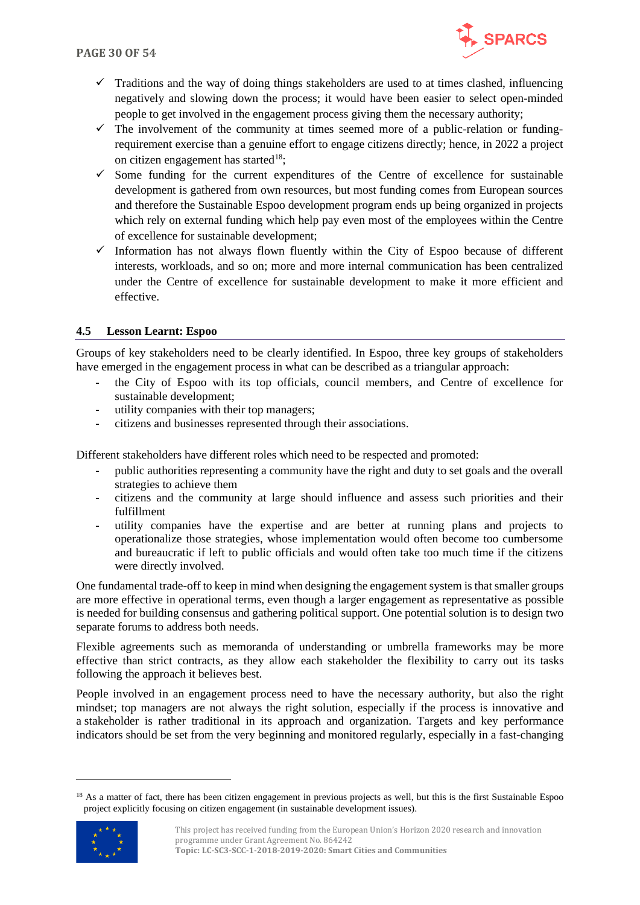- ✓ Traditions and the way of doing things stakeholders are used to at times clashed, influencing negatively and slowing down the process; it would have been easier to select open-minded people to get involved in the engagement process giving them the necessary authority;
- ✓ The involvement of the community at times seemed more of a public-relation or funding-requirement exercise than a genuine effort to engage citizens directly; hence, in 2022 a project on citizen engagement has started[18];
- ✓ Some funding for the current expenditures of the Centre of excellence for sustainable development is gathered from own resources, but most funding comes from European sources and therefore the Sustainable Espoo development program ends up being organized in projects which rely on external funding which help pay even most of the employees within the Centre of excellence for sustainable development;
- ✓ Information has not always flown fluently within the City of Espoo because of different interests, workloads, and so on; more and more internal communication has been centralized under the Centre of excellence for sustainable development to make it more efficient and effective.

### 4.5 Lesson Learnt: Espoo

Groups of key stakeholders need to be clearly identified. In Espoo, three key groups of stakeholders have emerged in the engagement process in what can be described as a triangular approach:

- the City of Espoo with its top officials, council members, and Centre of excellence for sustainable development;
- utility companies with their top managers;
- citizens and businesses represented through their associations.

Different stakeholders have different roles which need to be respected and promoted:

- public authorities representing a community have the right and duty to set goals and the overall strategies to achieve them
- citizens and the community at large should influence and assess such priorities and their fulfillment
- utility companies have the expertise and are better at running plans and projects to operationalize those strategies, whose implementation would often become too cumbersome and bureaucratic if left to public officials and would often take too much time if the citizens were directly involved.

One fundamental trade-off to keep in mind when designing the engagement system is that smaller groups are more effective in operational terms, even though a larger engagement as representative as possible is needed for building consensus and gathering political support. One potential solution is to design two separate forums to address both needs.

Flexible agreements such as memoranda of understanding or umbrella frameworks may be more effective than strict contracts, as they allow each stakeholder the flexibility to carry out its tasks following the approach it believes best.

People involved in an engagement process need to have the necessary authority, but also the right mindset; top managers are not always the right solution, especially if the process is innovative and a stakeholder is rather traditional in its approach and organization. Targets and key performance indicators should be set from the very beginning and monitored regularly, especially in a fast-changing

[18] As a matter of fact, there has been citizen engagement in previous projects as well, but this is the first Sustainable Espoo project explicitly focusing on citizen engagement (in sustainable development issues).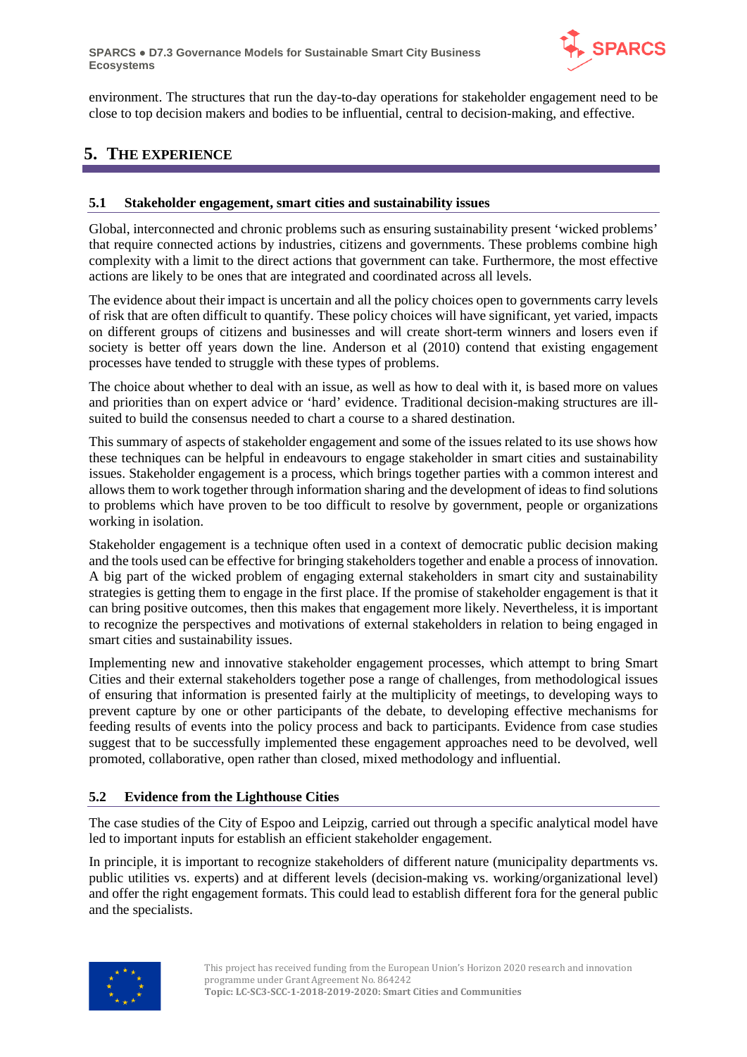environment. The structures that run the day-to-day operations for stakeholder engagement need to be close to top decision makers and bodies to be influential, central to decision-making, and effective.

# 5. THE EXPERIENCE

## 5.1 Stakeholder engagement, smart cities and sustainability issues

Global, interconnected and chronic problems such as ensuring sustainability present 'wicked problems' that require connected actions by industries, citizens and governments. These problems combine high complexity with a limit to the direct actions that government can take. Furthermore, the most effective actions are likely to be ones that are integrated and coordinated across all levels.

The evidence about their impact is uncertain and all the policy choices open to governments carry levels of risk that are often difficult to quantify. These policy choices will have significant, yet varied, impacts on different groups of citizens and businesses and will create short-term winners and losers even if society is better off years down the line. Anderson et al (2010) contend that existing engagement processes have tended to struggle with these types of problems.

The choice about whether to deal with an issue, as well as how to deal with it, is based more on values and priorities than on expert advice or 'hard' evidence. Traditional decision-making structures are ill-suited to build the consensus needed to chart a course to a shared destination.

This summary of aspects of stakeholder engagement and some of the issues related to its use shows how these techniques can be helpful in endeavours to engage stakeholder in smart cities and sustainability issues. Stakeholder engagement is a process, which brings together parties with a common interest and allows them to work together through information sharing and the development of ideas to find solutions to problems which have proven to be too difficult to resolve by government, people or organizations working in isolation.

Stakeholder engagement is a technique often used in a context of democratic public decision making and the tools used can be effective for bringing stakeholders together and enable a process of innovation. A big part of the wicked problem of engaging external stakeholders in smart city and sustainability strategies is getting them to engage in the first place. If the promise of stakeholder engagement is that it can bring positive outcomes, then this makes that engagement more likely. Nevertheless, it is important to recognize the perspectives and motivations of external stakeholders in relation to being engaged in smart cities and sustainability issues.

Implementing new and innovative stakeholder engagement processes, which attempt to bring Smart Cities and their external stakeholders together pose a range of challenges, from methodological issues of ensuring that information is presented fairly at the multiplicity of meetings, to developing ways to prevent capture by one or other participants of the debate, to developing effective mechanisms for feeding results of events into the policy process and back to participants. Evidence from case studies suggest that to be successfully implemented these engagement approaches need to be devolved, well promoted, collaborative, open rather than closed, mixed methodology and influential.

## 5.2 Evidence from the Lighthouse Cities

The case studies of the City of Espoo and Leipzig, carried out through a specific analytical model have led to important inputs for establish an efficient stakeholder engagement.

In principle, it is important to recognize stakeholders of different nature (municipality departments vs. public utilities vs. experts) and at different levels (decision-making vs. working/organizational level) and offer the right engagement formats. This could lead to establish different fora for the general public and the specialists.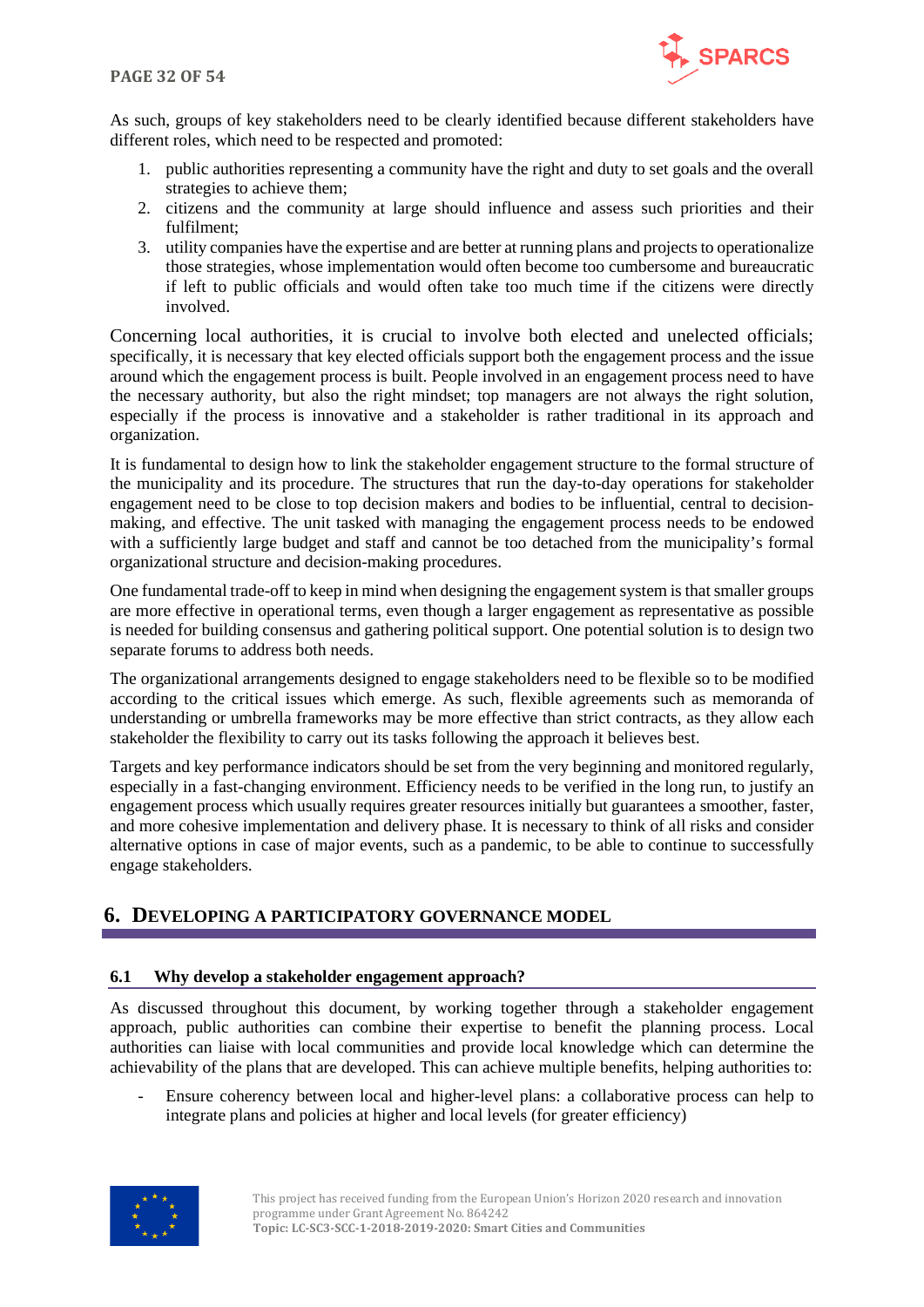As such, groups of key stakeholders need to be clearly identified because different stakeholders have different roles, which need to be respected and promoted:

1. public authorities representing a community have the right and duty to set goals and the overall strategies to achieve them;
2. citizens and the community at large should influence and assess such priorities and their fulfilment;
3. utility companies have the expertise and are better at running plans and projects to operationalize those strategies, whose implementation would often become too cumbersome and bureaucratic if left to public officials and would often take too much time if the citizens were directly involved.

Concerning local authorities, it is crucial to involve both elected and unelected officials; specifically, it is necessary that key elected officials support both the engagement process and the issue around which the engagement process is built. People involved in an engagement process need to have the necessary authority, but also the right mindset; top managers are not always the right solution, especially if the process is innovative and a stakeholder is rather traditional in its approach and organization.

It is fundamental to design how to link the stakeholder engagement structure to the formal structure of the municipality and its procedure. The structures that run the day-to-day operations for stakeholder engagement need to be close to top decision makers and bodies to be influential, central to decision-making, and effective. The unit tasked with managing the engagement process needs to be endowed with a sufficiently large budget and staff and cannot be too detached from the municipality's formal organizational structure and decision-making procedures.

One fundamental trade-off to keep in mind when designing the engagement system is that smaller groups are more effective in operational terms, even though a larger engagement as representative as possible is needed for building consensus and gathering political support. One potential solution is to design two separate forums to address both needs.

The organizational arrangements designed to engage stakeholders need to be flexible so to be modified according to the critical issues which emerge. As such, flexible agreements such as memoranda of understanding or umbrella frameworks may be more effective than strict contracts, as they allow each stakeholder the flexibility to carry out its tasks following the approach it believes best.

Targets and key performance indicators should be set from the very beginning and monitored regularly, especially in a fast-changing environment. Efficiency needs to be verified in the long run, to justify an engagement process which usually requires greater resources initially but guarantees a smoother, faster, and more cohesive implementation and delivery phase. It is necessary to think of all risks and consider alternative options in case of major events, such as a pandemic, to be able to continue to successfully engage stakeholders.

# 6. Developing a Participatory Governance Model

## 6.1 Why develop a stakeholder engagement approach?

As discussed throughout this document, by working together through a stakeholder engagement approach, public authorities can combine their expertise to benefit the planning process. Local authorities can liaise with local communities and provide local knowledge which can determine the achievability of the plans that are developed. This can achieve multiple benefits, helping authorities to:

- Ensure coherency between local and higher-level plans: a collaborative process can help to integrate plans and policies at higher and local levels (for greater efficiency)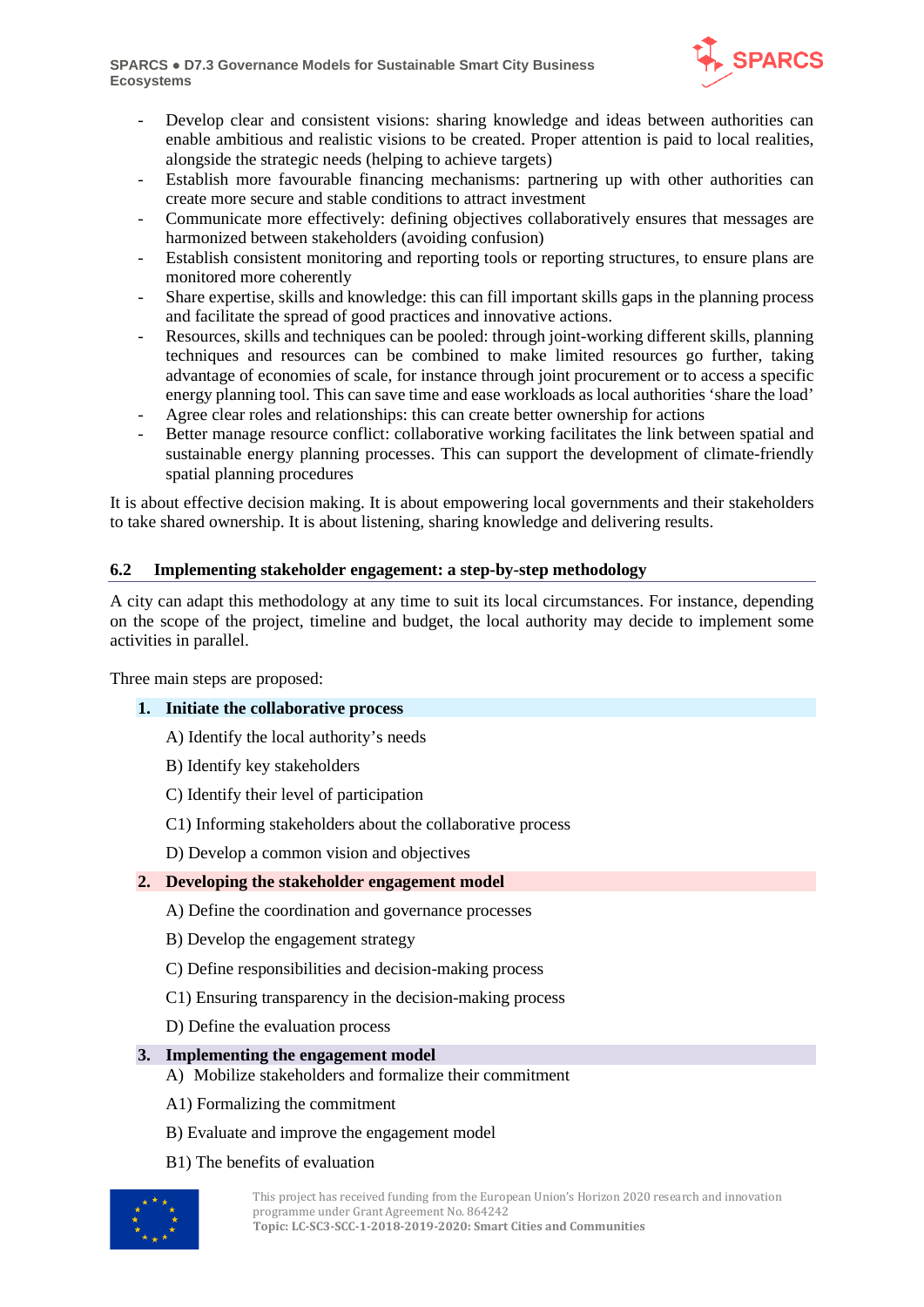- Develop clear and consistent visions: sharing knowledge and ideas between authorities can enable ambitious and realistic visions to be created. Proper attention is paid to local realities, alongside the strategic needs (helping to achieve targets)
- Establish more favourable financing mechanisms: partnering up with other authorities can create more secure and stable conditions to attract investment
- Communicate more effectively: defining objectives collaboratively ensures that messages are harmonized between stakeholders (avoiding confusion)
- Establish consistent monitoring and reporting tools or reporting structures, to ensure plans are monitored more coherently
- Share expertise, skills and knowledge: this can fill important skills gaps in the planning process and facilitate the spread of good practices and innovative actions.
- Resources, skills and techniques can be pooled: through joint-working different skills, planning techniques and resources can be combined to make limited resources go further, taking advantage of economies of scale, for instance through joint procurement or to access a specific energy planning tool. This can save time and ease workloads as local authorities 'share the load'
- Agree clear roles and relationships: this can create better ownership for actions
- Better manage resource conflict: collaborative working facilitates the link between spatial and sustainable energy planning processes. This can support the development of climate-friendly spatial planning procedures

It is about effective decision making. It is about empowering local governments and their stakeholders to take shared ownership. It is about listening, sharing knowledge and delivering results.

## 6.2 Implementing stakeholder engagement: a step-by-step methodology

A city can adapt this methodology at any time to suit its local circumstances. For instance, depending on the scope of the project, timeline and budget, the local authority may decide to implement some activities in parallel.

Three main steps are proposed:

**1. Initiate the collaborative process**

A) Identify the local authority's needs

B) Identify key stakeholders

C) Identify their level of participation

C1) Informing stakeholders about the collaborative process

D) Develop a common vision and objectives

**2. Developing the stakeholder engagement model**

A) Define the coordination and governance processes

B) Develop the engagement strategy

C) Define responsibilities and decision-making process

C1) Ensuring transparency in the decision-making process

D) Define the evaluation process

**3. Implementing the engagement model**

A) Mobilize stakeholders and formalize their commitment

A1) Formalizing the commitment

B) Evaluate and improve the engagement model

B1) The benefits of evaluation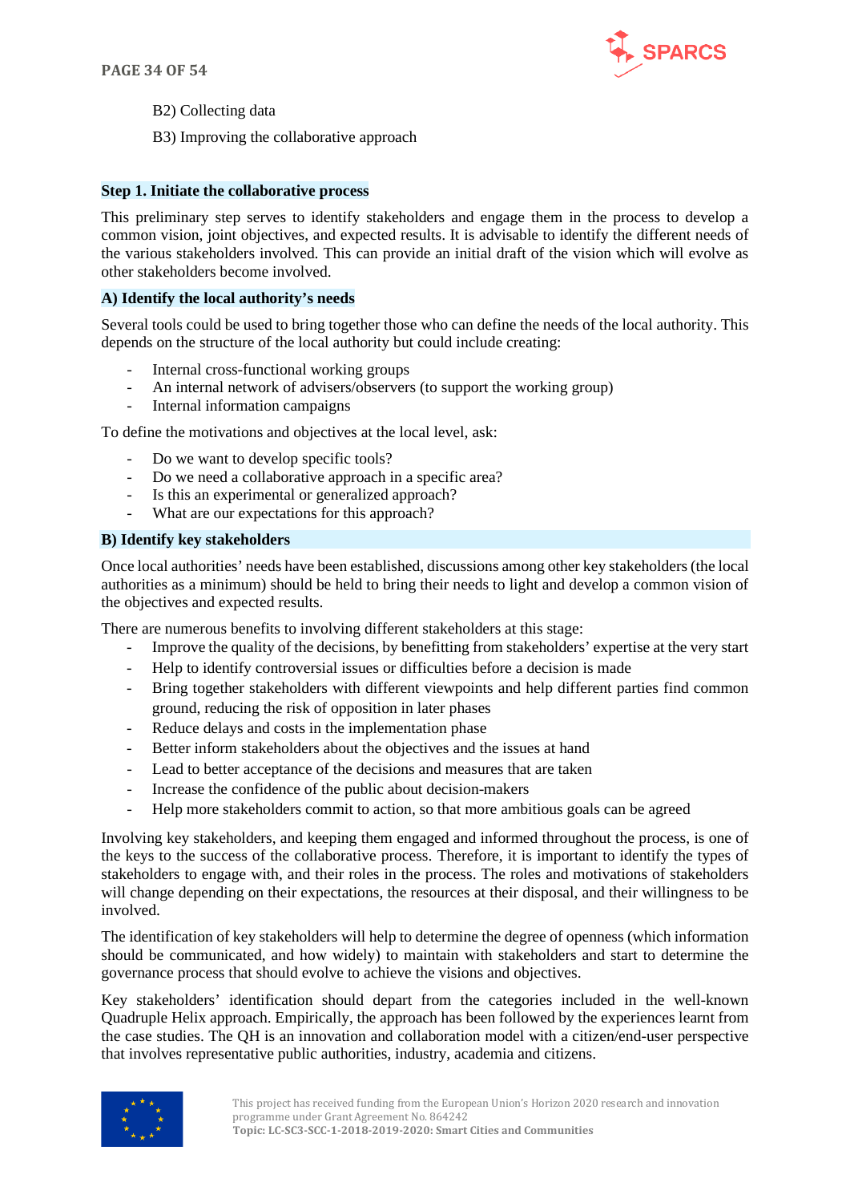B2) Collecting data

B3) Improving the collaborative approach

### Step 1. Initiate the collaborative process

This preliminary step serves to identify stakeholders and engage them in the process to develop a common vision, joint objectives, and expected results. It is advisable to identify the different needs of the various stakeholders involved. This can provide an initial draft of the vision which will evolve as other stakeholders become involved.

#### A) Identify the local authority's needs

Several tools could be used to bring together those who can define the needs of the local authority. This depends on the structure of the local authority but could include creating:

- Internal cross-functional working groups
- An internal network of advisers/observers (to support the working group)
- Internal information campaigns

To define the motivations and objectives at the local level, ask:

- Do we want to develop specific tools?
- Do we need a collaborative approach in a specific area?
- Is this an experimental or generalized approach?
- What are our expectations for this approach?

#### B) Identify key stakeholders

Once local authorities' needs have been established, discussions among other key stakeholders (the local authorities as a minimum) should be held to bring their needs to light and develop a common vision of the objectives and expected results.

There are numerous benefits to involving different stakeholders at this stage:

- Improve the quality of the decisions, by benefitting from stakeholders' expertise at the very start
- Help to identify controversial issues or difficulties before a decision is made
- Bring together stakeholders with different viewpoints and help different parties find common ground, reducing the risk of opposition in later phases
- Reduce delays and costs in the implementation phase
- Better inform stakeholders about the objectives and the issues at hand
- Lead to better acceptance of the decisions and measures that are taken
- Increase the confidence of the public about decision-makers
- Help more stakeholders commit to action, so that more ambitious goals can be agreed

Involving key stakeholders, and keeping them engaged and informed throughout the process, is one of the keys to the success of the collaborative process. Therefore, it is important to identify the types of stakeholders to engage with, and their roles in the process. The roles and motivations of stakeholders will change depending on their expectations, the resources at their disposal, and their willingness to be involved.

The identification of key stakeholders will help to determine the degree of openness (which information should be communicated, and how widely) to maintain with stakeholders and start to determine the governance process that should evolve to achieve the visions and objectives.

Key stakeholders' identification should depart from the categories included in the well-known Quadruple Helix approach. Empirically, the approach has been followed by the experiences learnt from the case studies. The QH is an innovation and collaboration model with a citizen/end-user perspective that involves representative public authorities, industry, academia and citizens.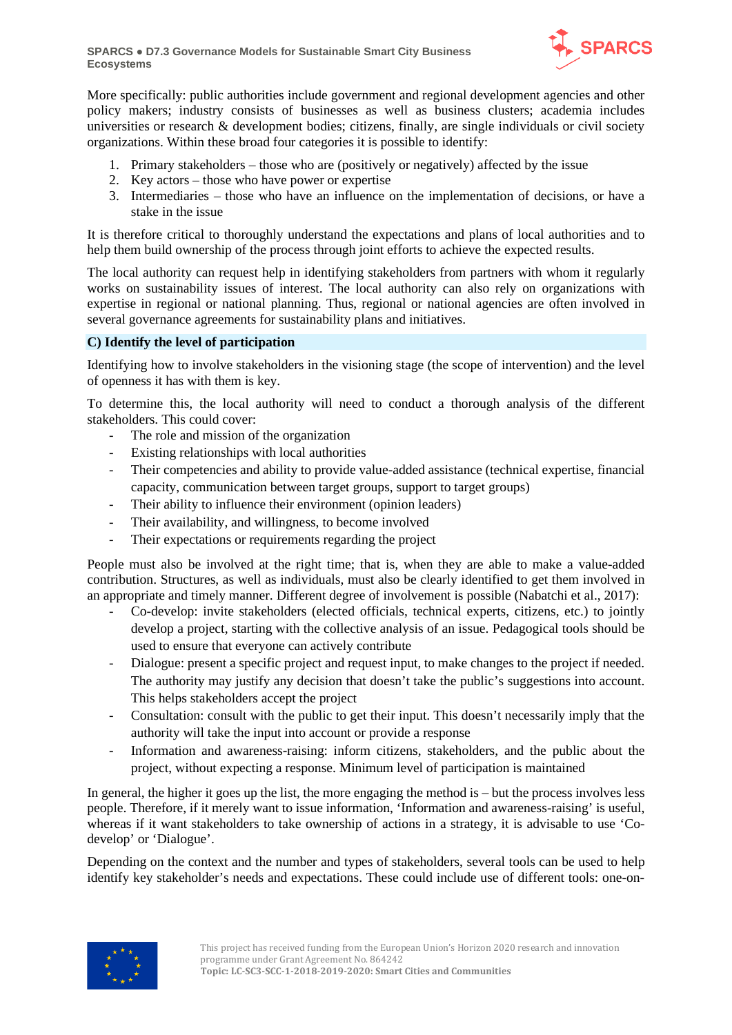More specifically: public authorities include government and regional development agencies and other policy makers; industry consists of businesses as well as business clusters; academia includes universities or research & development bodies; citizens, finally, are single individuals or civil society organizations. Within these broad four categories it is possible to identify:

1. Primary stakeholders – those who are (positively or negatively) affected by the issue
2. Key actors – those who have power or expertise
3. Intermediaries – those who have an influence on the implementation of decisions, or have a stake in the issue

It is therefore critical to thoroughly understand the expectations and plans of local authorities and to help them build ownership of the process through joint efforts to achieve the expected results.

The local authority can request help in identifying stakeholders from partners with whom it regularly works on sustainability issues of interest. The local authority can also rely on organizations with expertise in regional or national planning. Thus, regional or national agencies are often involved in several governance agreements for sustainability plans and initiatives.

### C) Identify the level of participation

Identifying how to involve stakeholders in the visioning stage (the scope of intervention) and the level of openness it has with them is key.

To determine this, the local authority will need to conduct a thorough analysis of the different stakeholders. This could cover:

- The role and mission of the organization
- Existing relationships with local authorities
- Their competencies and ability to provide value-added assistance (technical expertise, financial capacity, communication between target groups, support to target groups)
- Their ability to influence their environment (opinion leaders)
- Their availability, and willingness, to become involved
- Their expectations or requirements regarding the project

People must also be involved at the right time; that is, when they are able to make a value-added contribution. Structures, as well as individuals, must also be clearly identified to get them involved in an appropriate and timely manner. Different degree of involvement is possible (Nabatchi et al., 2017):

- Co-develop: invite stakeholders (elected officials, technical experts, citizens, etc.) to jointly develop a project, starting with the collective analysis of an issue. Pedagogical tools should be used to ensure that everyone can actively contribute
- Dialogue: present a specific project and request input, to make changes to the project if needed. The authority may justify any decision that doesn't take the public's suggestions into account. This helps stakeholders accept the project
- Consultation: consult with the public to get their input. This doesn't necessarily imply that the authority will take the input into account or provide a response
- Information and awareness-raising: inform citizens, stakeholders, and the public about the project, without expecting a response. Minimum level of participation is maintained

In general, the higher it goes up the list, the more engaging the method is – but the process involves less people. Therefore, if it merely want to issue information, 'Information and awareness-raising' is useful, whereas if it want stakeholders to take ownership of actions in a strategy, it is advisable to use 'Co-develop' or 'Dialogue'.

Depending on the context and the number and types of stakeholders, several tools can be used to help identify key stakeholder's needs and expectations. These could include use of different tools: one-on-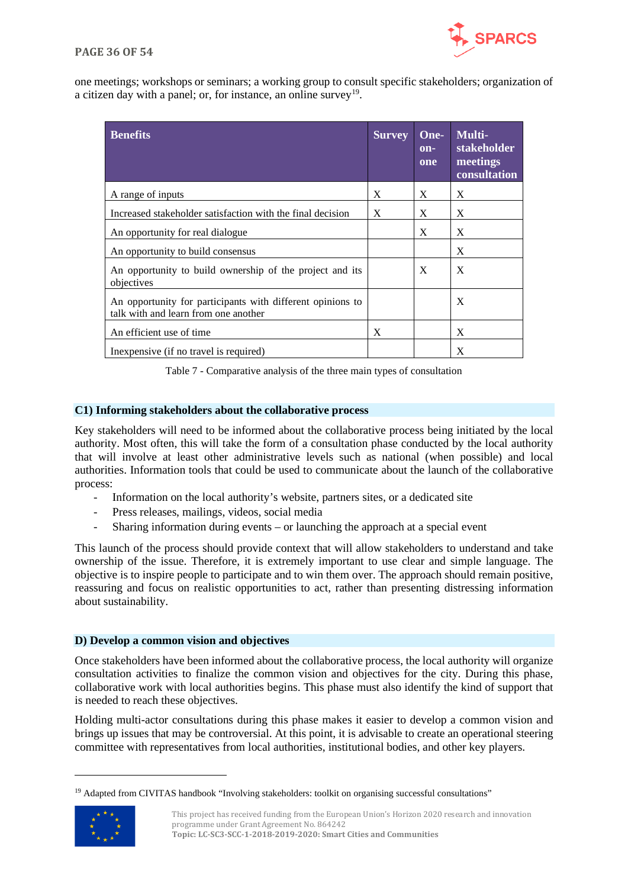one meetings; workshops or seminars; a working group to consult specific stakeholders; organization of a citizen day with a panel; or, for instance, an online survey[19].

| Benefits | Survey | One-on-one | Multi-stakeholder meetings consultation |
|---|---|---|---|
| A range of inputs | X | X | X |
| Increased stakeholder satisfaction with the final decision | X | X | X |
| An opportunity for real dialogue | | X | X |
| An opportunity to build consensus | | | X |
| An opportunity to build ownership of the project and its objectives | | X | X |
| An opportunity for participants with different opinions to talk with and learn from one another | | | X |
| An efficient use of time | X | | X |
| Inexpensive (if no travel is required) | | | X |

Table 7 - Comparative analysis of the three main types of consultation

### C1) Informing stakeholders about the collaborative process

Key stakeholders will need to be informed about the collaborative process being initiated by the local authority. Most often, this will take the form of a consultation phase conducted by the local authority that will involve at least other administrative levels such as national (when possible) and local authorities. Information tools that could be used to communicate about the launch of the collaborative process:

- Information on the local authority's website, partners sites, or a dedicated site
- Press releases, mailings, videos, social media
- Sharing information during events – or launching the approach at a special event

This launch of the process should provide context that will allow stakeholders to understand and take ownership of the issue. Therefore, it is extremely important to use clear and simple language. The objective is to inspire people to participate and to win them over. The approach should remain positive, reassuring and focus on realistic opportunities to act, rather than presenting distressing information about sustainability.

### D) Develop a common vision and objectives

Once stakeholders have been informed about the collaborative process, the local authority will organize consultation activities to finalize the common vision and objectives for the city. During this phase, collaborative work with local authorities begins. This phase must also identify the kind of support that is needed to reach these objectives.

Holding multi-actor consultations during this phase makes it easier to develop a common vision and brings up issues that may be controversial. At this point, it is advisable to create an operational steering committee with representatives from local authorities, institutional bodies, and other key players.

[19] Adapted from CIVITAS handbook "Involving stakeholders: toolkit on organising successful consultations"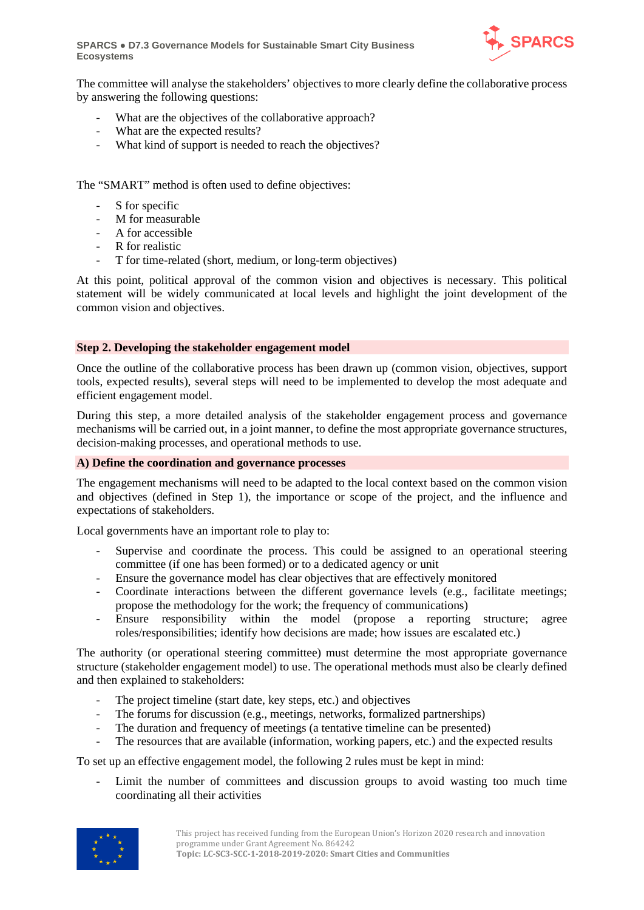The committee will analyse the stakeholders' objectives to more clearly define the collaborative process by answering the following questions:

- What are the objectives of the collaborative approach?
- What are the expected results?
- What kind of support is needed to reach the objectives?

The "SMART" method is often used to define objectives:

- S for specific
- M for measurable
- A for accessible
- R for realistic
- T for time-related (short, medium, or long-term objectives)

At this point, political approval of the common vision and objectives is necessary. This political statement will be widely communicated at local levels and highlight the joint development of the common vision and objectives.

### Step 2. Developing the stakeholder engagement model

Once the outline of the collaborative process has been drawn up (common vision, objectives, support tools, expected results), several steps will need to be implemented to develop the most adequate and efficient engagement model.

During this step, a more detailed analysis of the stakeholder engagement process and governance mechanisms will be carried out, in a joint manner, to define the most appropriate governance structures, decision-making processes, and operational methods to use.

#### A) Define the coordination and governance processes

The engagement mechanisms will need to be adapted to the local context based on the common vision and objectives (defined in Step 1), the importance or scope of the project, and the influence and expectations of stakeholders.

Local governments have an important role to play to:

- Supervise and coordinate the process. This could be assigned to an operational steering committee (if one has been formed) or to a dedicated agency or unit
- Ensure the governance model has clear objectives that are effectively monitored
- Coordinate interactions between the different governance levels (e.g., facilitate meetings; propose the methodology for the work; the frequency of communications)
- Ensure responsibility within the model (propose a reporting structure; agree roles/responsibilities; identify how decisions are made; how issues are escalated etc.)

The authority (or operational steering committee) must determine the most appropriate governance structure (stakeholder engagement model) to use. The operational methods must also be clearly defined and then explained to stakeholders:

- The project timeline (start date, key steps, etc.) and objectives
- The forums for discussion (e.g., meetings, networks, formalized partnerships)
- The duration and frequency of meetings (a tentative timeline can be presented)
- The resources that are available (information, working papers, etc.) and the expected results

To set up an effective engagement model, the following 2 rules must be kept in mind:

- Limit the number of committees and discussion groups to avoid wasting too much time coordinating all their activities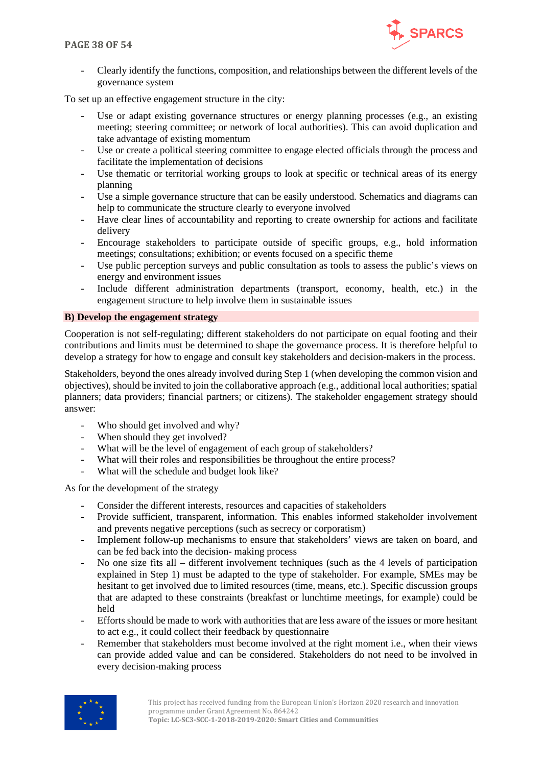- Clearly identify the functions, composition, and relationships between the different levels of the governance system

To set up an effective engagement structure in the city:

- Use or adapt existing governance structures or energy planning processes (e.g., an existing meeting; steering committee; or network of local authorities). This can avoid duplication and take advantage of existing momentum
- Use or create a political steering committee to engage elected officials through the process and facilitate the implementation of decisions
- Use thematic or territorial working groups to look at specific or technical areas of its energy planning
- Use a simple governance structure that can be easily understood. Schematics and diagrams can help to communicate the structure clearly to everyone involved
- Have clear lines of accountability and reporting to create ownership for actions and facilitate delivery
- Encourage stakeholders to participate outside of specific groups, e.g., hold information meetings; consultations; exhibition; or events focused on a specific theme
- Use public perception surveys and public consultation as tools to assess the public's views on energy and environment issues
- Include different administration departments (transport, economy, health, etc.) in the engagement structure to help involve them in sustainable issues

**B) Develop the engagement strategy**

Cooperation is not self-regulating; different stakeholders do not participate on equal footing and their contributions and limits must be determined to shape the governance process. It is therefore helpful to develop a strategy for how to engage and consult key stakeholders and decision-makers in the process.

Stakeholders, beyond the ones already involved during Step 1 (when developing the common vision and objectives), should be invited to join the collaborative approach (e.g., additional local authorities; spatial planners; data providers; financial partners; or citizens). The stakeholder engagement strategy should answer:

- Who should get involved and why?
- When should they get involved?
- What will be the level of engagement of each group of stakeholders?
- What will their roles and responsibilities be throughout the entire process?
- What will the schedule and budget look like?

As for the development of the strategy

- Consider the different interests, resources and capacities of stakeholders
- Provide sufficient, transparent, information. This enables informed stakeholder involvement and prevents negative perceptions (such as secrecy or corporatism)
- Implement follow-up mechanisms to ensure that stakeholders' views are taken on board, and can be fed back into the decision- making process
- No one size fits all – different involvement techniques (such as the 4 levels of participation explained in Step 1) must be adapted to the type of stakeholder. For example, SMEs may be hesitant to get involved due to limited resources (time, means, etc.). Specific discussion groups that are adapted to these constraints (breakfast or lunchtime meetings, for example) could be held
- Efforts should be made to work with authorities that are less aware of the issues or more hesitant to act e.g., it could collect their feedback by questionnaire
- Remember that stakeholders must become involved at the right moment i.e., when their views can provide added value and can be considered. Stakeholders do not need to be involved in every decision-making process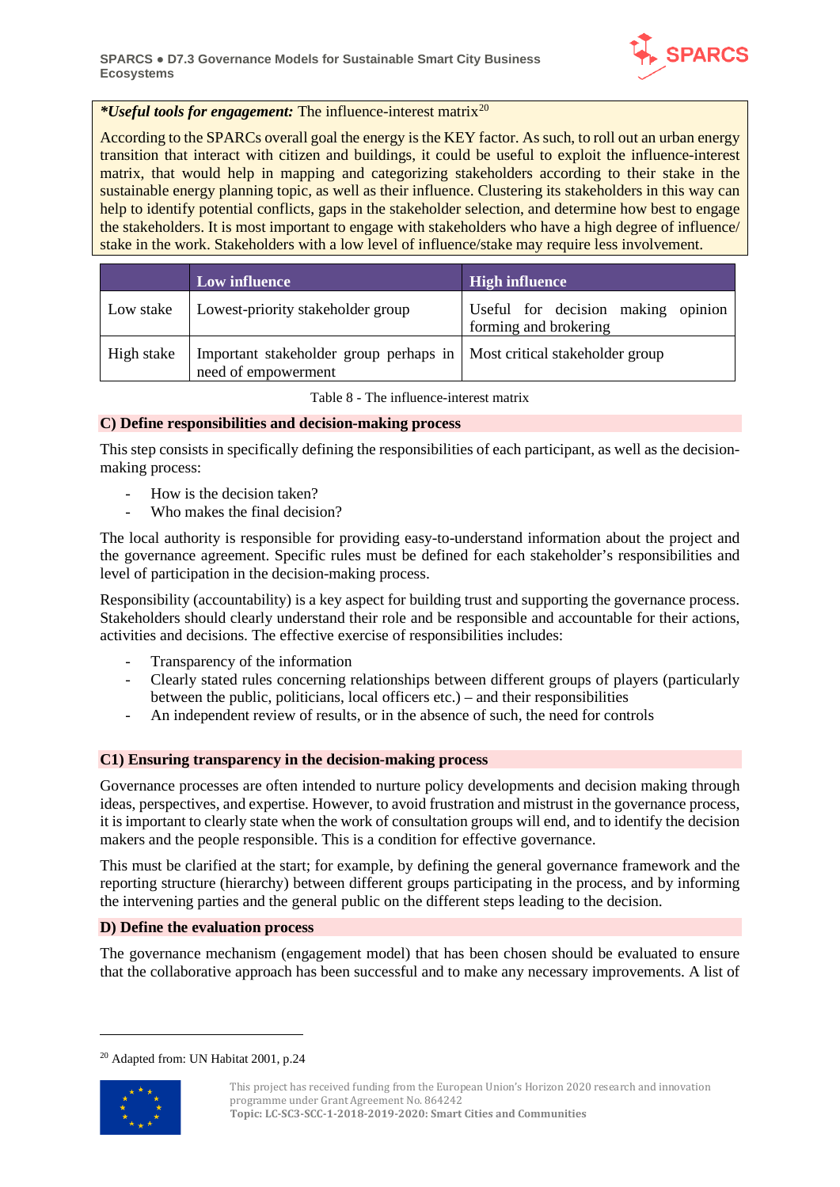***Useful tools for engagement:*** The influence-interest matrix[20]

According to the SPARCs overall goal the energy is the KEY factor. As such, to roll out an urban energy transition that interact with citizen and buildings, it could be useful to exploit the influence-interest matrix, that would help in mapping and categorizing stakeholders according to their stake in the sustainable energy planning topic, as well as their influence. Clustering its stakeholders in this way can help to identify potential conflicts, gaps in the stakeholder selection, and determine how best to engage the stakeholders. It is most important to engage with stakeholders who have a high degree of influence/ stake in the work. Stakeholders with a low level of influence/stake may require less involvement.

| | Low influence | High influence |
|---|---|---|
| Low stake | Lowest-priority stakeholder group | Useful for decision making opinion forming and brokering |
| High stake | Important stakeholder group perhaps in need of empowerment | Most critical stakeholder group |

Table 8 - The influence-interest matrix

**C) Define responsibilities and decision-making process**

This step consists in specifically defining the responsibilities of each participant, as well as the decision-making process:

- How is the decision taken?
- Who makes the final decision?

The local authority is responsible for providing easy-to-understand information about the project and the governance agreement. Specific rules must be defined for each stakeholder's responsibilities and level of participation in the decision-making process.

Responsibility (accountability) is a key aspect for building trust and supporting the governance process. Stakeholders should clearly understand their role and be responsible and accountable for their actions, activities and decisions. The effective exercise of responsibilities includes:

- Transparency of the information
- Clearly stated rules concerning relationships between different groups of players (particularly between the public, politicians, local officers etc.) – and their responsibilities
- An independent review of results, or in the absence of such, the need for controls

**C1) Ensuring transparency in the decision-making process**

Governance processes are often intended to nurture policy developments and decision making through ideas, perspectives, and expertise. However, to avoid frustration and mistrust in the governance process, it is important to clearly state when the work of consultation groups will end, and to identify the decision makers and the people responsible. This is a condition for effective governance.

This must be clarified at the start; for example, by defining the general governance framework and the reporting structure (hierarchy) between different groups participating in the process, and by informing the intervening parties and the general public on the different steps leading to the decision.

**D) Define the evaluation process**

The governance mechanism (engagement model) that has been chosen should be evaluated to ensure that the collaborative approach has been successful and to make any necessary improvements. A list of

[20] Adapted from: UN Habitat 2001, p.24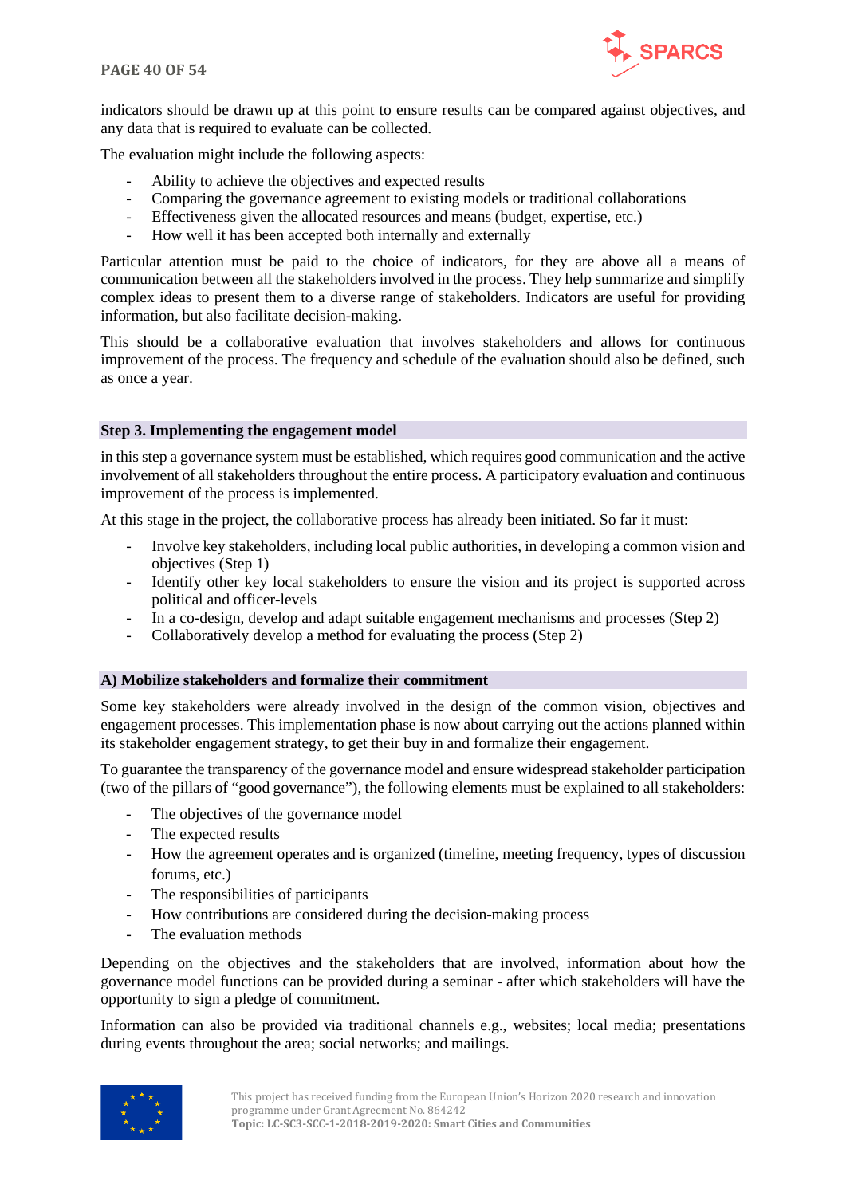indicators should be drawn up at this point to ensure results can be compared against objectives, and any data that is required to evaluate can be collected.

The evaluation might include the following aspects:

- Ability to achieve the objectives and expected results
- Comparing the governance agreement to existing models or traditional collaborations
- Effectiveness given the allocated resources and means (budget, expertise, etc.)
- How well it has been accepted both internally and externally

Particular attention must be paid to the choice of indicators, for they are above all a means of communication between all the stakeholders involved in the process. They help summarize and simplify complex ideas to present them to a diverse range of stakeholders. Indicators are useful for providing information, but also facilitate decision-making.

This should be a collaborative evaluation that involves stakeholders and allows for continuous improvement of the process. The frequency and schedule of the evaluation should also be defined, such as once a year.

### Step 3. Implementing the engagement model

in this step a governance system must be established, which requires good communication and the active involvement of all stakeholders throughout the entire process. A participatory evaluation and continuous improvement of the process is implemented.

At this stage in the project, the collaborative process has already been initiated. So far it must:

- Involve key stakeholders, including local public authorities, in developing a common vision and objectives (Step 1)
- Identify other key local stakeholders to ensure the vision and its project is supported across political and officer-levels
- In a co-design, develop and adapt suitable engagement mechanisms and processes (Step 2)
- Collaboratively develop a method for evaluating the process (Step 2)

### A) Mobilize stakeholders and formalize their commitment

Some key stakeholders were already involved in the design of the common vision, objectives and engagement processes. This implementation phase is now about carrying out the actions planned within its stakeholder engagement strategy, to get their buy in and formalize their engagement.

To guarantee the transparency of the governance model and ensure widespread stakeholder participation (two of the pillars of "good governance"), the following elements must be explained to all stakeholders:

- The objectives of the governance model
- The expected results
- How the agreement operates and is organized (timeline, meeting frequency, types of discussion forums, etc.)
- The responsibilities of participants
- How contributions are considered during the decision-making process
- The evaluation methods

Depending on the objectives and the stakeholders that are involved, information about how the governance model functions can be provided during a seminar - after which stakeholders will have the opportunity to sign a pledge of commitment.

Information can also be provided via traditional channels e.g., websites; local media; presentations during events throughout the area; social networks; and mailings.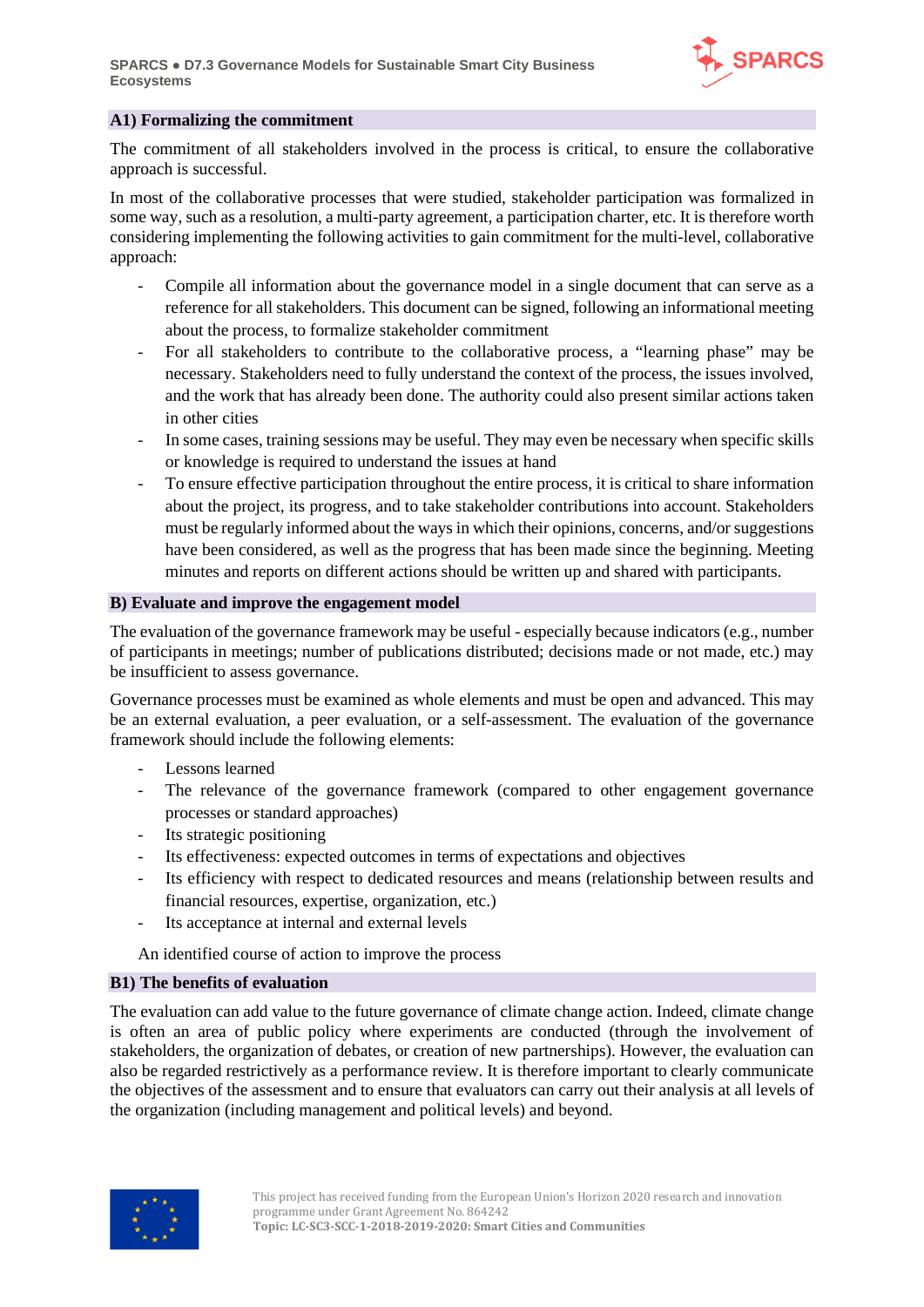### A1) Formalizing the commitment

The commitment of all stakeholders involved in the process is critical, to ensure the collaborative approach is successful.

In most of the collaborative processes that were studied, stakeholder participation was formalized in some way, such as a resolution, a multi-party agreement, a participation charter, etc. It is therefore worth considering implementing the following activities to gain commitment for the multi-level, collaborative approach:

- Compile all information about the governance model in a single document that can serve as a reference for all stakeholders. This document can be signed, following an informational meeting about the process, to formalize stakeholder commitment
- For all stakeholders to contribute to the collaborative process, a "learning phase" may be necessary. Stakeholders need to fully understand the context of the process, the issues involved, and the work that has already been done. The authority could also present similar actions taken in other cities
- In some cases, training sessions may be useful. They may even be necessary when specific skills or knowledge is required to understand the issues at hand
- To ensure effective participation throughout the entire process, it is critical to share information about the project, its progress, and to take stakeholder contributions into account. Stakeholders must be regularly informed about the ways in which their opinions, concerns, and/or suggestions have been considered, as well as the progress that has been made since the beginning. Meeting minutes and reports on different actions should be written up and shared with participants.

### B) Evaluate and improve the engagement model

The evaluation of the governance framework may be useful - especially because indicators (e.g., number of participants in meetings; number of publications distributed; decisions made or not made, etc.) may be insufficient to assess governance.

Governance processes must be examined as whole elements and must be open and advanced. This may be an external evaluation, a peer evaluation, or a self-assessment. The evaluation of the governance framework should include the following elements:

- Lessons learned
- The relevance of the governance framework (compared to other engagement governance processes or standard approaches)
- Its strategic positioning
- Its effectiveness: expected outcomes in terms of expectations and objectives
- Its efficiency with respect to dedicated resources and means (relationship between results and financial resources, expertise, organization, etc.)
- Its acceptance at internal and external levels

An identified course of action to improve the process

### B1) The benefits of evaluation

The evaluation can add value to the future governance of climate change action. Indeed, climate change is often an area of public policy where experiments are conducted (through the involvement of stakeholders, the organization of debates, or creation of new partnerships). However, the evaluation can also be regarded restrictively as a performance review. It is therefore important to clearly communicate the objectives of the assessment and to ensure that evaluators can carry out their analysis at all levels of the organization (including management and political levels) and beyond.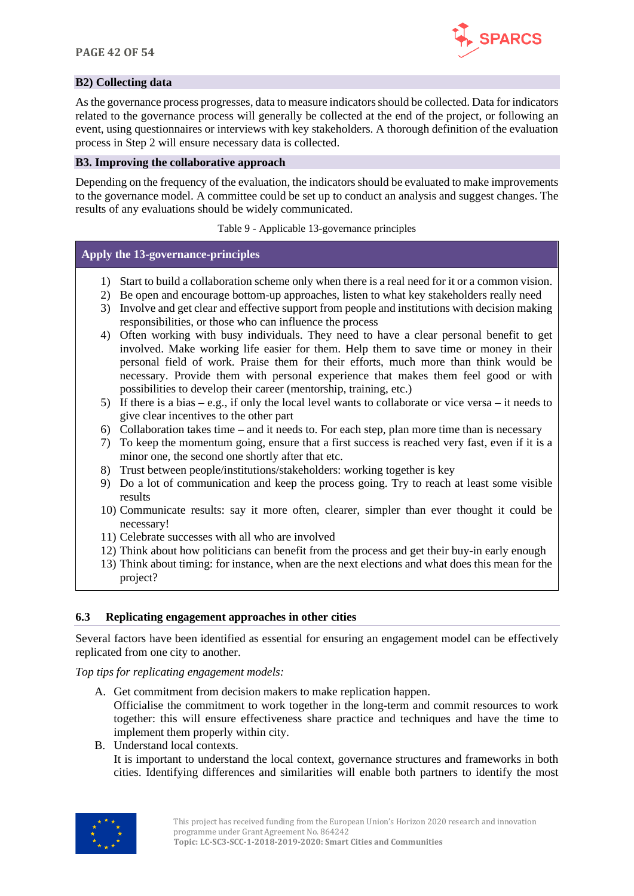**B2) Collecting data**

As the governance process progresses, data to measure indicators should be collected. Data for indicators related to the governance process will generally be collected at the end of the project, or following an event, using questionnaires or interviews with key stakeholders. A thorough definition of the evaluation process in Step 2 will ensure necessary data is collected.

**B3. Improving the collaborative approach**

Depending on the frequency of the evaluation, the indicators should be evaluated to make improvements to the governance model. A committee could be set up to conduct an analysis and suggest changes. The results of any evaluations should be widely communicated.

Table 9 - Applicable 13-governance principles

| Apply the 13-governance-principles |
|---|
| 1) Start to build a collaboration scheme only when there is a real need for it or a common vision.<br>2) Be open and encourage bottom-up approaches, listen to what key stakeholders really need<br>3) Involve and get clear and effective support from people and institutions with decision making responsibilities, or those who can influence the process<br>4) Often working with busy individuals. They need to have a clear personal benefit to get involved. Make working life easier for them. Help them to save time or money in their personal field of work. Praise them for their efforts, much more than think would be necessary. Provide them with personal experience that makes them feel good or with possibilities to develop their career (mentorship, training, etc.)<br>5) If there is a bias – e.g., if only the local level wants to collaborate or vice versa – it needs to give clear incentives to the other part<br>6) Collaboration takes time – and it needs to. For each step, plan more time than is necessary<br>7) To keep the momentum going, ensure that a first success is reached very fast, even if it is a minor one, the second one shortly after that etc.<br>8) Trust between people/institutions/stakeholders: working together is key<br>9) Do a lot of communication and keep the process going. Try to reach at least some visible results<br>10) Communicate results: say it more often, clearer, simpler than ever thought it could be necessary!<br>11) Celebrate successes with all who are involved<br>12) Think about how politicians can benefit from the process and get their buy-in early enough<br>13) Think about timing: for instance, when are the next elections and what does this mean for the project? |

## 6.3 Replicating engagement approaches in other cities

Several factors have been identified as essential for ensuring an engagement model can be effectively replicated from one city to another.

*Top tips for replicating engagement models:*

A. Get commitment from decision makers to make replication happen.
   Officialise the commitment to work together in the long-term and commit resources to work together: this will ensure effectiveness share practice and techniques and have the time to implement them properly within city.
B. Understand local contexts.
   It is important to understand the local context, governance structures and frameworks in both cities. Identifying differences and similarities will enable both partners to identify the most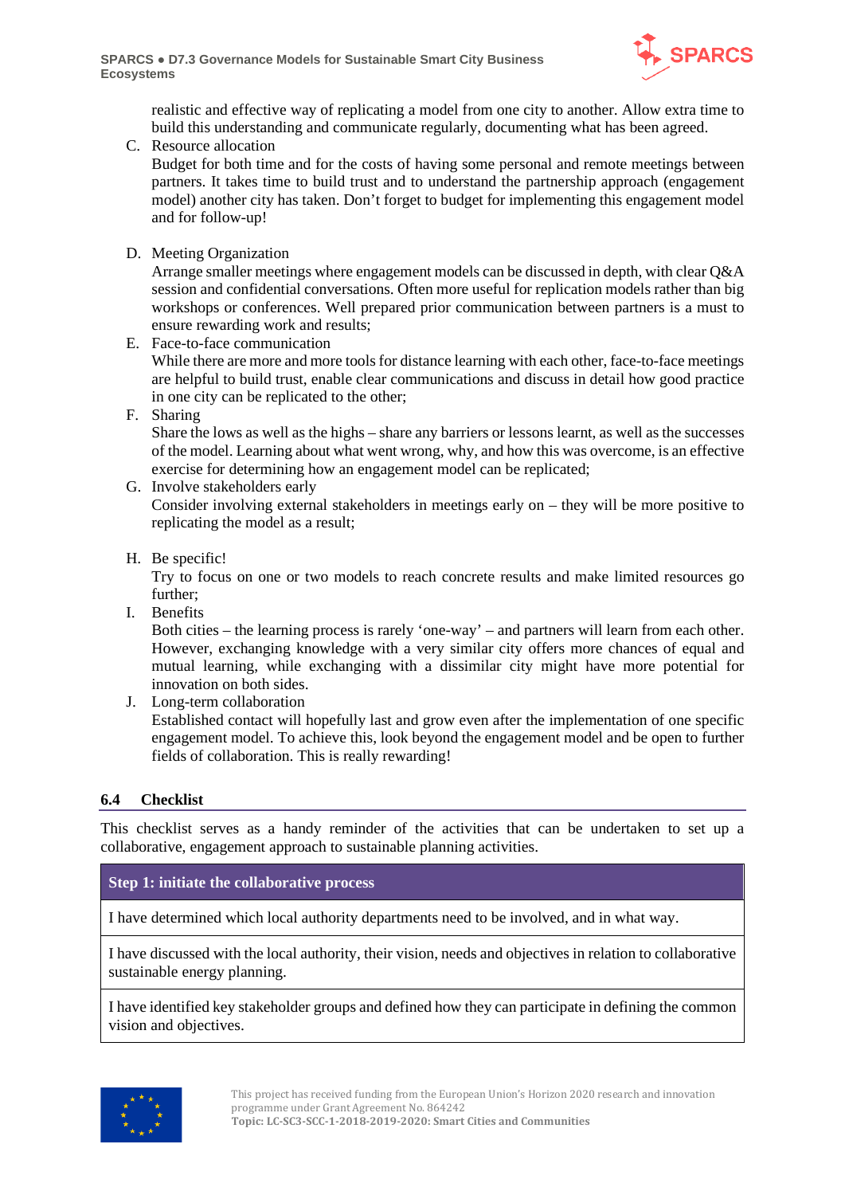realistic and effective way of replicating a model from one city to another. Allow extra time to build this understanding and communicate regularly, documenting what has been agreed.

C. Resource allocation
   Budget for both time and for the costs of having some personal and remote meetings between partners. It takes time to build trust and to understand the partnership approach (engagement model) another city has taken. Don't forget to budget for implementing this engagement model and for follow-up!

D. Meeting Organization
   Arrange smaller meetings where engagement models can be discussed in depth, with clear Q&A session and confidential conversations. Often more useful for replication models rather than big workshops or conferences. Well prepared prior communication between partners is a must to ensure rewarding work and results;

E. Face-to-face communication
   While there are more and more tools for distance learning with each other, face-to-face meetings are helpful to build trust, enable clear communications and discuss in detail how good practice in one city can be replicated to the other;

F. Sharing
   Share the lows as well as the highs – share any barriers or lessons learnt, as well as the successes of the model. Learning about what went wrong, why, and how this was overcome, is an effective exercise for determining how an engagement model can be replicated;

G. Involve stakeholders early
   Consider involving external stakeholders in meetings early on – they will be more positive to replicating the model as a result;

H. Be specific!
   Try to focus on one or two models to reach concrete results and make limited resources go further;

I. Benefits
   Both cities – the learning process is rarely 'one-way' – and partners will learn from each other. However, exchanging knowledge with a very similar city offers more chances of equal and mutual learning, while exchanging with a dissimilar city might have more potential for innovation on both sides.

J. Long-term collaboration
   Established contact will hopefully last and grow even after the implementation of one specific engagement model. To achieve this, look beyond the engagement model and be open to further fields of collaboration. This is really rewarding!

## 6.4 Checklist

This checklist serves as a handy reminder of the activities that can be undertaken to set up a collaborative, engagement approach to sustainable planning activities.

| **Step 1: initiate the collaborative process** |
|---|
| I have determined which local authority departments need to be involved, and in what way. |
| I have discussed with the local authority, their vision, needs and objectives in relation to collaborative sustainable energy planning. |
| I have identified key stakeholder groups and defined how they can participate in defining the common vision and objectives. |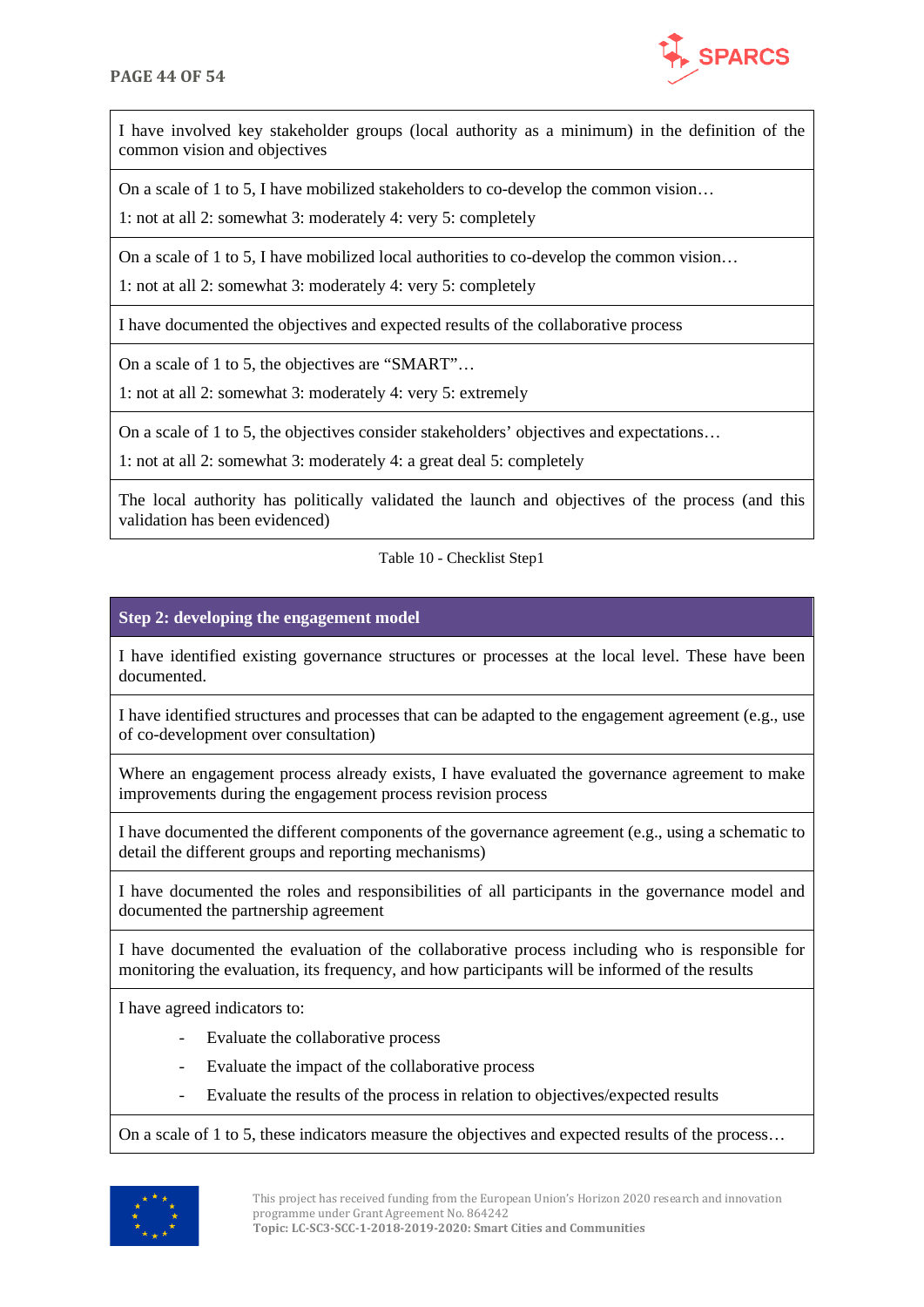| I have involved key stakeholder groups (local authority as a minimum) in the definition of the common vision and objectives |
|---|
| On a scale of 1 to 5, I have mobilized stakeholders to co-develop the common vision…<br>1: not at all 2: somewhat 3: moderately 4: very 5: completely |
| On a scale of 1 to 5, I have mobilized local authorities to co-develop the common vision…<br>1: not at all 2: somewhat 3: moderately 4: very 5: completely |
| I have documented the objectives and expected results of the collaborative process |
| On a scale of 1 to 5, the objectives are "SMART"…<br>1: not at all 2: somewhat 3: moderately 4: very 5: extremely |
| On a scale of 1 to 5, the objectives consider stakeholders' objectives and expectations…<br>1: not at all 2: somewhat 3: moderately 4: a great deal 5: completely |
| The local authority has politically validated the launch and objectives of the process (and this validation has been evidenced) |

Table 10 - Checklist Step1

| **Step 2: developing the engagement model** |
|---|
| I have identified existing governance structures or processes at the local level. These have been documented. |
| I have identified structures and processes that can be adapted to the engagement agreement (e.g., use of co-development over consultation) |
| Where an engagement process already exists, I have evaluated the governance agreement to make improvements during the engagement process revision process |
| I have documented the different components of the governance agreement (e.g., using a schematic to detail the different groups and reporting mechanisms) |
| I have documented the roles and responsibilities of all participants in the governance model and documented the partnership agreement |
| I have documented the evaluation of the collaborative process including who is responsible for monitoring the evaluation, its frequency, and how participants will be informed of the results |
| I have agreed indicators to:<br>- Evaluate the collaborative process<br>- Evaluate the impact of the collaborative process<br>- Evaluate the results of the process in relation to objectives/expected results |
| On a scale of 1 to 5, these indicators measure the objectives and expected results of the process… |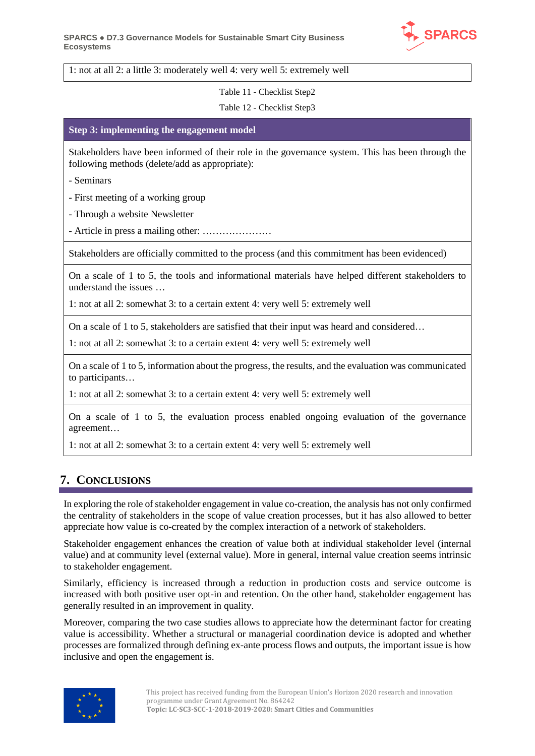| 1: not at all 2: a little 3: moderately well 4: very well 5: extremely well |
|---|

Table 11 - Checklist Step2

Table 12 - Checklist Step3

| **Step 3: implementing the engagement model** |
|---|
| Stakeholders have been informed of their role in the governance system. This has been through the following methods (delete/add as appropriate):<br>- Seminars<br>- First meeting of a working group<br>- Through a website Newsletter<br>- Article in press a mailing other: ………………… |
| Stakeholders are officially committed to the process (and this commitment has been evidenced) |
| On a scale of 1 to 5, the tools and informational materials have helped different stakeholders to understand the issues …<br>1: not at all 2: somewhat 3: to a certain extent 4: very well 5: extremely well |
| On a scale of 1 to 5, stakeholders are satisfied that their input was heard and considered…<br>1: not at all 2: somewhat 3: to a certain extent 4: very well 5: extremely well |
| On a scale of 1 to 5, information about the progress, the results, and the evaluation was communicated to participants…<br>1: not at all 2: somewhat 3: to a certain extent 4: very well 5: extremely well |
| On a scale of 1 to 5, the evaluation process enabled ongoing evaluation of the governance agreement…<br>1: not at all 2: somewhat 3: to a certain extent 4: very well 5: extremely well |

# 7. Conclusions

In exploring the role of stakeholder engagement in value co-creation, the analysis has not only confirmed the centrality of stakeholders in the scope of value creation processes, but it has also allowed to better appreciate how value is co-created by the complex interaction of a network of stakeholders.

Stakeholder engagement enhances the creation of value both at individual stakeholder level (internal value) and at community level (external value). More in general, internal value creation seems intrinsic to stakeholder engagement.

Similarly, efficiency is increased through a reduction in production costs and service outcome is increased with both positive user opt-in and retention. On the other hand, stakeholder engagement has generally resulted in an improvement in quality.

Moreover, comparing the two case studies allows to appreciate how the determinant factor for creating value is accessibility. Whether a structural or managerial coordination device is adopted and whether processes are formalized through defining ex-ante process flows and outputs, the important issue is how inclusive and open the engagement is.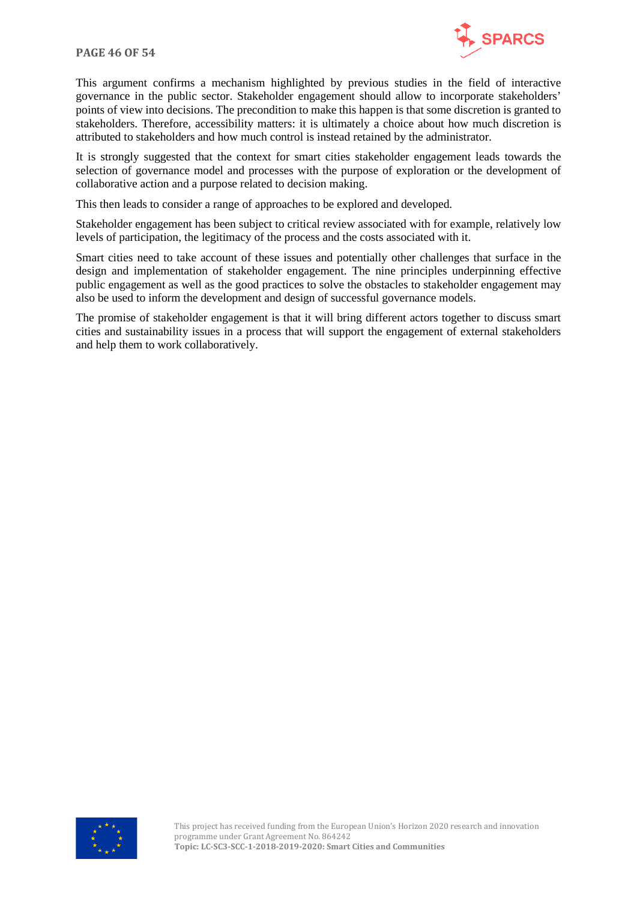This argument confirms a mechanism highlighted by previous studies in the field of interactive governance in the public sector. Stakeholder engagement should allow to incorporate stakeholders' points of view into decisions. The precondition to make this happen is that some discretion is granted to stakeholders. Therefore, accessibility matters: it is ultimately a choice about how much discretion is attributed to stakeholders and how much control is instead retained by the administrator.

It is strongly suggested that the context for smart cities stakeholder engagement leads towards the selection of governance model and processes with the purpose of exploration or the development of collaborative action and a purpose related to decision making.

This then leads to consider a range of approaches to be explored and developed.

Stakeholder engagement has been subject to critical review associated with for example, relatively low levels of participation, the legitimacy of the process and the costs associated with it.

Smart cities need to take account of these issues and potentially other challenges that surface in the design and implementation of stakeholder engagement. The nine principles underpinning effective public engagement as well as the good practices to solve the obstacles to stakeholder engagement may also be used to inform the development and design of successful governance models.

The promise of stakeholder engagement is that it will bring different actors together to discuss smart cities and sustainability issues in a process that will support the engagement of external stakeholders and help them to work collaboratively.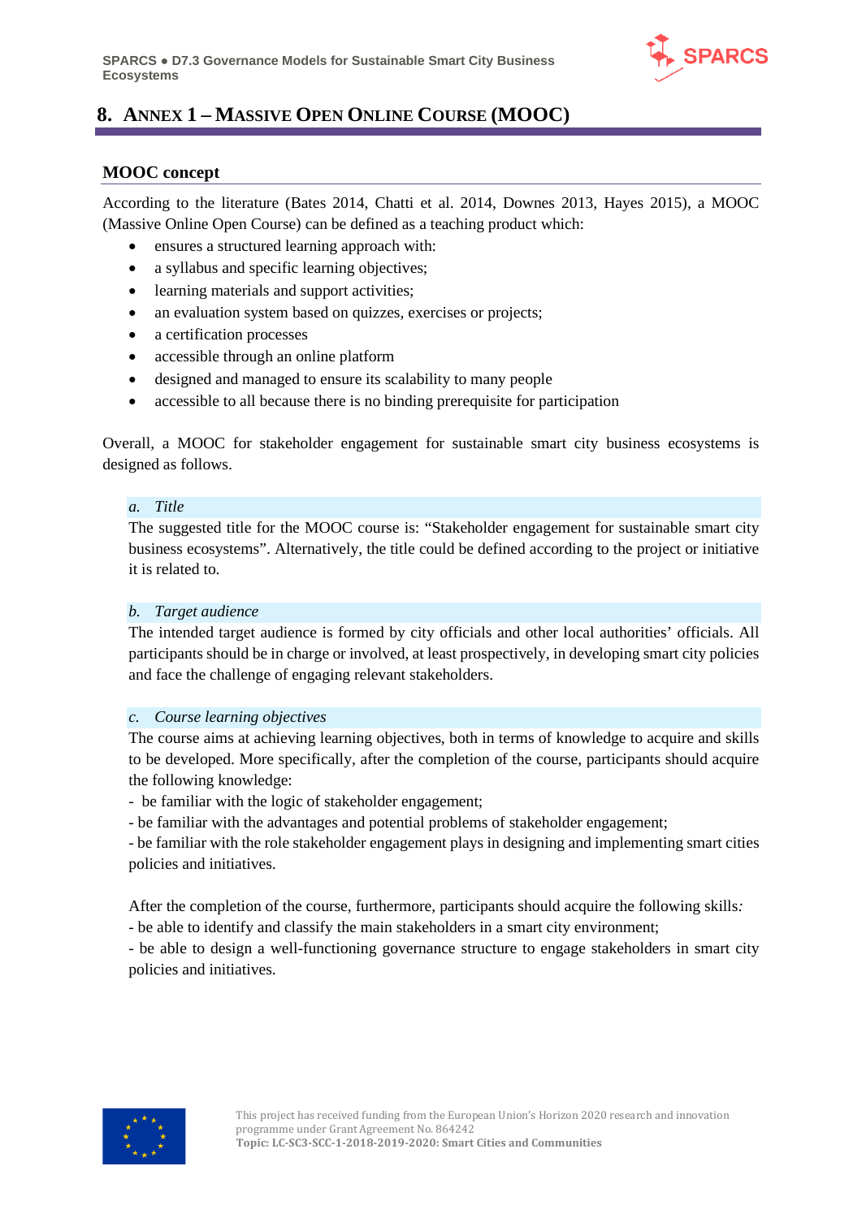# 8. Annex 1 – Massive Open Online Course (MOOC)

## MOOC concept

According to the literature (Bates 2014, Chatti et al. 2014, Downes 2013, Hayes 2015), a MOOC (Massive Online Open Course) can be defined as a teaching product which:

- ensures a structured learning approach with:
- a syllabus and specific learning objectives;
- learning materials and support activities;
- an evaluation system based on quizzes, exercises or projects;
- a certification processes
- accessible through an online platform
- designed and managed to ensure its scalability to many people
- accessible to all because there is no binding prerequisite for participation

Overall, a MOOC for stakeholder engagement for sustainable smart city business ecosystems is designed as follows.

### *a. Title*

The suggested title for the MOOC course is: "Stakeholder engagement for sustainable smart city business ecosystems". Alternatively, the title could be defined according to the project or initiative it is related to.

### *b. Target audience*

The intended target audience is formed by city officials and other local authorities' officials. All participants should be in charge or involved, at least prospectively, in developing smart city policies and face the challenge of engaging relevant stakeholders.

### *c. Course learning objectives*

The course aims at achieving learning objectives, both in terms of knowledge to acquire and skills to be developed. More specifically, after the completion of the course, participants should acquire the following knowledge:

- be familiar with the logic of stakeholder engagement;
- be familiar with the advantages and potential problems of stakeholder engagement;
- be familiar with the role stakeholder engagement plays in designing and implementing smart cities policies and initiatives.

After the completion of the course, furthermore, participants should acquire the following skills*:*

- be able to identify and classify the main stakeholders in a smart city environment;
- be able to design a well-functioning governance structure to engage stakeholders in smart city policies and initiatives.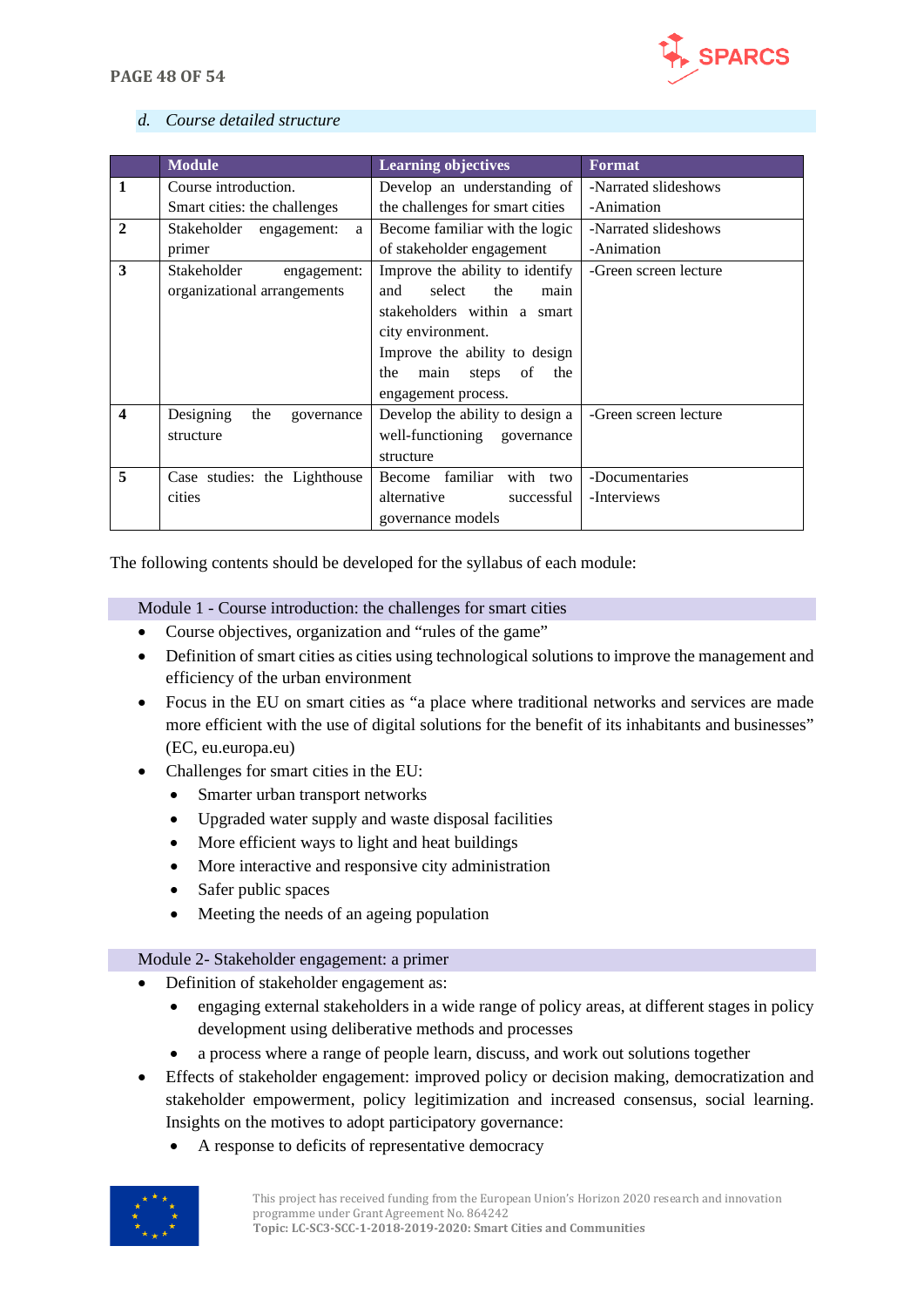### *d. Course detailed structure*

| | Module | Learning objectives | Format |
|---|---|---|---|
| **1** | Course introduction.<br>Smart cities: the challenges | Develop an understanding of the challenges for smart cities | -Narrated slideshows<br>-Animation |
| **2** | Stakeholder engagement: a primer | Become familiar with the logic of stakeholder engagement | -Narrated slideshows<br>-Animation |
| **3** | Stakeholder engagement: organizational arrangements | Improve the ability to identify and select the main stakeholders within a smart city environment.<br>Improve the ability to design the main steps of the engagement process. | -Green screen lecture |
| **4** | Designing the governance structure | Develop the ability to design a well-functioning governance structure | -Green screen lecture |
| **5** | Case studies: the Lighthouse cities | Become familiar with two alternative successful governance models | -Documentaries<br>-Interviews |

The following contents should be developed for the syllabus of each module:

#### Module 1 - Course introduction: the challenges for smart cities

- Course objectives, organization and "rules of the game"
- Definition of smart cities as cities using technological solutions to improve the management and efficiency of the urban environment
- Focus in the EU on smart cities as "a place where traditional networks and services are made more efficient with the use of digital solutions for the benefit of its inhabitants and businesses" (EC, eu.europa.eu)
- Challenges for smart cities in the EU:
  - Smarter urban transport networks
  - Upgraded water supply and waste disposal facilities
  - More efficient ways to light and heat buildings
  - More interactive and responsive city administration
  - Safer public spaces
  - Meeting the needs of an ageing population

#### Module 2- Stakeholder engagement: a primer

- Definition of stakeholder engagement as:
  - engaging external stakeholders in a wide range of policy areas, at different stages in policy development using deliberative methods and processes
  - a process where a range of people learn, discuss, and work out solutions together
- Effects of stakeholder engagement: improved policy or decision making, democratization and stakeholder empowerment, policy legitimization and increased consensus, social learning. Insights on the motives to adopt participatory governance:
  - A response to deficits of representative democracy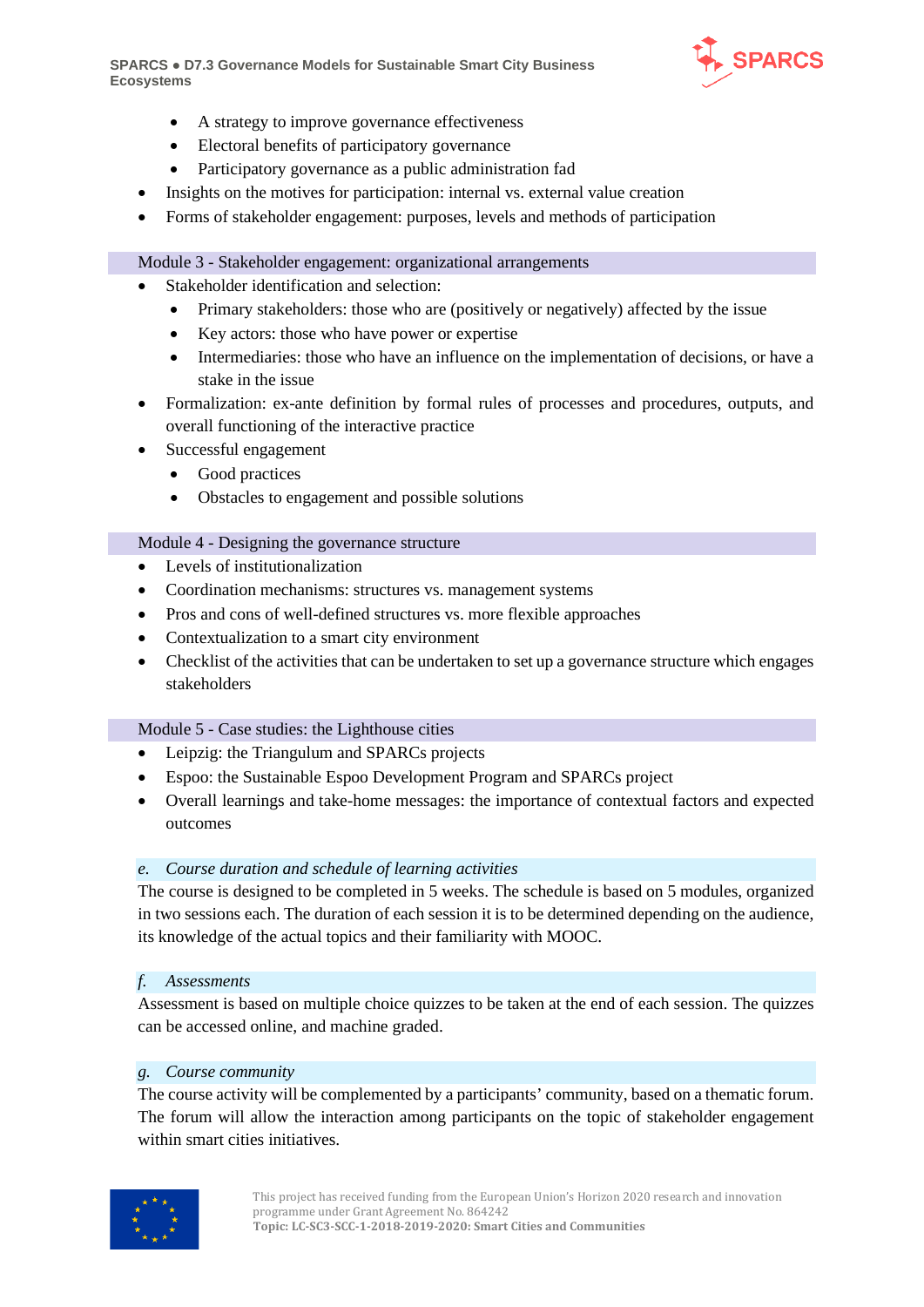- A strategy to improve governance effectiveness
  - Electoral benefits of participatory governance
  - Participatory governance as a public administration fad
- Insights on the motives for participation: internal vs. external value creation
- Forms of stakeholder engagement: purposes, levels and methods of participation

Module 3 - Stakeholder engagement: organizational arrangements

- Stakeholder identification and selection:
  - Primary stakeholders: those who are (positively or negatively) affected by the issue
  - Key actors: those who have power or expertise
  - Intermediaries: those who have an influence on the implementation of decisions, or have a stake in the issue
- Formalization: ex-ante definition by formal rules of processes and procedures, outputs, and overall functioning of the interactive practice
- Successful engagement
  - Good practices
  - Obstacles to engagement and possible solutions

Module 4 - Designing the governance structure

- Levels of institutionalization
- Coordination mechanisms: structures vs. management systems
- Pros and cons of well-defined structures vs. more flexible approaches
- Contextualization to a smart city environment
- Checklist of the activities that can be undertaken to set up a governance structure which engages stakeholders

Module 5 - Case studies: the Lighthouse cities

- Leipzig: the Triangulum and SPARCs projects
- Espoo: the Sustainable Espoo Development Program and SPARCs project
- Overall learnings and take-home messages: the importance of contextual factors and expected outcomes

### *e. Course duration and schedule of learning activities*

The course is designed to be completed in 5 weeks. The schedule is based on 5 modules, organized in two sessions each. The duration of each session it is to be determined depending on the audience, its knowledge of the actual topics and their familiarity with MOOC.

### *f. Assessments*

Assessment is based on multiple choice quizzes to be taken at the end of each session. The quizzes can be accessed online, and machine graded.

### *g. Course community*

The course activity will be complemented by a participants' community, based on a thematic forum. The forum will allow the interaction among participants on the topic of stakeholder engagement within smart cities initiatives.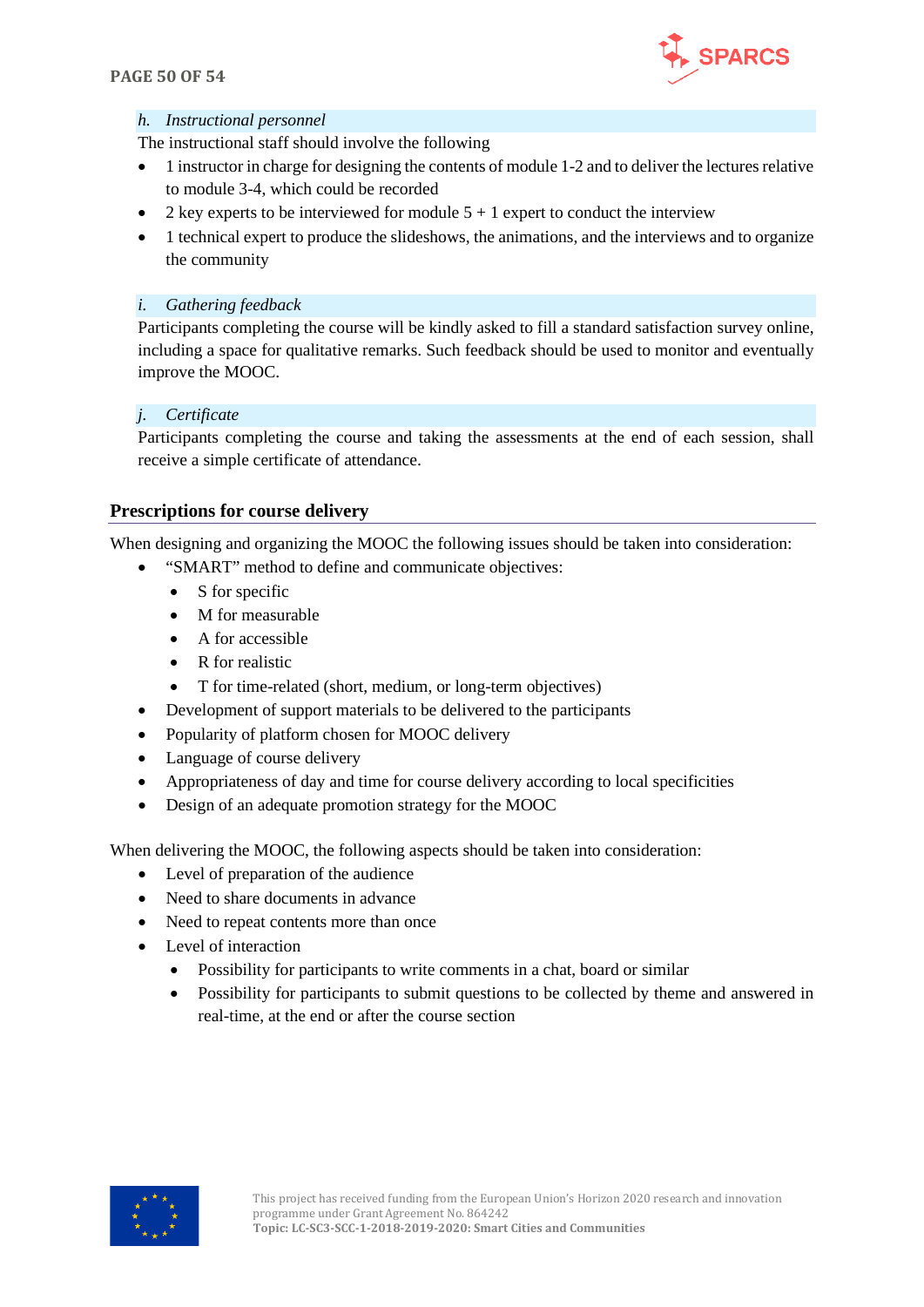### *h. Instructional personnel*

The instructional staff should involve the following

- 1 instructor in charge for designing the contents of module 1-2 and to deliver the lectures relative to module 3-4, which could be recorded
- 2 key experts to be interviewed for module 5 + 1 expert to conduct the interview
- 1 technical expert to produce the slideshows, the animations, and the interviews and to organize the community

### *i. Gathering feedback*

Participants completing the course will be kindly asked to fill a standard satisfaction survey online, including a space for qualitative remarks. Such feedback should be used to monitor and eventually improve the MOOC.

### *j. Certificate*

Participants completing the course and taking the assessments at the end of each session, shall receive a simple certificate of attendance.

## Prescriptions for course delivery

When designing and organizing the MOOC the following issues should be taken into consideration:

- “SMART” method to define and communicate objectives:
  - S for specific
  - M for measurable
  - A for accessible
  - R for realistic
  - T for time-related (short, medium, or long-term objectives)
- Development of support materials to be delivered to the participants
- Popularity of platform chosen for MOOC delivery
- Language of course delivery
- Appropriateness of day and time for course delivery according to local specificities
- Design of an adequate promotion strategy for the MOOC

When delivering the MOOC, the following aspects should be taken into consideration:

- Level of preparation of the audience
- Need to share documents in advance
- Need to repeat contents more than once
- Level of interaction
  - Possibility for participants to write comments in a chat, board or similar
  - Possibility for participants to submit questions to be collected by theme and answered in real-time, at the end or after the course section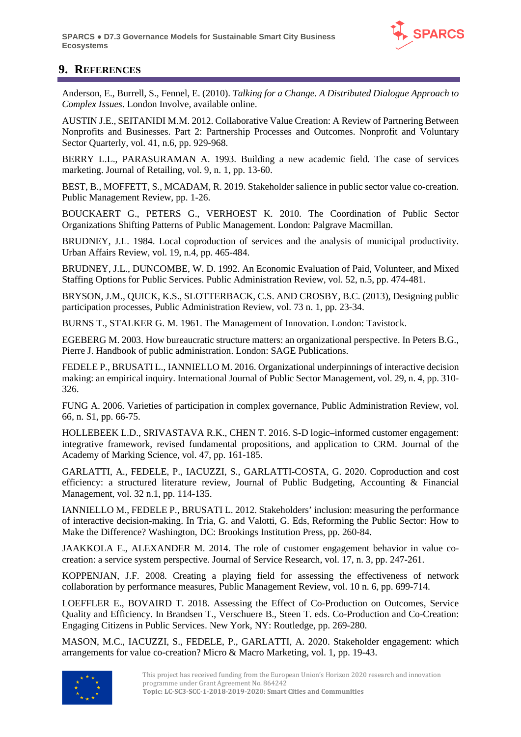# 9. REFERENCES

Anderson, E., Burrell, S., Fennel, E. (2010). *Talking for a Change. A Distributed Dialogue Approach to Complex Issues*. London Involve, available online.

AUSTIN J.E., SEITANIDI M.M. 2012. Collaborative Value Creation: A Review of Partnering Between Nonprofits and Businesses. Part 2: Partnership Processes and Outcomes. Nonprofit and Voluntary Sector Quarterly, vol. 41, n.6, pp. 929-968.

BERRY L.L., PARASURAMAN A. 1993. Building a new academic field. The case of services marketing. Journal of Retailing, vol. 9, n. 1, pp. 13-60.

BEST, B., MOFFETT, S., MCADAM, R. 2019. Stakeholder salience in public sector value co-creation. Public Management Review, pp. 1-26.

BOUCKAERT G., PETERS G., VERHOEST K. 2010. The Coordination of Public Sector Organizations Shifting Patterns of Public Management. London: Palgrave Macmillan.

BRUDNEY, J.L. 1984. Local coproduction of services and the analysis of municipal productivity. Urban Affairs Review, vol. 19, n.4, pp. 465-484.

BRUDNEY, J.L., DUNCOMBE, W. D. 1992. An Economic Evaluation of Paid, Volunteer, and Mixed Staffing Options for Public Services. Public Administration Review, vol. 52, n.5, pp. 474-481.

BRYSON, J.M., QUICK, K.S., SLOTTERBACK, C.S. AND CROSBY, B.C. (2013), Designing public participation processes, Public Administration Review, vol. 73 n. 1, pp. 23-34.

BURNS T., STALKER G. M. 1961. The Management of Innovation. London: Tavistock.

EGEBERG M. 2003. How bureaucratic structure matters: an organizational perspective. In Peters B.G., Pierre J. Handbook of public administration. London: SAGE Publications.

FEDELE P., BRUSATI L., IANNIELLO M. 2016. Organizational underpinnings of interactive decision making: an empirical inquiry. International Journal of Public Sector Management, vol. 29, n. 4, pp. 310-326.

FUNG A. 2006. Varieties of participation in complex governance, Public Administration Review, vol. 66, n. S1, pp. 66-75.

HOLLEBEEK L.D., SRIVASTAVA R.K., CHEN T. 2016. S-D logic–informed customer engagement: integrative framework, revised fundamental propositions, and application to CRM. Journal of the Academy of Marking Science, vol. 47, pp. 161-185.

GARLATTI, A., FEDELE, P., IACUZZI, S., GARLATTI-COSTA, G. 2020. Coproduction and cost efficiency: a structured literature review, Journal of Public Budgeting, Accounting & Financial Management, vol. 32 n.1, pp. 114-135.

IANNIELLO M., FEDELE P., BRUSATI L. 2012. Stakeholders' inclusion: measuring the performance of interactive decision-making. In Tria, G. and Valotti, G. Eds, Reforming the Public Sector: How to Make the Difference? Washington, DC: Brookings Institution Press, pp. 260-84.

JAAKKOLA E., ALEXANDER M. 2014. The role of customer engagement behavior in value co-creation: a service system perspective. Journal of Service Research, vol. 17, n. 3, pp. 247-261.

KOPPENJAN, J.F. 2008. Creating a playing field for assessing the effectiveness of network collaboration by performance measures, Public Management Review, vol. 10 n. 6, pp. 699-714.

LOEFFLER E., BOVAIRD T. 2018. Assessing the Effect of Co-Production on Outcomes, Service Quality and Efficiency. In Brandsen T., Verschuere B., Steen T. eds. Co-Production and Co-Creation: Engaging Citizens in Public Services. New York, NY: Routledge, pp. 269-280.

MASON, M.C., IACUZZI, S., FEDELE, P., GARLATTI, A. 2020. Stakeholder engagement: which arrangements for value co-creation? Micro & Macro Marketing, vol. 1, pp. 19-43.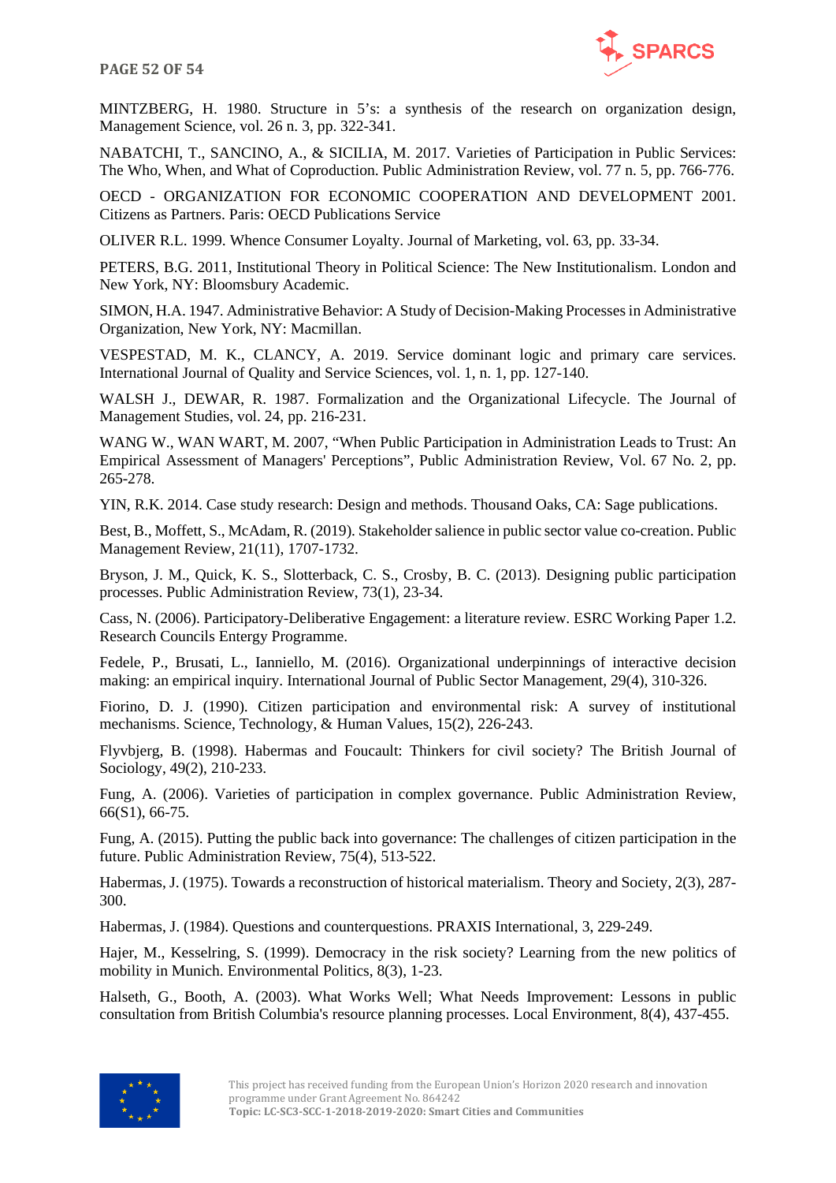MINTZBERG, H. 1980. Structure in 5's: a synthesis of the research on organization design, Management Science, vol. 26 n. 3, pp. 322-341.

NABATCHI, T., SANCINO, A., & SICILIA, M. 2017. Varieties of Participation in Public Services: The Who, When, and What of Coproduction. Public Administration Review, vol. 77 n. 5, pp. 766-776.

OECD - ORGANIZATION FOR ECONOMIC COOPERATION AND DEVELOPMENT 2001. Citizens as Partners. Paris: OECD Publications Service

OLIVER R.L. 1999. Whence Consumer Loyalty. Journal of Marketing, vol. 63, pp. 33-34.

PETERS, B.G. 2011, Institutional Theory in Political Science: The New Institutionalism. London and New York, NY: Bloomsbury Academic.

SIMON, H.A. 1947. Administrative Behavior: A Study of Decision-Making Processes in Administrative Organization, New York, NY: Macmillan.

VESPESTAD, M. K., CLANCY, A. 2019. Service dominant logic and primary care services. International Journal of Quality and Service Sciences, vol. 1, n. 1, pp. 127-140.

WALSH J., DEWAR, R. 1987. Formalization and the Organizational Lifecycle. The Journal of Management Studies, vol. 24, pp. 216-231.

WANG W., WAN WART, M. 2007, "When Public Participation in Administration Leads to Trust: An Empirical Assessment of Managers' Perceptions", Public Administration Review, Vol. 67 No. 2, pp. 265-278.

YIN, R.K. 2014. Case study research: Design and methods. Thousand Oaks, CA: Sage publications.

Best, B., Moffett, S., McAdam, R. (2019). Stakeholder salience in public sector value co-creation. Public Management Review, 21(11), 1707-1732.

Bryson, J. M., Quick, K. S., Slotterback, C. S., Crosby, B. C. (2013). Designing public participation processes. Public Administration Review, 73(1), 23-34.

Cass, N. (2006). Participatory-Deliberative Engagement: a literature review. ESRC Working Paper 1.2. Research Councils Entergy Programme.

Fedele, P., Brusati, L., Ianniello, M. (2016). Organizational underpinnings of interactive decision making: an empirical inquiry. International Journal of Public Sector Management, 29(4), 310-326.

Fiorino, D. J. (1990). Citizen participation and environmental risk: A survey of institutional mechanisms. Science, Technology, & Human Values, 15(2), 226-243.

Flyvbjerg, B. (1998). Habermas and Foucault: Thinkers for civil society? The British Journal of Sociology, 49(2), 210-233.

Fung, A. (2006). Varieties of participation in complex governance. Public Administration Review, 66(S1), 66-75.

Fung, A. (2015). Putting the public back into governance: The challenges of citizen participation in the future. Public Administration Review, 75(4), 513-522.

Habermas, J. (1975). Towards a reconstruction of historical materialism. Theory and Society, 2(3), 287-300.

Habermas, J. (1984). Questions and counterquestions. PRAXIS International, 3, 229-249.

Hajer, M., Kesselring, S. (1999). Democracy in the risk society? Learning from the new politics of mobility in Munich. Environmental Politics, 8(3), 1-23.

Halseth, G., Booth, A. (2003). What Works Well; What Needs Improvement: Lessons in public consultation from British Columbia's resource planning processes. Local Environment, 8(4), 437-455.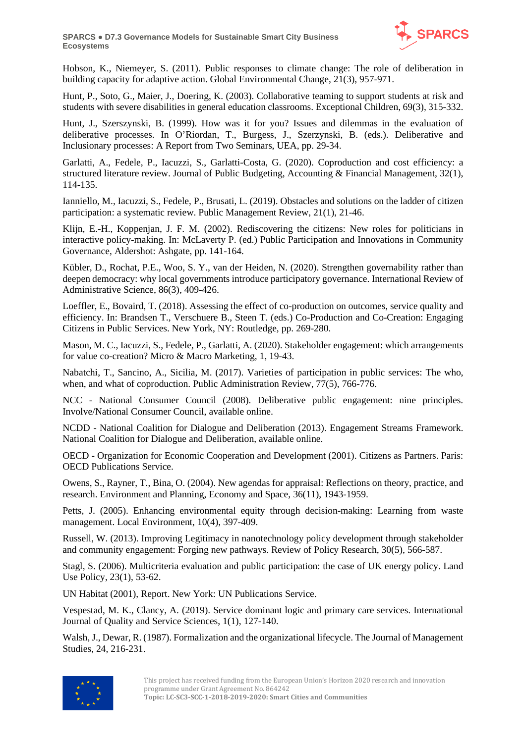Hobson, K., Niemeyer, S. (2011). Public responses to climate change: The role of deliberation in building capacity for adaptive action. Global Environmental Change, 21(3), 957-971.

Hunt, P., Soto, G., Maier, J., Doering, K. (2003). Collaborative teaming to support students at risk and students with severe disabilities in general education classrooms. Exceptional Children, 69(3), 315-332.

Hunt, J., Szerszynski, B. (1999). How was it for you? Issues and dilemmas in the evaluation of deliberative processes. In O'Riordan, T., Burgess, J., Szerzynski, B. (eds.). Deliberative and Inclusionary processes: A Report from Two Seminars, UEA, pp. 29-34.

Garlatti, A., Fedele, P., Iacuzzi, S., Garlatti-Costa, G. (2020). Coproduction and cost efficiency: a structured literature review. Journal of Public Budgeting, Accounting & Financial Management, 32(1), 114-135.

Ianniello, M., Iacuzzi, S., Fedele, P., Brusati, L. (2019). Obstacles and solutions on the ladder of citizen participation: a systematic review. Public Management Review, 21(1), 21-46.

Klijn, E.-H., Koppenjan, J. F. M. (2002). Rediscovering the citizens: New roles for politicians in interactive policy-making. In: McLaverty P. (ed.) Public Participation and Innovations in Community Governance, Aldershot: Ashgate, pp. 141-164.

Kübler, D., Rochat, P.E., Woo, S. Y., van der Heiden, N. (2020). Strengthen governability rather than deepen democracy: why local governments introduce participatory governance. International Review of Administrative Science, 86(3), 409-426.

Loeffler, E., Bovaird, T. (2018). Assessing the effect of co-production on outcomes, service quality and efficiency. In: Brandsen T., Verschuere B., Steen T. (eds.) Co-Production and Co-Creation: Engaging Citizens in Public Services. New York, NY: Routledge, pp. 269-280.

Mason, M. C., Iacuzzi, S., Fedele, P., Garlatti, A. (2020). Stakeholder engagement: which arrangements for value co-creation? Micro & Macro Marketing, 1, 19-43.

Nabatchi, T., Sancino, A., Sicilia, M. (2017). Varieties of participation in public services: The who, when, and what of coproduction. Public Administration Review, 77(5), 766-776.

NCC - National Consumer Council (2008). Deliberative public engagement: nine principles. Involve/National Consumer Council, available online.

NCDD - National Coalition for Dialogue and Deliberation (2013). Engagement Streams Framework. National Coalition for Dialogue and Deliberation, available online.

OECD - Organization for Economic Cooperation and Development (2001). Citizens as Partners. Paris: OECD Publications Service.

Owens, S., Rayner, T., Bina, O. (2004). New agendas for appraisal: Reflections on theory, practice, and research. Environment and Planning, Economy and Space, 36(11), 1943-1959.

Petts, J. (2005). Enhancing environmental equity through decision-making: Learning from waste management. Local Environment, 10(4), 397-409.

Russell, W. (2013). Improving Legitimacy in nanotechnology policy development through stakeholder and community engagement: Forging new pathways. Review of Policy Research, 30(5), 566-587.

Stagl, S. (2006). Multicriteria evaluation and public participation: the case of UK energy policy. Land Use Policy, 23(1), 53-62.

UN Habitat (2001), Report. New York: UN Publications Service.

Vespestad, M. K., Clancy, A. (2019). Service dominant logic and primary care services. International Journal of Quality and Service Sciences, 1(1), 127-140.

Walsh, J., Dewar, R. (1987). Formalization and the organizational lifecycle. The Journal of Management Studies, 24, 216-231.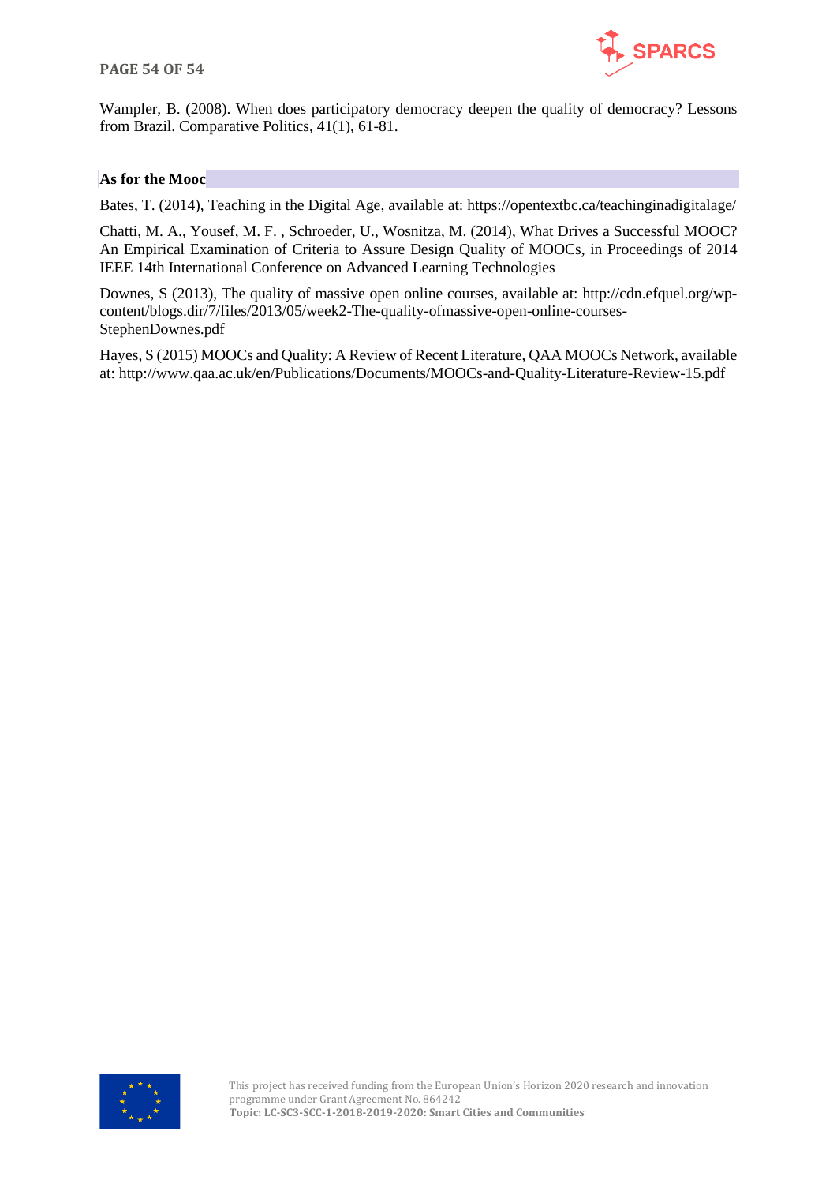Wampler, B. (2008). When does participatory democracy deepen the quality of democracy? Lessons from Brazil. Comparative Politics, 41(1), 61-81.

### As for the Mooc

Bates, T. (2014), Teaching in the Digital Age, available at: https://opentextbc.ca/teachinginadigitalage/

Chatti, M. A., Yousef, M. F. , Schroeder, U., Wosnitza, M. (2014), What Drives a Successful MOOC? An Empirical Examination of Criteria to Assure Design Quality of MOOCs, in Proceedings of 2014 IEEE 14th International Conference on Advanced Learning Technologies

Downes, S (2013), The quality of massive open online courses, available at: http://cdn.efquel.org/wp-content/blogs.dir/7/files/2013/05/week2-The-quality-ofmassive-open-online-courses-StephenDownes.pdf

Hayes, S (2015) MOOCs and Quality: A Review of Recent Literature, QAA MOOCs Network, available at: http://www.qaa.ac.uk/en/Publications/Documents/MOOCs-and-Quality-Literature-Review-15.pdf

This project has received funding from the European Union's Horizon 2020 research and innovation programme under Grant Agreement No. 864242
**Topic: LC-SC3-SCC-1-2018-2019-2020: Smart Cities and Communities**